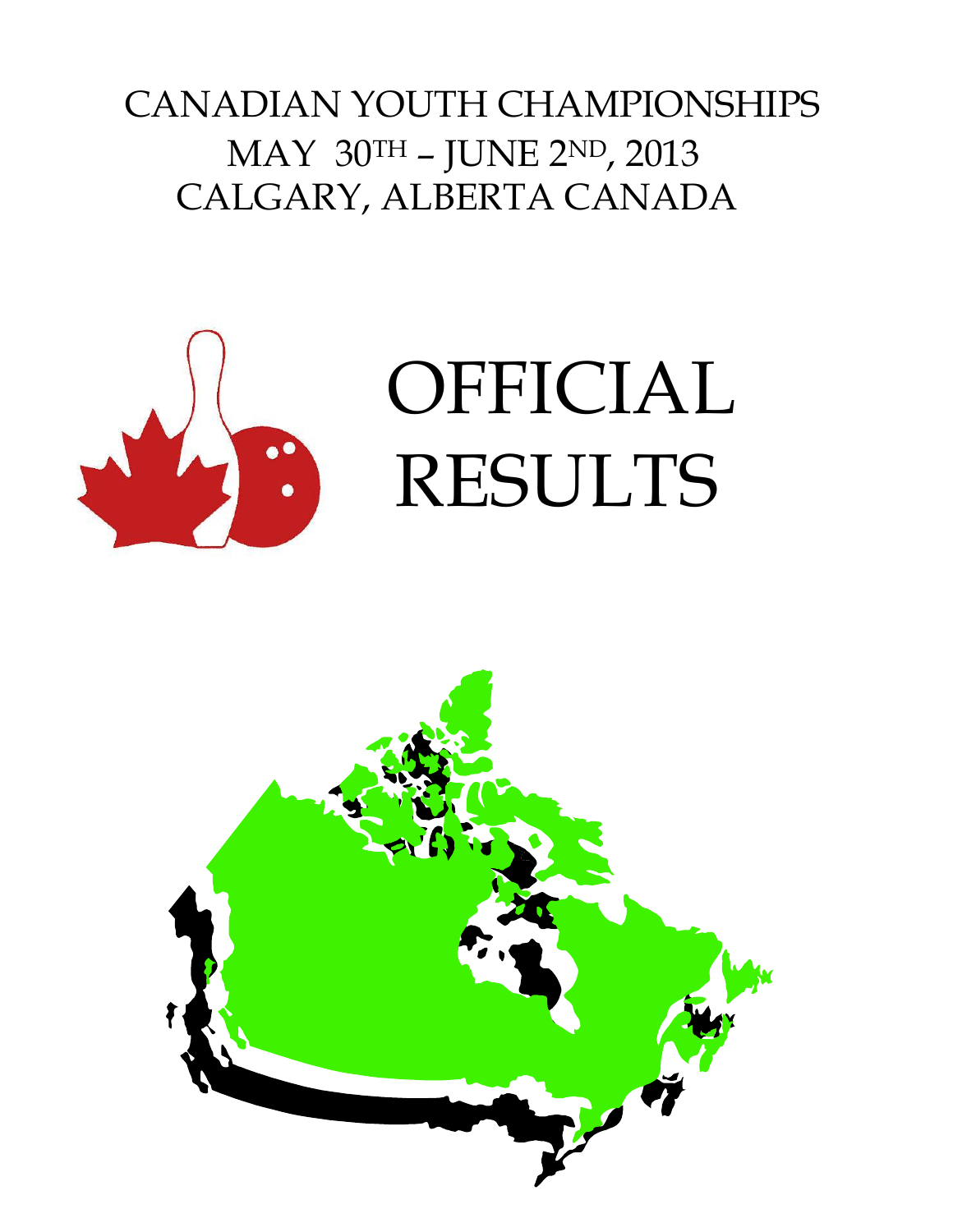# CANADIAN YOUTH CHAMPIONSHIPS

## MAY 30TH – JUNE 2ND, 2013

## CALGARY, ALBERTA CANADA

# OFFICIAL RESULTS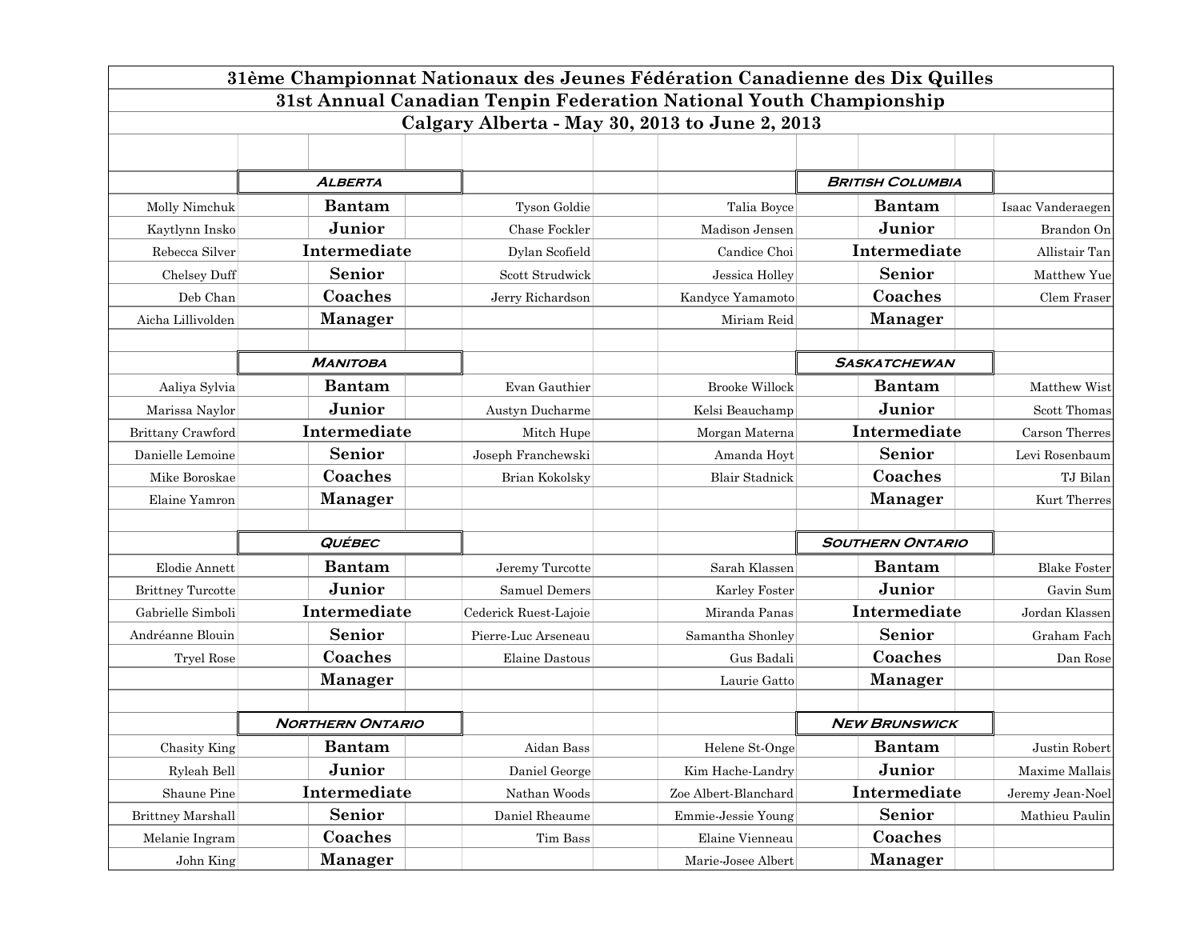# 31ème Championnat Nationaux des Jeunes Fédération Canadienne des Dix Quilles

# 31st Annual Canadian Tenpin Federation National Youth Championship

## Calgary Alberta - May 30, 2013 to June 2, 2013

| | | | | | |
|---|---|---|---|---|---|
| | ***Alberta*** | | | ***British Columbia*** | |
| Molly Nimchuk | **Bantam** | Tyson Goldie | Talia Boyce | **Bantam** | Isaac Vanderaegen |
| Kaytlynn Insko | **Junior** | Chase Fockler | Madison Jensen | **Junior** | Brandon On |
| Rebecca Silver | **Intermediate** | Dylan Scofield | Candice Choi | **Intermediate** | Allistair Tan |
| Chelsey Duff | **Senior** | Scott Strudwick | Jessica Holley | **Senior** | Matthew Yue |
| Deb Chan | **Coaches** | Jerry Richardson | Kandyce Yamamoto | **Coaches** | Clem Fraser |
| Aicha Lillivolden | **Manager** | | Miriam Reid | **Manager** | |
| | | | | | |
| | ***Manitoba*** | | | ***Saskatchewan*** | |
| Aaliya Sylvia | **Bantam** | Evan Gauthier | Brooke Willock | **Bantam** | Matthew Wist |
| Marissa Naylor | **Junior** | Austyn Ducharme | Kelsi Beauchamp | **Junior** | Scott Thomas |
| Brittany Crawford | **Intermediate** | Mitch Hupe | Morgan Materna | **Intermediate** | Carson Therres |
| Danielle Lemoine | **Senior** | Joseph Franchewski | Amanda Hoyt | **Senior** | Levi Rosenbaum |
| Mike Boroskae | **Coaches** | Brian Kokolsky | Blair Stadnick | **Coaches** | TJ Bilan |
| Elaine Yamron | **Manager** | | | **Manager** | Kurt Therres |
| | | | | | |
| | ***Québec*** | | | ***Southern Ontario*** | |
| Elodie Annett | **Bantam** | Jeremy Turcotte | Sarah Klassen | **Bantam** | Blake Foster |
| Brittney Turcotte | **Junior** | Samuel Demers | Karley Foster | **Junior** | Gavin Sum |
| Gabrielle Simboli | **Intermediate** | Cederick Ruest-Lajoie | Miranda Panas | **Intermediate** | Jordan Klassen |
| Andréanne Blouin | **Senior** | Pierre-Luc Arseneau | Samantha Shonley | **Senior** | Graham Fach |
| Tryel Rose | **Coaches** | Elaine Dastous | Gus Badali | **Coaches** | Dan Rose |
| | **Manager** | | Laurie Gatto | **Manager** | |
| | | | | | |
| | ***Northern Ontario*** | | | ***New Brunswick*** | |
| Chasity King | **Bantam** | Aidan Bass | Helene St-Onge | **Bantam** | Justin Robert |
| Ryleah Bell | **Junior** | Daniel George | Kim Hache-Landry | **Junior** | Maxime Mallais |
| Shaune Pine | **Intermediate** | Nathan Woods | Zoe Albert-Blanchard | **Intermediate** | Jeremy Jean-Noel |
| Brittney Marshall | **Senior** | Daniel Rheaume | Emmie-Jessie Young | **Senior** | Mathieu Paulin |
| Melanie Ingram | **Coaches** | Tim Bass | Elaine Vienneau | **Coaches** | |
| John King | **Manager** | | Marie-Josee Albert | **Manager** | |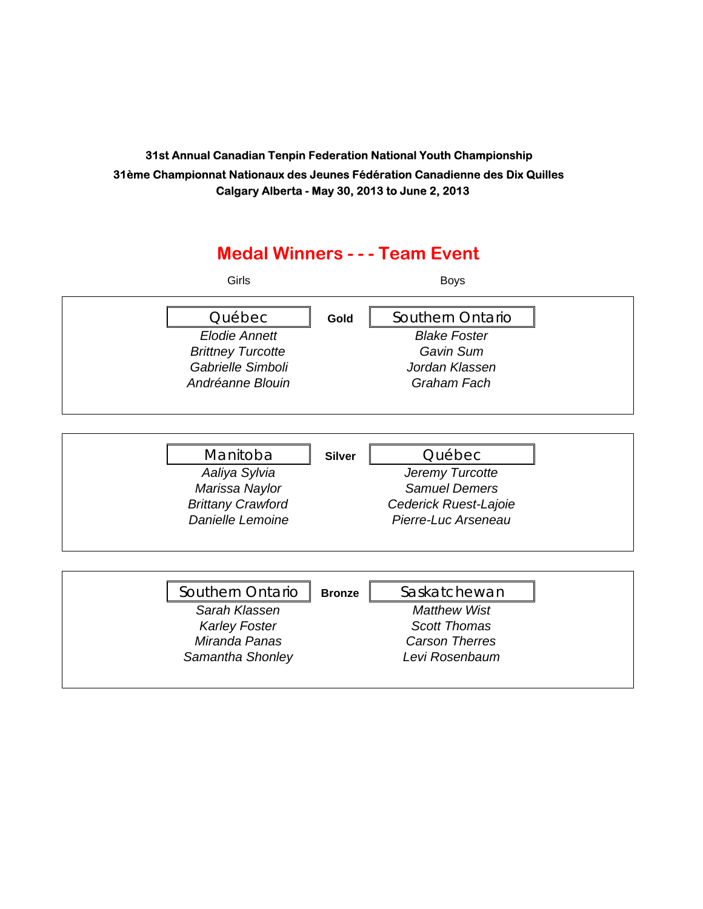**31st Annual Canadian Tenpin Federation National Youth Championship**

**31ème Championnat Nationaux des Jeunes Fédération Canadienne des Dix Quilles**

**Calgary Alberta - May 30, 2013 to June 2, 2013**

## Medal Winners - - - Team Event

| Girls | | Boys |
|---|---|---|
| Québec | **Gold** | Southern Ontario |
| *Elodie Annett* | | *Blake Foster* |
| *Brittney Turcotte* | | *Gavin Sum* |
| *Gabrielle Simboli* | | *Jordan Klassen* |
| *Andréanne Blouin* | | *Graham Fach* |
| Manitoba | **Silver** | Québec |
| *Aaliya Sylvia* | | *Jeremy Turcotte* |
| *Marissa Naylor* | | *Samuel Demers* |
| *Brittany Crawford* | | *Cederick Ruest-Lajoie* |
| *Danielle Lemoine* | | *Pierre-Luc Arseneau* |
| Southern Ontario | **Bronze** | Saskatchewan |
| *Sarah Klassen* | | *Matthew Wist* |
| *Karley Foster* | | *Scott Thomas* |
| *Miranda Panas* | | *Carson Therres* |
| *Samantha Shonley* | | *Levi Rosenbaum* |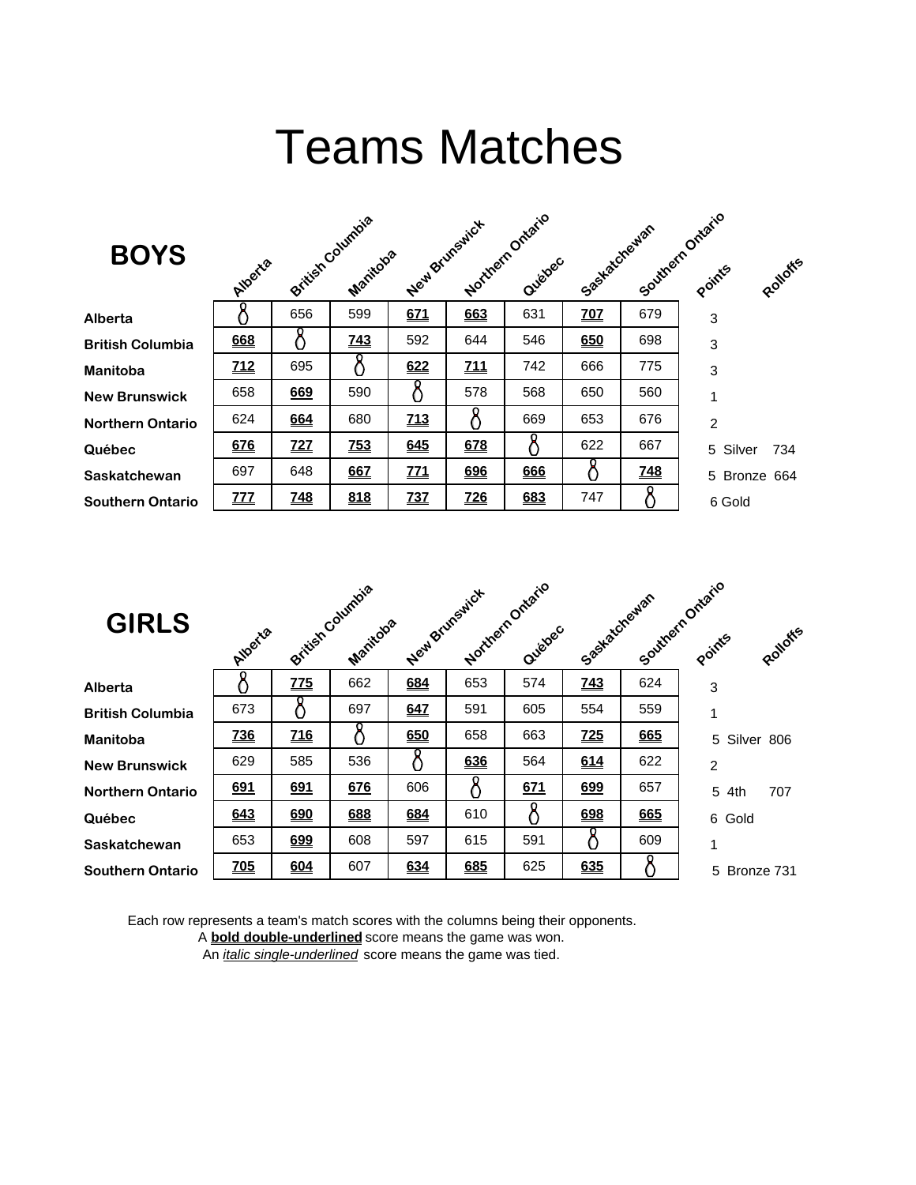# Teams Matches

## BOYS

| | Alberta | British Columbia | Manitoba | New Brunswick | Northern Ontario | Québec | Saskatchewan | Southern Ontario | Points | Rolloffs |
|---|---|---|---|---|---|---|---|---|---|---|
| **Alberta** | | 656 | 599 | **671** | **663** | 631 | **707** | 679 | 3 | |
| **British Columbia** | **668** | | **743** | 592 | 644 | 546 | **650** | 698 | 3 | |
| **Manitoba** | **712** | 695 | | **622** | **711** | 742 | 666 | 775 | 3 | |
| **New Brunswick** | 658 | **669** | 590 | | 578 | 568 | 650 | 560 | 1 | |
| **Northern Ontario** | 624 | **664** | 680 | **713** | | 669 | 653 | 676 | 2 | |
| **Québec** | **676** | **727** | **753** | **645** | **678** | | 622 | 667 | 5 Silver | 734 |
| **Saskatchewan** | 697 | 648 | **667** | **771** | **696** | **666** | | **748** | 5 Bronze | 664 |
| **Southern Ontario** | **777** | **748** | **818** | **737** | **726** | **683** | 747 | | 6 Gold | |

## GIRLS

| | Alberta | British Columbia | Manitoba | New Brunswick | Northern Ontario | Québec | Saskatchewan | Southern Ontario | Points | Rolloffs |
|---|---|---|---|---|---|---|---|---|---|---|
| **Alberta** | | **775** | 662 | **684** | 653 | 574 | **743** | 624 | 3 | |
| **British Columbia** | 673 | | 697 | **647** | 591 | 605 | 554 | 559 | 1 | |
| **Manitoba** | **736** | **716** | | **650** | 658 | 663 | **725** | **665** | 5 Silver | 806 |
| **New Brunswick** | 629 | 585 | 536 | | **636** | 564 | **614** | 622 | 2 | |
| **Northern Ontario** | **691** | **691** | **676** | 606 | | **671** | **699** | 657 | 5 4th | 707 |
| **Québec** | **643** | **690** | **688** | **684** | 610 | | **698** | **665** | 6 Gold | |
| **Saskatchewan** | 653 | **699** | 608 | 597 | 615 | 591 | | 609 | 1 | |
| **Southern Ontario** | **705** | **604** | 607 | **634** | **685** | 625 | **635** | | 5 Bronze | 731 |

Each row represents a team's match scores with the columns being their opponents.

A **bold double-underlined** score means the game was won.

An *italic single-underlined* score means the game was tied.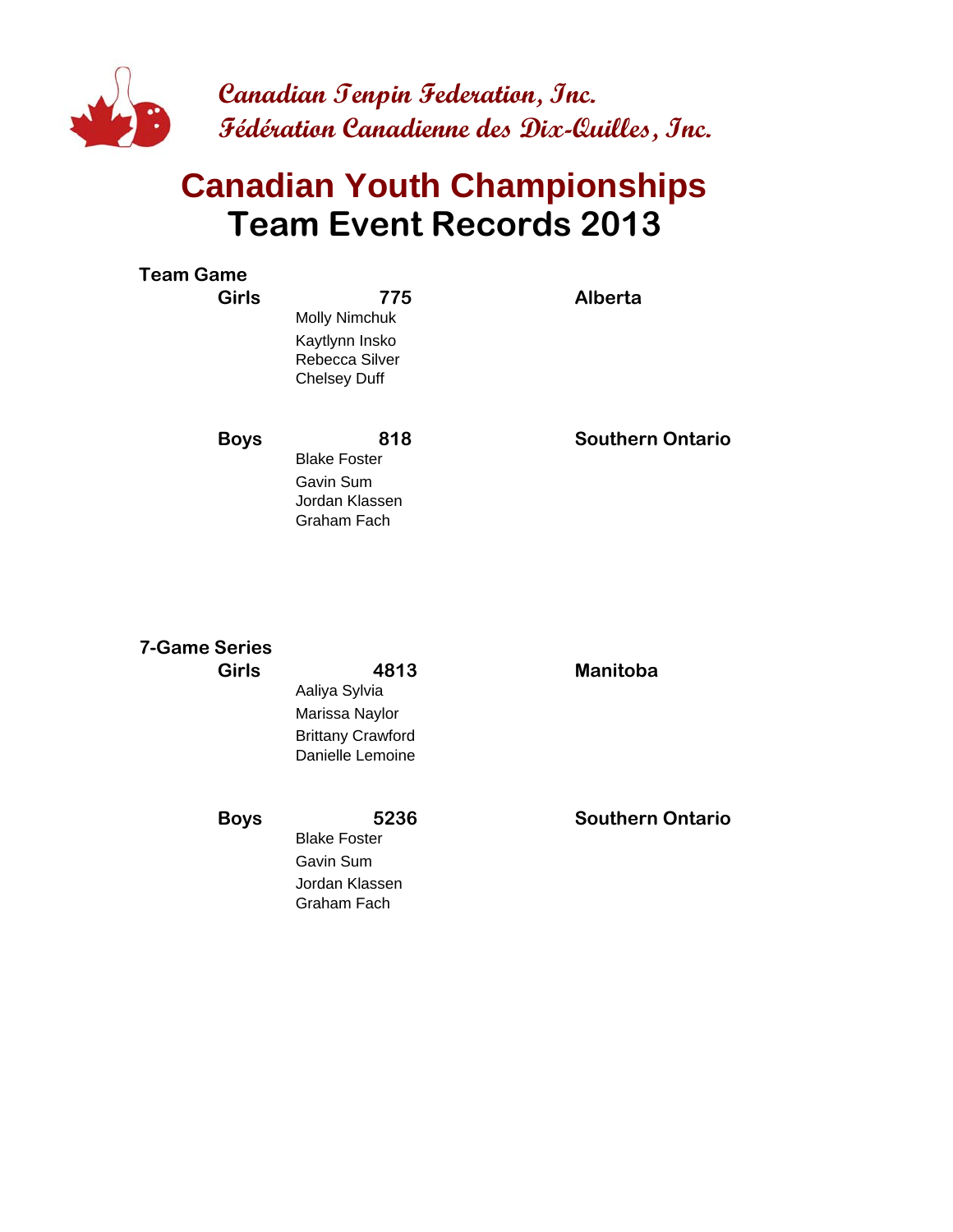*Canadian Tenpin Federation, Inc.*
*Fédération Canadienne des Dix-Quilles, Inc.*

# Canadian Youth Championships
# Team Event Records 2013

### Team Game

**Girls** — **775** — **Alberta**

Molly Nimchuk
Kaytlynn Insko
Rebecca Silver
Chelsey Duff

**Boys** — **818** — **Southern Ontario**

Blake Foster
Gavin Sum
Jordan Klassen
Graham Fach

### 7-Game Series

**Girls** — **4813** — **Manitoba**

Aaliya Sylvia
Marissa Naylor
Brittany Crawford
Danielle Lemoine

**Boys** — **5236** — **Southern Ontario**

Blake Foster
Gavin Sum
Jordan Klassen
Graham Fach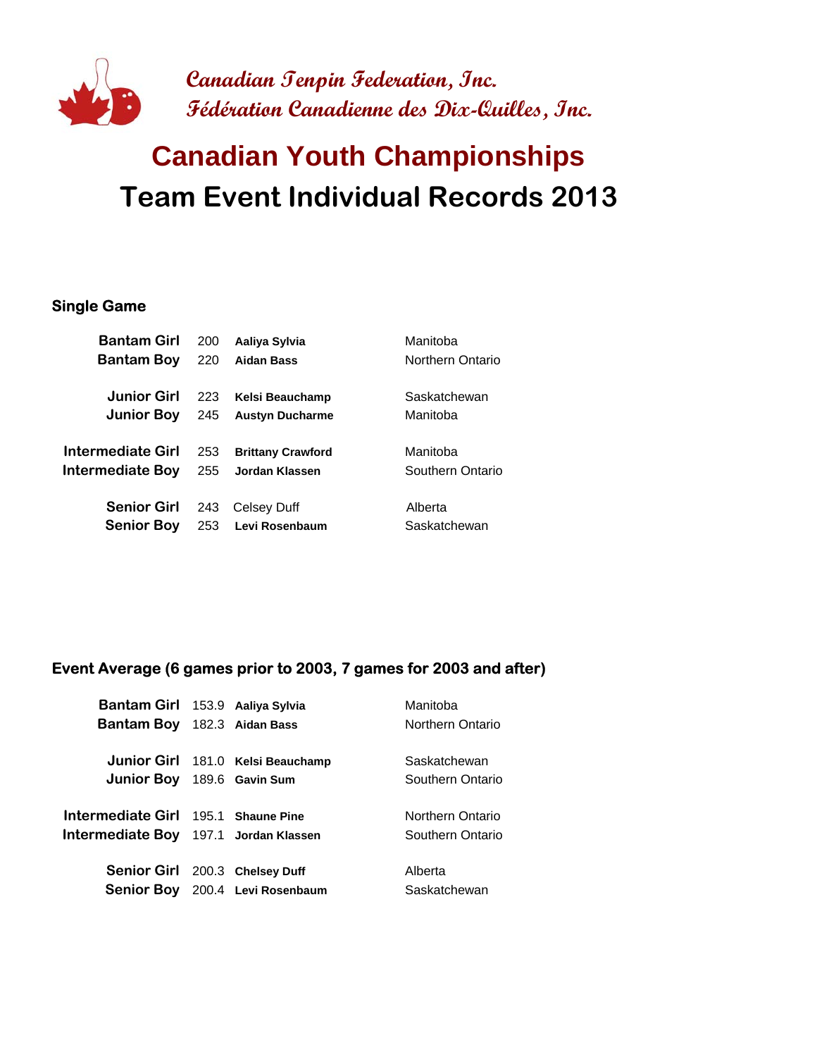**Canadian Tenpin Federation, Inc.**
**Fédération Canadienne des Dix-Quilles, Inc.**

# Canadian Youth Championships
# Team Event Individual Records 2013

## Single Game

| Category | Score | Name | Province |
|---|---|---|---|
| **Bantam Girl** | 200 | **Aaliya Sylvia** | Manitoba |
| **Bantam Boy** | 220 | **Aidan Bass** | Northern Ontario |
| **Junior Girl** | 223 | **Kelsi Beauchamp** | Saskatchewan |
| **Junior Boy** | 245 | **Austyn Ducharme** | Manitoba |
| **Intermediate Girl** | 253 | **Brittany Crawford** | Manitoba |
| **Intermediate Boy** | 255 | **Jordan Klassen** | Southern Ontario |
| **Senior Girl** | 243 | Celsey Duff | Alberta |
| **Senior Boy** | 253 | **Levi Rosenbaum** | Saskatchewan |

## Event Average (6 games prior to 2003, 7 games for 2003 and after)

| Category | Average | Name | Province |
|---|---|---|---|
| **Bantam Girl** | 153.9 | **Aaliya Sylvia** | Manitoba |
| **Bantam Boy** | 182.3 | **Aidan Bass** | Northern Ontario |
| **Junior Girl** | 181.0 | **Kelsi Beauchamp** | Saskatchewan |
| **Junior Boy** | 189.6 | **Gavin Sum** | Southern Ontario |
| **Intermediate Girl** | 195.1 | **Shaune Pine** | Northern Ontario |
| **Intermediate Boy** | 197.1 | **Jordan Klassen** | Southern Ontario |
| **Senior Girl** | 200.3 | **Chelsey Duff** | Alberta |
| **Senior Boy** | 200.4 | **Levi Rosenbaum** | Saskatchewan |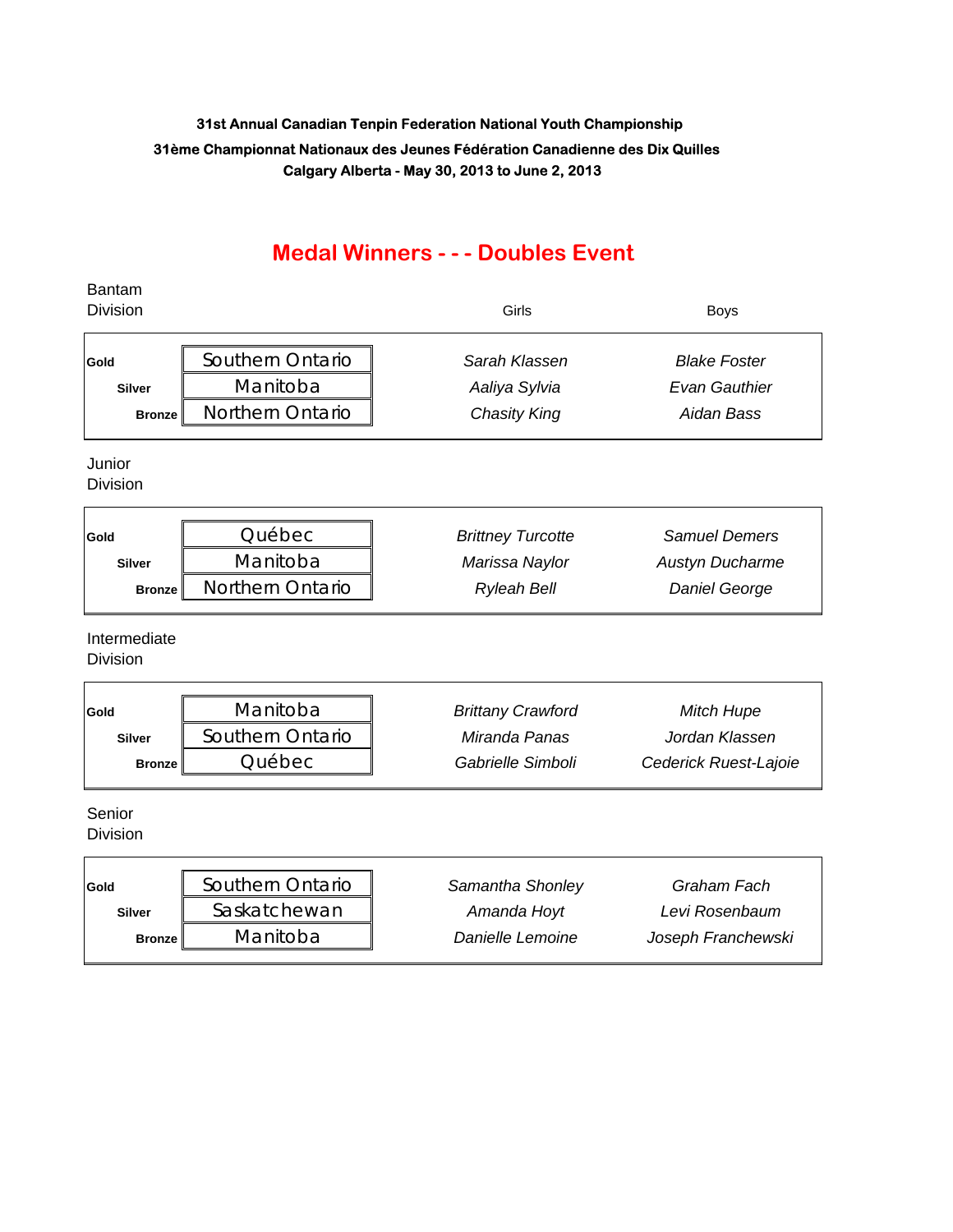**31st Annual Canadian Tenpin Federation National Youth Championship**

**31ème Championnat Nationaux des Jeunes Fédération Canadienne des Dix Quilles**

**Calgary Alberta - May 30, 2013 to June 2, 2013**

# Medal Winners - - - Doubles Event

Bantam Division

| | | Girls | Boys |
|---|---|---|---|
| **Gold** | Southern Ontario | *Sarah Klassen* | *Blake Foster* |
| **Silver** | Manitoba | *Aaliya Sylvia* | *Evan Gauthier* |
| **Bronze** | Northern Ontario | *Chasity King* | *Aidan Bass* |

Junior Division

| | | Girls | Boys |
|---|---|---|---|
| **Gold** | Québec | *Brittney Turcotte* | *Samuel Demers* |
| **Silver** | Manitoba | *Marissa Naylor* | *Austyn Ducharme* |
| **Bronze** | Northern Ontario | *Ryleah Bell* | *Daniel George* |

Intermediate Division

| | | Girls | Boys |
|---|---|---|---|
| **Gold** | Manitoba | *Brittany Crawford* | *Mitch Hupe* |
| **Silver** | Southern Ontario | *Miranda Panas* | *Jordan Klassen* |
| **Bronze** | Québec | *Gabrielle Simboli* | *Cederick Ruest-Lajoie* |

Senior Division

| | | Girls | Boys |
|---|---|---|---|
| **Gold** | Southern Ontario | *Samantha Shonley* | *Graham Fach* |
| **Silver** | Saskatchewan | *Amanda Hoyt* | *Levi Rosenbaum* |
| **Bronze** | Manitoba | *Danielle Lemoine* | *Joseph Franchewski* |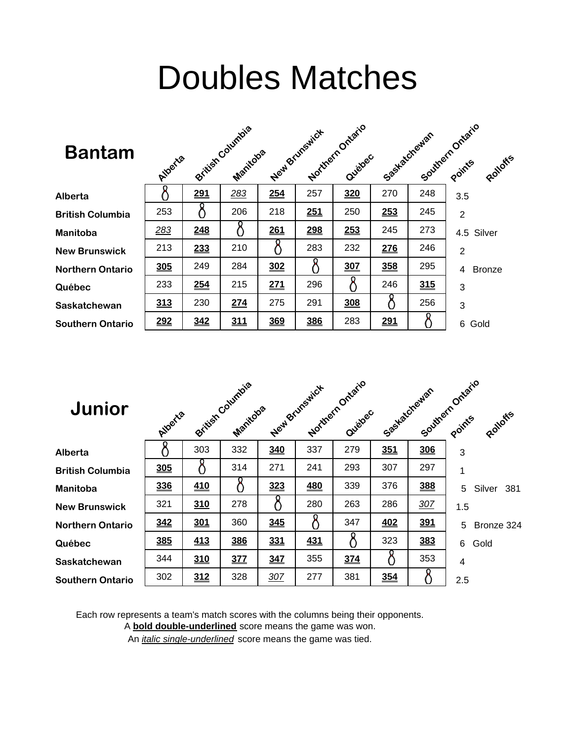# Doubles Matches

## Bantam

| | Alberta | British Columbia | Manitoba | New Brunswick | Northern Ontario | Québec | Saskatchewan | Southern Ontario | Points | Rolloffs |
|---|---|---|---|---|---|---|---|---|---|---|
| **Alberta** | | **291** | *283* | **254** | 257 | **320** | 270 | 248 | 3.5 | |
| **British Columbia** | 253 | | 206 | 218 | **251** | 250 | **253** | 245 | 2 | |
| **Manitoba** | *283* | **248** | | **261** | **298** | **253** | 245 | 273 | 4.5 Silver | |
| **New Brunswick** | 213 | **233** | 210 | | 283 | 232 | **276** | 246 | 2 | |
| **Northern Ontario** | **305** | 249 | 284 | **302** | | **307** | **358** | 295 | 4 Bronze | |
| **Québec** | 233 | **254** | 215 | **271** | 296 | | 246 | **315** | 3 | |
| **Saskatchewan** | **313** | 230 | **274** | 275 | 291 | **308** | | 256 | 3 | |
| **Southern Ontario** | **292** | **342** | **311** | **369** | **386** | 283 | **291** | | 6 Gold | |

## Junior

| | Alberta | British Columbia | Manitoba | New Brunswick | Northern Ontario | Québec | Saskatchewan | Southern Ontario | Points | Rolloffs |
|---|---|---|---|---|---|---|---|---|---|---|
| **Alberta** | | 303 | 332 | **340** | 337 | 279 | **351** | **306** | 3 | |
| **British Columbia** | **305** | | 314 | 271 | 241 | 293 | 307 | 297 | 1 | |
| **Manitoba** | **336** | **410** | | **323** | **480** | 339 | 376 | **388** | 5 Silver | 381 |
| **New Brunswick** | 321 | **310** | 278 | | 280 | 263 | 286 | *307* | 1.5 | |
| **Northern Ontario** | **342** | **301** | 360 | **345** | | 347 | **402** | **391** | 5 Bronze | 324 |
| **Québec** | **385** | **413** | **386** | **331** | **431** | | 323 | **383** | 6 Gold | |
| **Saskatchewan** | 344 | **310** | **377** | **347** | 355 | **374** | | 353 | 4 | |
| **Southern Ontario** | 302 | **312** | 328 | *307* | 277 | 381 | **354** | | 2.5 | |

Each row represents a team's match scores with the columns being their opponents.
A **bold double-underlined** score means the game was won.
An *italic single-underlined* score means the game was tied.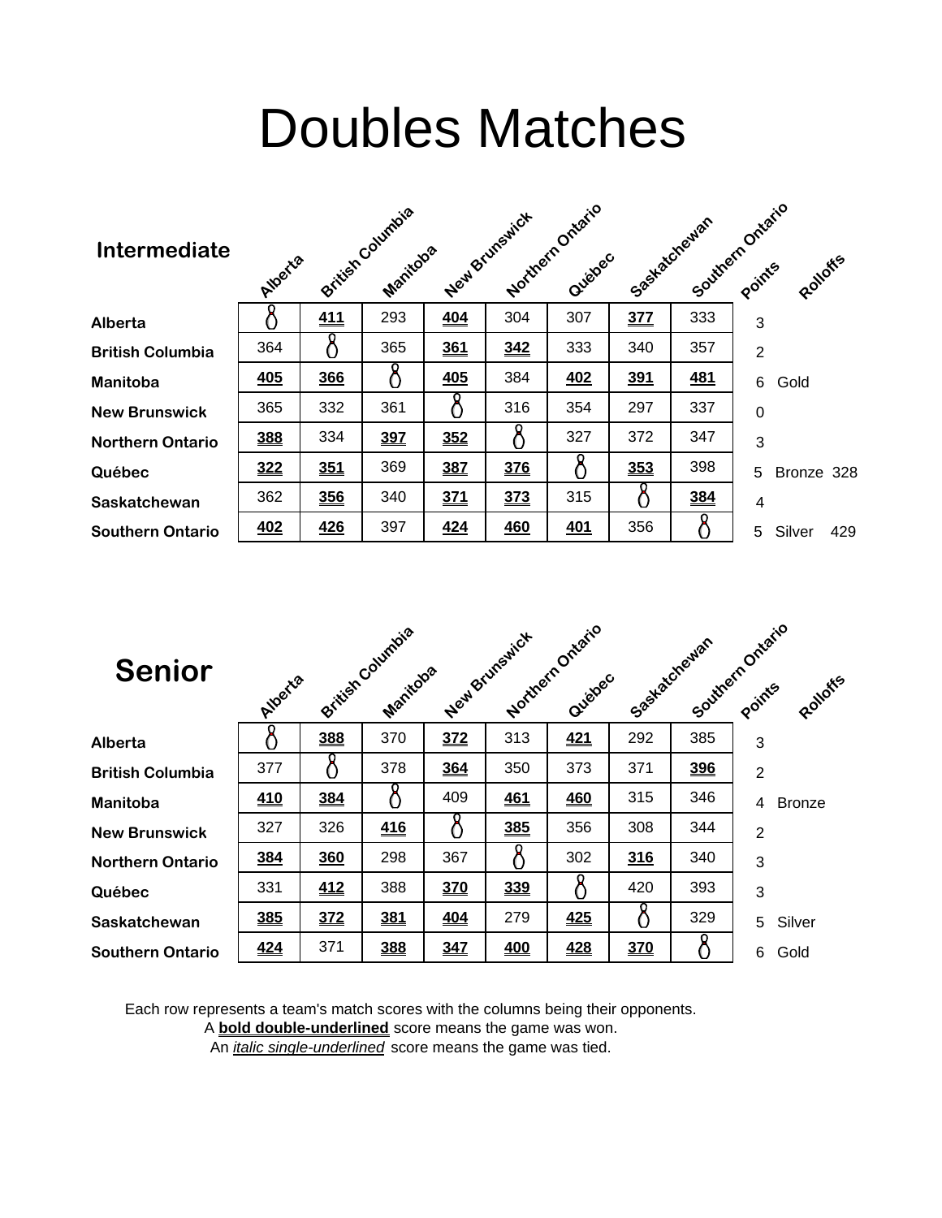# Doubles Matches

## Intermediate

| | Alberta | British Columbia | Manitoba | New Brunswick | Northern Ontario | Québec | Saskatchewan | Southern Ontario | Points | Rolloffs | |
|---|---|---|---|---|---|---|---|---|---|---|---|
| **Alberta** | | **411** | 293 | **404** | 304 | 307 | **377** | 333 | 3 | | |
| **British Columbia** | 364 | | 365 | **361** | **342** | 333 | 340 | 357 | 2 | | |
| **Manitoba** | **405** | **366** | | **405** | 384 | **402** | **391** | **481** | 6 | Gold | |
| **New Brunswick** | 365 | 332 | 361 | | 316 | 354 | 297 | 337 | 0 | | |
| **Northern Ontario** | **388** | 334 | **397** | **352** | | 327 | 372 | 347 | 3 | | |
| **Québec** | **322** | **351** | 369 | **387** | **376** | | **353** | 398 | 5 | Bronze | 328 |
| **Saskatchewan** | 362 | **356** | 340 | **371** | **373** | 315 | | **384** | 4 | | |
| **Southern Ontario** | **402** | **426** | 397 | **424** | **460** | **401** | 356 | | 5 | Silver | 429 |

## Senior

| | Alberta | British Columbia | Manitoba | New Brunswick | Northern Ontario | Québec | Saskatchewan | Southern Ontario | Points | Rolloffs |
|---|---|---|---|---|---|---|---|---|---|---|
| **Alberta** | | **388** | 370 | **372** | 313 | **421** | 292 | 385 | 3 | |
| **British Columbia** | 377 | | 378 | **364** | 350 | 373 | 371 | **396** | 2 | |
| **Manitoba** | **410** | **384** | | 409 | **461** | **460** | 315 | 346 | 4 | Bronze |
| **New Brunswick** | 327 | 326 | **416** | | **385** | 356 | 308 | 344 | 2 | |
| **Northern Ontario** | **384** | **360** | 298 | 367 | | 302 | **316** | 340 | 3 | |
| **Québec** | 331 | **412** | 388 | **370** | **339** | | 420 | 393 | 3 | |
| **Saskatchewan** | **385** | **372** | **381** | **404** | 279 | **425** | | 329 | 5 | Silver |
| **Southern Ontario** | **424** | 371 | **388** | **347** | **400** | **428** | **370** | | 6 | Gold |

Each row represents a team's match scores with the columns being their opponents.
A **bold double-underlined** score means the game was won.
An *italic single-underlined* score means the game was tied.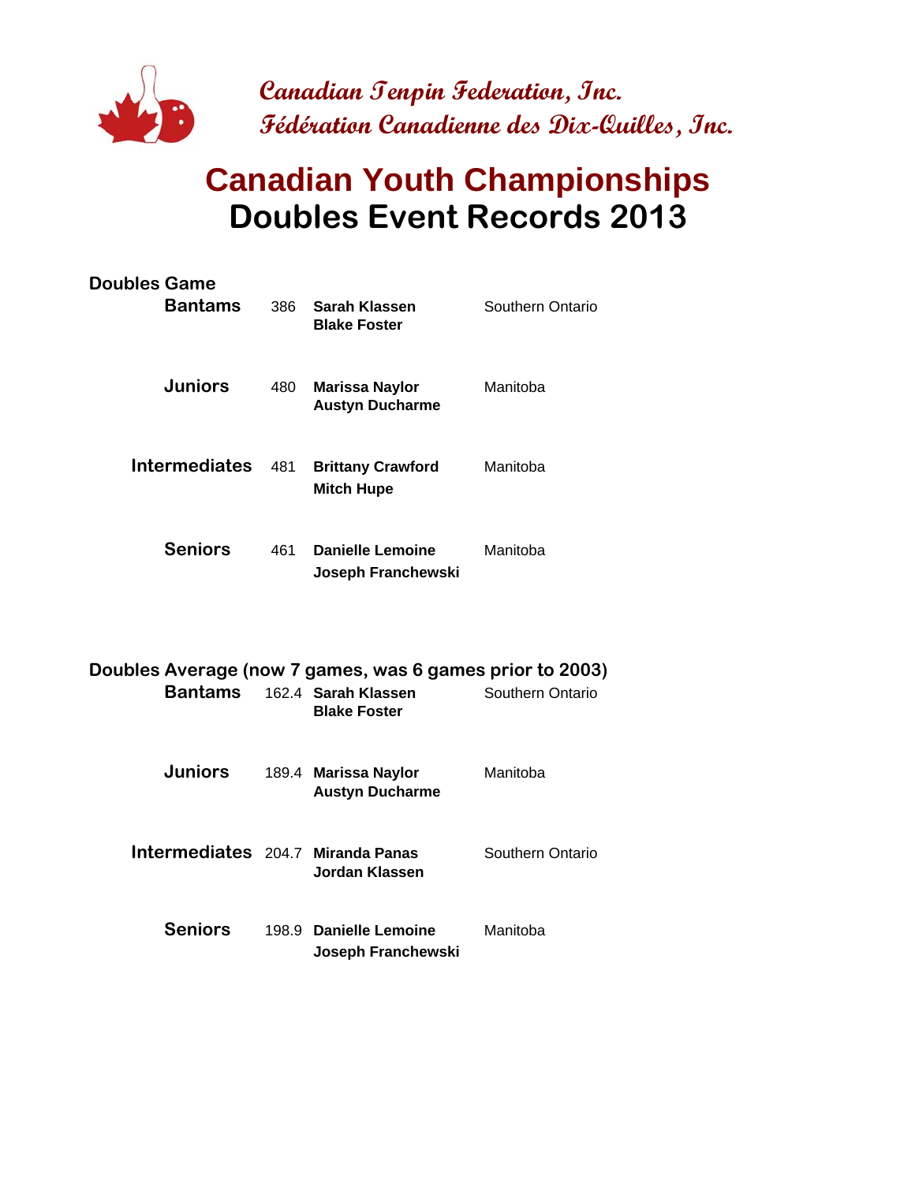Canadian Tenpin Federation, Inc.
Fédération Canadienne des Dix-Quilles, Inc.

# Canadian Youth Championships
# Doubles Event Records 2013

## Doubles Game

| Division | Score | Bowlers | Province |
|---|---|---|---|
| **Bantams** | 386 | **Sarah Klassen**<br>**Blake Foster** | Southern Ontario |
| **Juniors** | 480 | **Marissa Naylor**<br>**Austyn Ducharme** | Manitoba |
| **Intermediates** | 481 | **Brittany Crawford**<br>**Mitch Hupe** | Manitoba |
| **Seniors** | 461 | **Danielle Lemoine**<br>**Joseph Franchewski** | Manitoba |

## Doubles Average (now 7 games, was 6 games prior to 2003)

| Division | Average | Bowlers | Province |
|---|---|---|---|
| **Bantams** | 162.4 | **Sarah Klassen**<br>**Blake Foster** | Southern Ontario |
| **Juniors** | 189.4 | **Marissa Naylor**<br>**Austyn Ducharme** | Manitoba |
| **Intermediates** | 204.7 | **Miranda Panas**<br>**Jordan Klassen** | Southern Ontario |
| **Seniors** | 198.9 | **Danielle Lemoine**<br>**Joseph Franchewski** | Manitoba |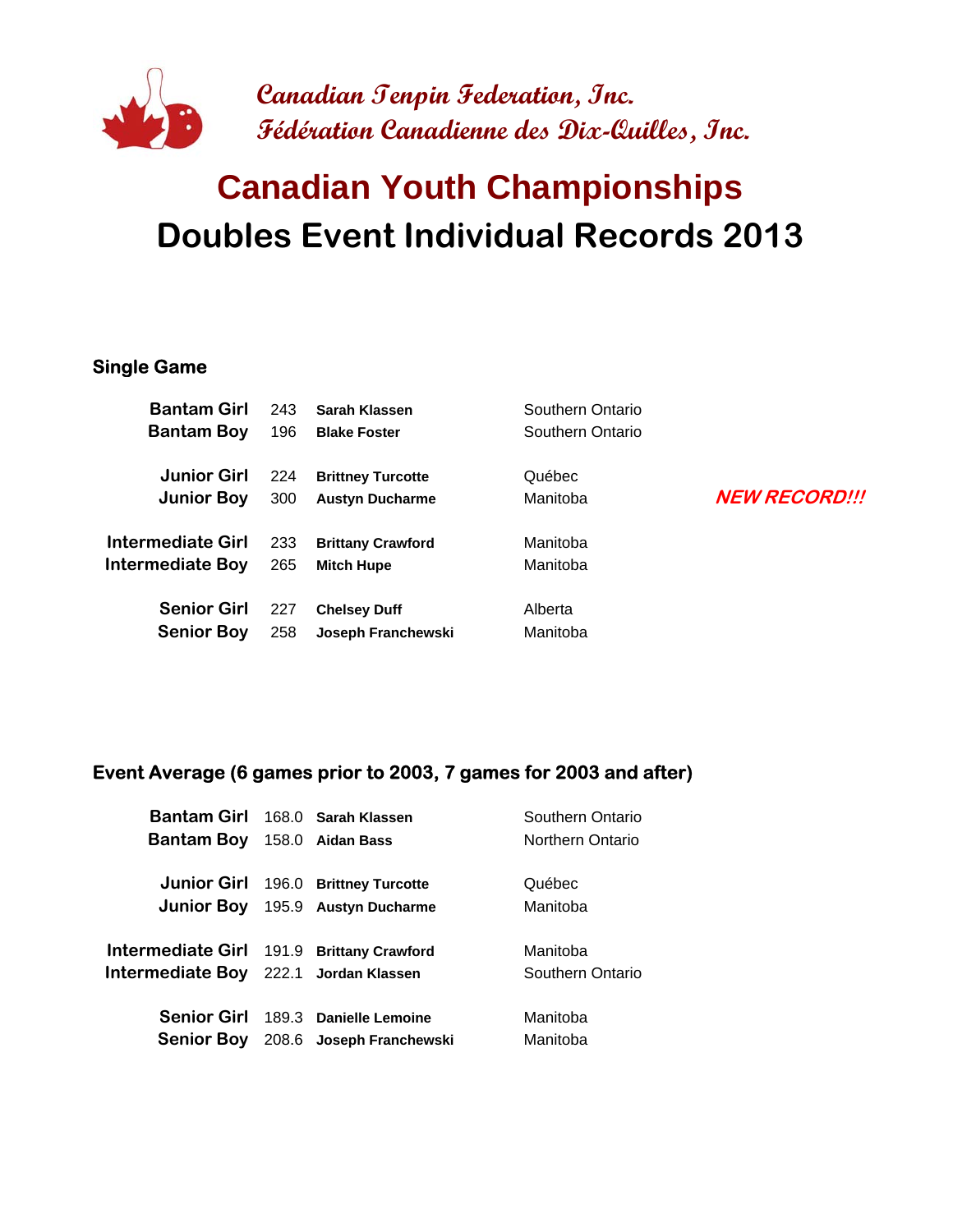Canadian Tenpin Federation, Inc.
Fédération Canadienne des Dix-Quilles, Inc.

# Canadian Youth Championships
# Doubles Event Individual Records 2013

### Single Game

| Category | Score | Name | Province | |
|---|---|---|---|---|
| Bantam Girl | 243 | **Sarah Klassen** | Southern Ontario | |
| Bantam Boy | 196 | **Blake Foster** | Southern Ontario | |
| Junior Girl | 224 | **Brittney Turcotte** | Québec | |
| Junior Boy | 300 | **Austyn Ducharme** | Manitoba | ***NEW RECORD!!!*** |
| Intermediate Girl | 233 | **Brittany Crawford** | Manitoba | |
| Intermediate Boy | 265 | **Mitch Hupe** | Manitoba | |
| Senior Girl | 227 | **Chelsey Duff** | Alberta | |
| Senior Boy | 258 | **Joseph Franchewski** | Manitoba | |

### Event Average (6 games prior to 2003, 7 games for 2003 and after)

| Category | Average | Name | Province |
|---|---|---|---|
| Bantam Girl | 168.0 | **Sarah Klassen** | Southern Ontario |
| Bantam Boy | 158.0 | **Aidan Bass** | Northern Ontario |
| Junior Girl | 196.0 | **Brittney Turcotte** | Québec |
| Junior Boy | 195.9 | **Austyn Ducharme** | Manitoba |
| Intermediate Girl | 191.9 | **Brittany Crawford** | Manitoba |
| Intermediate Boy | 222.1 | **Jordan Klassen** | Southern Ontario |
| Senior Girl | 189.3 | **Danielle Lemoine** | Manitoba |
| Senior Boy | 208.6 | **Joseph Franchewski** | Manitoba |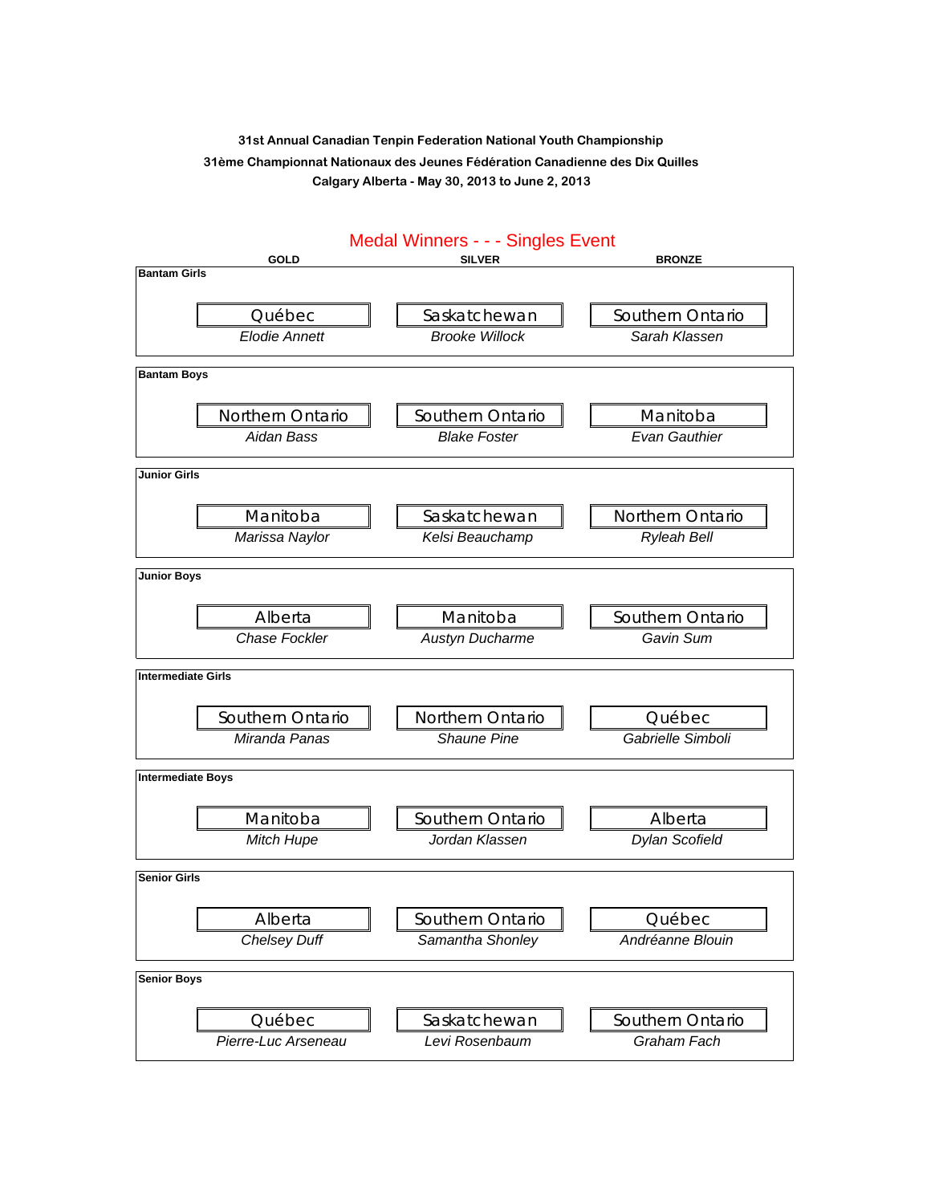**31st Annual Canadian Tenpin Federation National Youth Championship**

**31ème Championnat Nationaux des Jeunes Fédération Canadienne des Dix Quilles**

**Calgary Alberta - May 30, 2013 to June 2, 2013**

## Medal Winners - - - Singles Event

| Category | GOLD | SILVER | BRONZE |
|---|---|---|---|
| **Bantam Girls** | Québec<br>*Elodie Annett* | Saskatchewan<br>*Brooke Willock* | Southern Ontario<br>*Sarah Klassen* |
| **Bantam Boys** | Northern Ontario<br>*Aidan Bass* | Southern Ontario<br>*Blake Foster* | Manitoba<br>*Evan Gauthier* |
| **Junior Girls** | Manitoba<br>*Marissa Naylor* | Saskatchewan<br>*Kelsi Beauchamp* | Northern Ontario<br>*Ryleah Bell* |
| **Junior Boys** | Alberta<br>*Chase Fockler* | Manitoba<br>*Austyn Ducharme* | Southern Ontario<br>*Gavin Sum* |
| **Intermediate Girls** | Southern Ontario<br>*Miranda Panas* | Northern Ontario<br>*Shaune Pine* | Québec<br>*Gabrielle Simboli* |
| **Intermediate Boys** | Manitoba<br>*Mitch Hupe* | Southern Ontario<br>*Jordan Klassen* | Alberta<br>*Dylan Scofield* |
| **Senior Girls** | Alberta<br>*Chelsey Duff* | Southern Ontario<br>*Samantha Shonley* | Québec<br>*Andréanne Blouin* |
| **Senior Boys** | Québec<br>*Pierre-Luc Arseneau* | Saskatchewan<br>*Levi Rosenbaum* | Southern Ontario<br>*Graham Fach* |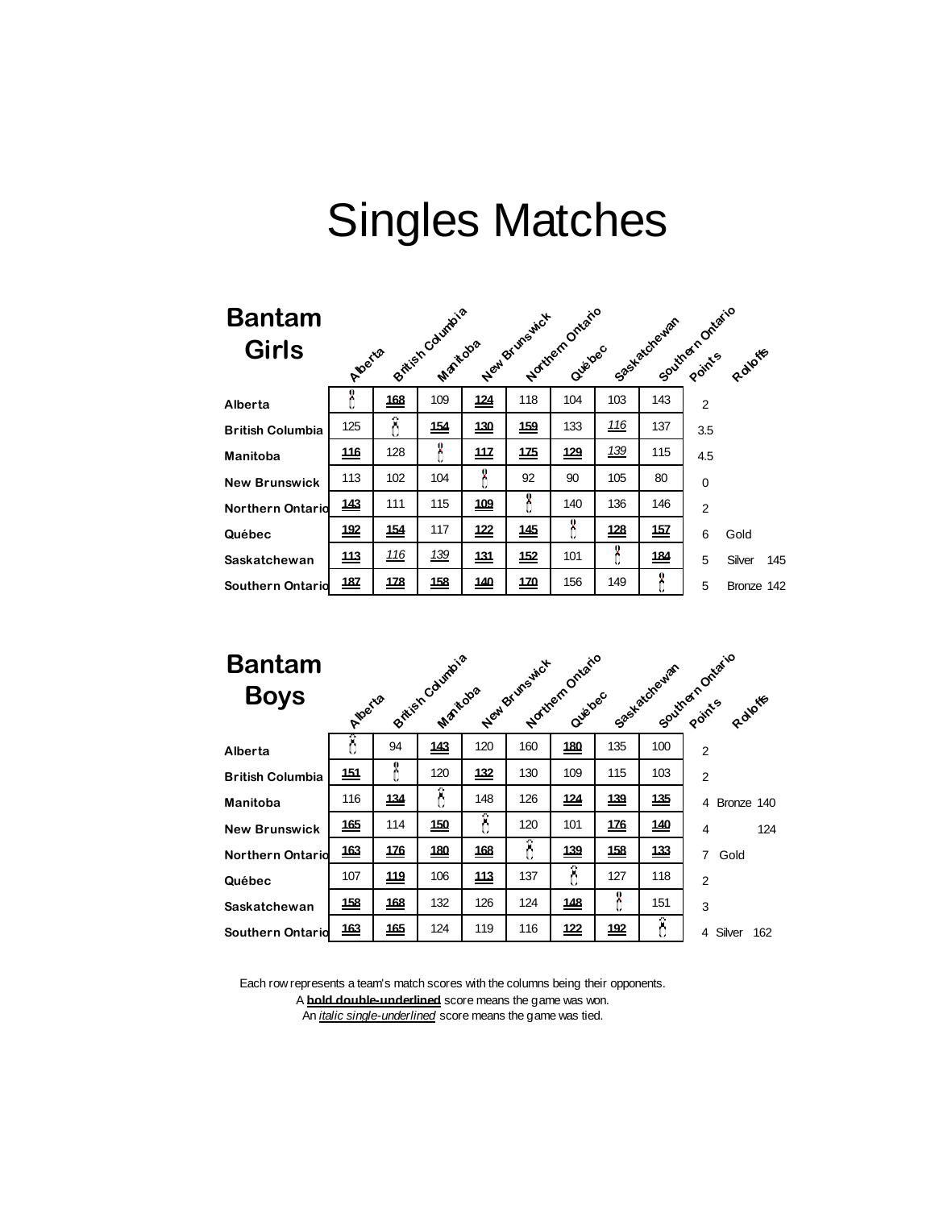# Singles Matches

## Bantam Girls

| | Alberta | British Columbia | Manitoba | New Brunswick | Northern Ontario | Québec | Saskatchewan | Southern Ontario | Points | Rolloffs |
|---|---|---|---|---|---|---|---|---|---|---|
| **Alberta** | | **168** | 109 | **124** | 118 | 104 | 103 | 143 | 2 | |
| **British Columbia** | 125 | | **154** | **130** | **159** | 133 | *116* | 137 | 3.5 | |
| **Manitoba** | **116** | 128 | | **117** | **175** | **129** | *139* | 115 | 4.5 | |
| **New Brunswick** | 113 | 102 | 104 | | 92 | 90 | 105 | 80 | 0 | |
| **Northern Ontario** | **143** | 111 | 115 | **109** | | 140 | 136 | 146 | 2 | |
| **Québec** | **192** | **154** | 117 | **122** | **145** | | **128** | **157** | 6 | Gold |
| **Saskatchewan** | **113** | *116* | *139* | **131** | **152** | 101 | | **184** | 5 | Silver 145 |
| **Southern Ontario** | **187** | **178** | **158** | **140** | **170** | 156 | 149 | | 5 | Bronze 142 |

## Bantam Boys

| | Alberta | British Columbia | Manitoba | New Brunswick | Northern Ontario | Québec | Saskatchewan | Southern Ontario | Points | Rolloffs |
|---|---|---|---|---|---|---|---|---|---|---|
| **Alberta** | | 94 | **143** | 120 | 160 | **180** | 135 | 100 | 2 | |
| **British Columbia** | **151** | | 120 | **132** | 130 | 109 | 115 | 103 | 2 | |
| **Manitoba** | 116 | **134** | | 148 | 126 | **124** | **139** | **135** | 4 | Bronze 140 |
| **New Brunswick** | **165** | 114 | **150** | | 120 | 101 | **176** | **140** | 4 | 124 |
| **Northern Ontario** | **163** | **176** | **180** | **168** | | **139** | **158** | **133** | 7 | Gold |
| **Québec** | 107 | **119** | 106 | **113** | 137 | | 127 | 118 | 2 | |
| **Saskatchewan** | **158** | **168** | 132 | 126 | 124 | **148** | | 151 | 3 | |
| **Southern Ontario** | **163** | **165** | 124 | 119 | 116 | **122** | **192** | | 4 | Silver 162 |

Each row represents a team's match scores with the columns being their opponents.
A **bold double-underlined** score means the game was won.
An *italic single-underlined* score means the game was tied.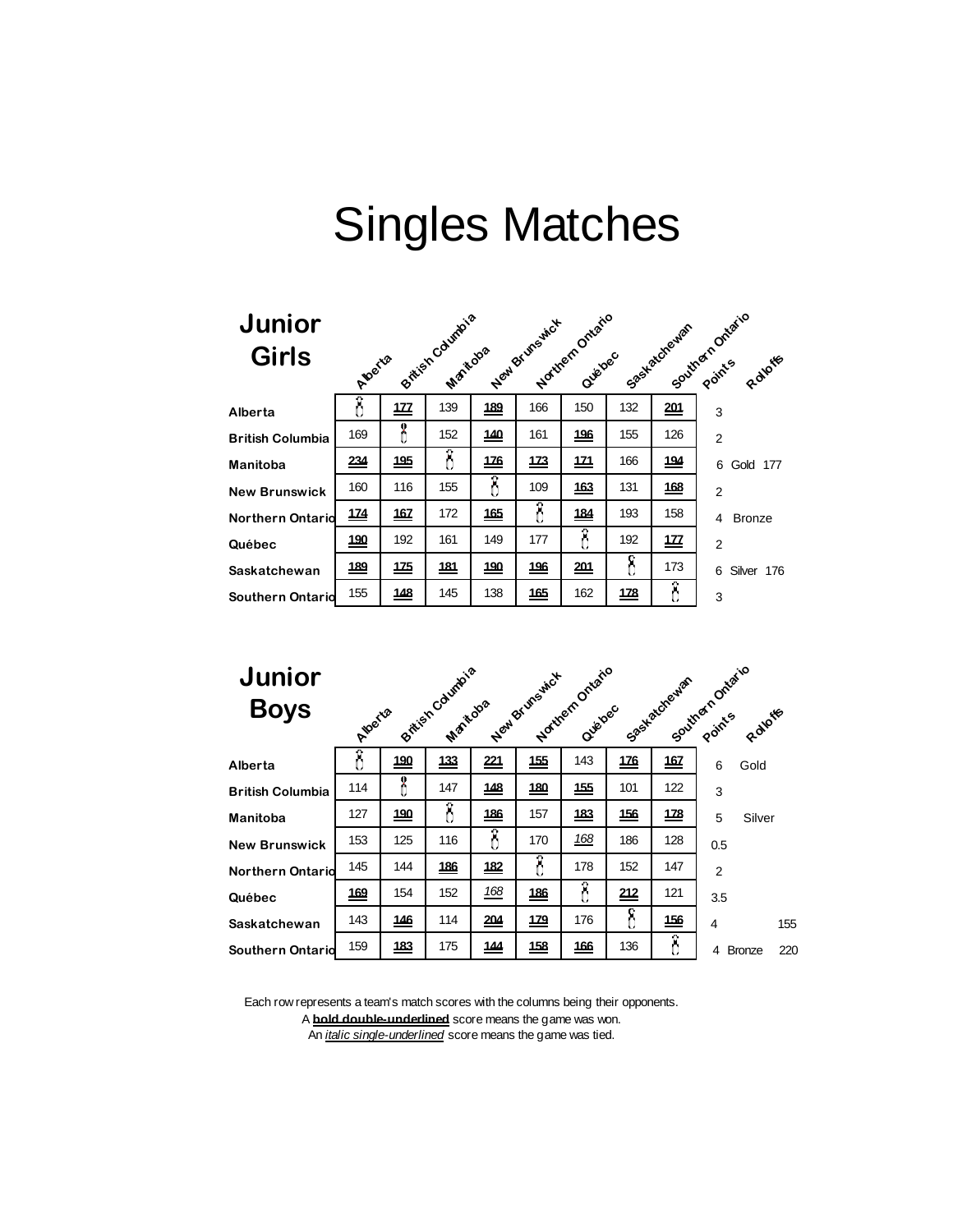# Singles Matches

## Junior Girls

| | Alberta | British Columbia | Manitoba | New Brunswick | Northern Ontario | Québec | Saskatchewan | Southern Ontario | Points | Rolloffs |
|---|---|---|---|---|---|---|---|---|---|---|
| **Alberta** | | **177** | 139 | **189** | 166 | 150 | 132 | **201** | 3 | |
| **British Columbia** | 169 | | 152 | **140** | 161 | **196** | 155 | 126 | 2 | |
| **Manitoba** | **234** | **195** | | **176** | **173** | **171** | 166 | **194** | 6 | Gold 177 |
| **New Brunswick** | 160 | 116 | 155 | | 109 | **163** | 131 | **168** | 2 | |
| **Northern Ontario** | **174** | **167** | 172 | **165** | | **184** | 193 | 158 | 4 | Bronze |
| **Québec** | **190** | 192 | 161 | 149 | 177 | | 192 | **177** | 2 | |
| **Saskatchewan** | **189** | **175** | **181** | **190** | **196** | **201** | | 173 | 6 | Silver 176 |
| **Southern Ontario** | 155 | **148** | 145 | 138 | **165** | 162 | **178** | | 3 | |

## Junior Boys

| | Alberta | British Columbia | Manitoba | New Brunswick | Northern Ontario | Québec | Saskatchewan | Southern Ontario | Points | Rolloffs |
|---|---|---|---|---|---|---|---|---|---|---|
| **Alberta** | | **190** | **133** | **221** | **155** | 143 | **176** | **167** | 6 | Gold |
| **British Columbia** | 114 | | 147 | **148** | **180** | **155** | 101 | 122 | 3 | |
| **Manitoba** | 127 | **190** | | **186** | 157 | **183** | **156** | **178** | 5 | Silver |
| **New Brunswick** | 153 | 125 | 116 | | 170 | *168* | 186 | 128 | 0.5 | |
| **Northern Ontario** | 145 | 144 | **186** | **182** | | 178 | 152 | 147 | 2 | |
| **Québec** | **169** | 154 | 152 | *168* | **186** | | **212** | 121 | 3.5 | |
| **Saskatchewan** | 143 | **146** | 114 | **204** | **179** | 176 | | **156** | 4 | 155 |
| **Southern Ontario** | 159 | **183** | 175 | **144** | **158** | **166** | 136 | | 4 | Bronze 220 |

Each row represents a team's match scores with the columns being their opponents.
A **bold double-underlined** score means the game was won.
An *italic single-underlined* score means the game was tied.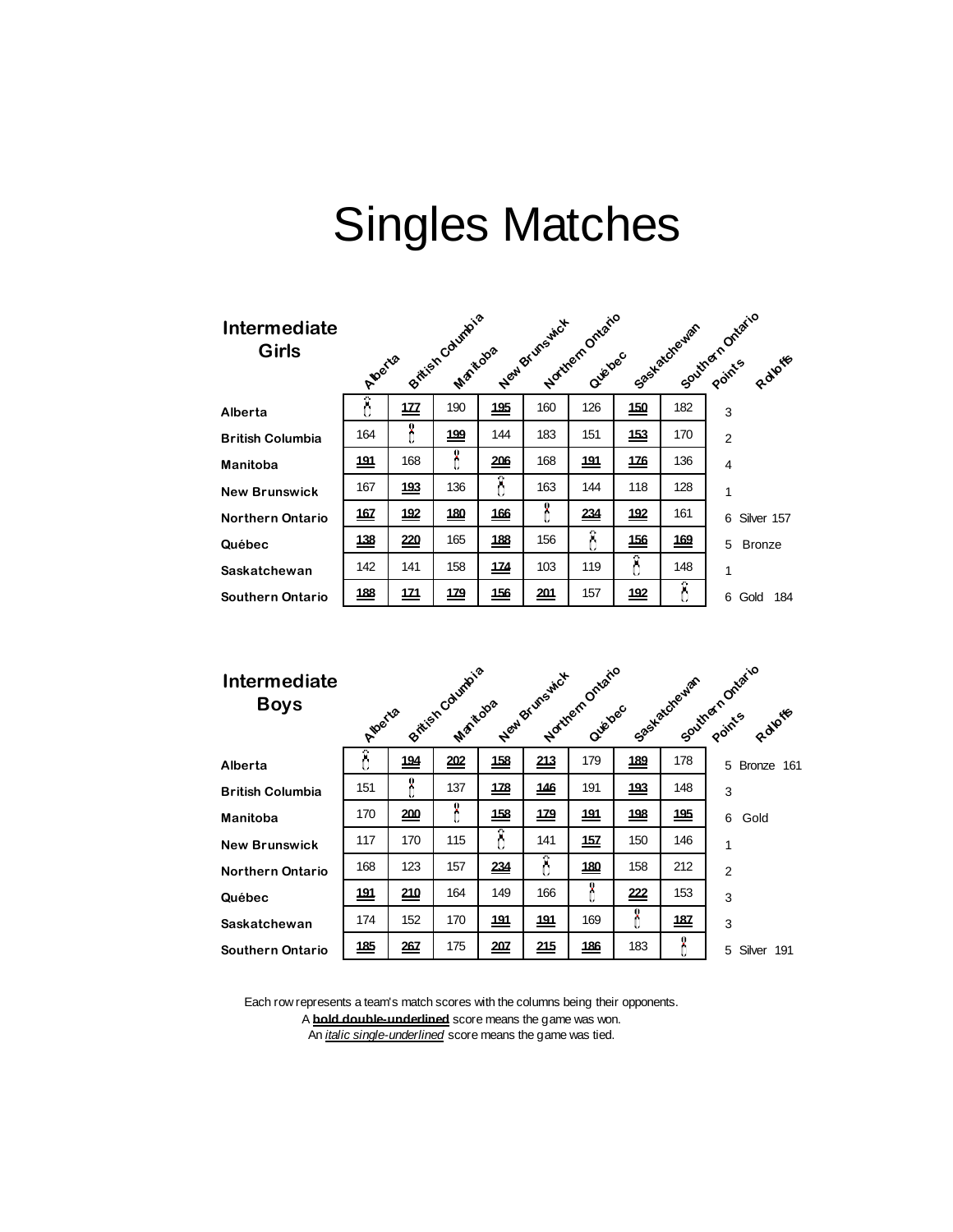# Singles Matches

## Intermediate Girls

| | Alberta | British Columbia | Manitoba | New Brunswick | Northern Ontario | Québec | Saskatchewan | Southern Ontario | Points | Rolloffs |
|---|---|---|---|---|---|---|---|---|---|---|
| **Alberta** | | **177** | 190 | **195** | 160 | 126 | **150** | 182 | 3 | |
| **British Columbia** | 164 | | **199** | 144 | 183 | 151 | **153** | 170 | 2 | |
| **Manitoba** | **191** | 168 | | **206** | 168 | **191** | **176** | 136 | 4 | |
| **New Brunswick** | 167 | **193** | 136 | | 163 | 144 | 118 | 128 | 1 | |
| **Northern Ontario** | **167** | **192** | **180** | **166** | | **234** | **192** | 161 | 6 | Silver 157 |
| **Québec** | **138** | **220** | 165 | **188** | 156 | | **156** | **169** | 5 | Bronze |
| **Saskatchewan** | 142 | 141 | 158 | **174** | 103 | 119 | | 148 | 1 | |
| **Southern Ontario** | **188** | **171** | **179** | **156** | **201** | 157 | **192** | | 6 | Gold 184 |

## Intermediate Boys

| | Alberta | British Columbia | Manitoba | New Brunswick | Northern Ontario | Québec | Saskatchewan | Southern Ontario | Points | Rolloffs |
|---|---|---|---|---|---|---|---|---|---|---|
| **Alberta** | | **194** | **202** | **158** | **213** | 179 | **189** | 178 | 5 | Bronze 161 |
| **British Columbia** | 151 | | 137 | **178** | **146** | 191 | **193** | 148 | 3 | |
| **Manitoba** | 170 | **200** | | **158** | **179** | **191** | **198** | **195** | 6 | Gold |
| **New Brunswick** | 117 | 170 | 115 | | 141 | **157** | 150 | 146 | 1 | |
| **Northern Ontario** | 168 | 123 | 157 | **234** | | **180** | 158 | 212 | 2 | |
| **Québec** | **191** | **210** | 164 | 149 | 166 | | **222** | 153 | 3 | |
| **Saskatchewan** | 174 | 152 | 170 | **191** | **191** | 169 | | **187** | 3 | |
| **Southern Ontario** | **185** | **267** | 175 | **207** | **215** | **186** | 183 | | 5 | Silver 191 |

Each row represents a team's match scores with the columns being their opponents.
A **bold double-underlined** score means the game was won.
An *italic single-underlined* score means the game was tied.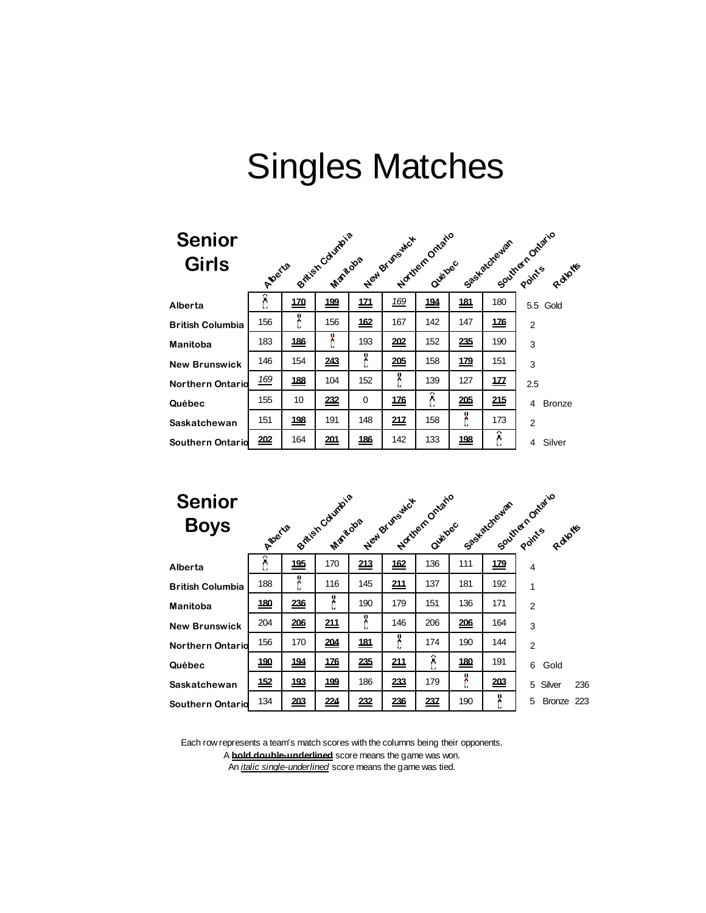# Singles Matches

## Senior Girls

| | Alberta | British Columbia | Manitoba | New Brunswick | Northern Ontario | Québec | Saskatchewan | Southern Ontario | Points | Rolloffs |
|---|---|---|---|---|---|---|---|---|---|---|
| **Alberta** | | **170** | **199** | **171** | *169* | **194** | **181** | 180 | 5.5 | Gold |
| **British Columbia** | 156 | | 156 | **162** | 167 | 142 | 147 | **176** | 2 | |
| **Manitoba** | 183 | **186** | | 193 | **202** | 152 | **235** | 190 | 3 | |
| **New Brunswick** | 146 | 154 | **243** | | **205** | 158 | **179** | 151 | 3 | |
| **Northern Ontario** | *169* | **188** | 104 | 152 | | 139 | 127 | **177** | 2.5 | |
| **Québec** | 155 | 10 | **232** | 0 | **176** | | **205** | **215** | 4 | Bronze |
| **Saskatchewan** | 151 | **198** | 191 | 148 | **217** | 158 | | 173 | 2 | |
| **Southern Ontario** | **202** | 164 | **201** | **186** | 142 | 133 | **198** | | 4 | Silver |

## Senior Boys

| | Alberta | British Columbia | Manitoba | New Brunswick | Northern Ontario | Québec | Saskatchewan | Southern Ontario | Points | Rolloffs |
|---|---|---|---|---|---|---|---|---|---|---|
| **Alberta** | | **195** | 170 | **213** | **162** | 136 | 111 | **179** | 4 | |
| **British Columbia** | 188 | | 116 | 145 | **211** | 137 | 181 | 192 | 1 | |
| **Manitoba** | **180** | **236** | | 190 | 179 | 151 | 136 | 171 | 2 | |
| **New Brunswick** | 204 | **206** | **211** | | 146 | 206 | **206** | 164 | 3 | |
| **Northern Ontario** | 156 | 170 | **204** | **181** | | 174 | 190 | 144 | 2 | |
| **Québec** | **190** | **194** | **176** | **235** | **211** | | **180** | 191 | 6 | Gold |
| **Saskatchewan** | **152** | **193** | **199** | 186 | **233** | 179 | | **203** | 5 | Silver 236 |
| **Southern Ontario** | 134 | **203** | **224** | **232** | **236** | **237** | 190 | | 5 | Bronze 223 |

Each row represents a team's match scores with the columns being their opponents.
A **bold double-underlined** score means the game was won.
An *italic single-underlined* score means the game was tied.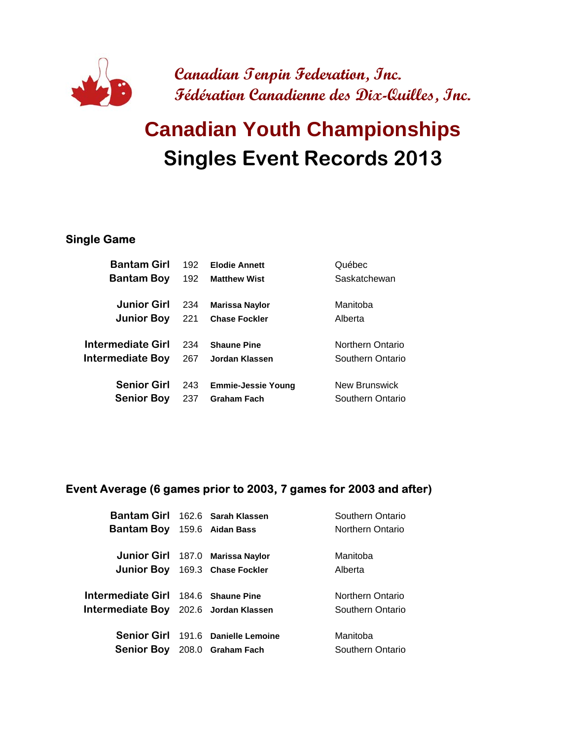Canadian Tenpin Federation, Inc.
Fédération Canadienne des Dix-Quilles, Inc.

# Canadian Youth Championships
## Singles Event Records 2013

### Single Game

| Division | Score | Name | Province |
|---|---|---|---|
| Bantam Girl | 192 | **Elodie Annett** | Québec |
| Bantam Boy | 192 | **Matthew Wist** | Saskatchewan |
| Junior Girl | 234 | **Marissa Naylor** | Manitoba |
| Junior Boy | 221 | **Chase Fockler** | Alberta |
| Intermediate Girl | 234 | **Shaune Pine** | Northern Ontario |
| Intermediate Boy | 267 | **Jordan Klassen** | Southern Ontario |
| Senior Girl | 243 | **Emmie-Jessie Young** | New Brunswick |
| Senior Boy | 237 | **Graham Fach** | Southern Ontario |

### Event Average (6 games prior to 2003, 7 games for 2003 and after)

| Division | Average | Name | Province |
|---|---|---|---|
| Bantam Girl | 162.6 | **Sarah Klassen** | Southern Ontario |
| Bantam Boy | 159.6 | **Aidan Bass** | Northern Ontario |
| Junior Girl | 187.0 | **Marissa Naylor** | Manitoba |
| Junior Boy | 169.3 | **Chase Fockler** | Alberta |
| Intermediate Girl | 184.6 | **Shaune Pine** | Northern Ontario |
| Intermediate Boy | 202.6 | **Jordan Klassen** | Southern Ontario |
| Senior Girl | 191.6 | **Danielle Lemoine** | Manitoba |
| Senior Boy | 208.0 | **Graham Fach** | Southern Ontario |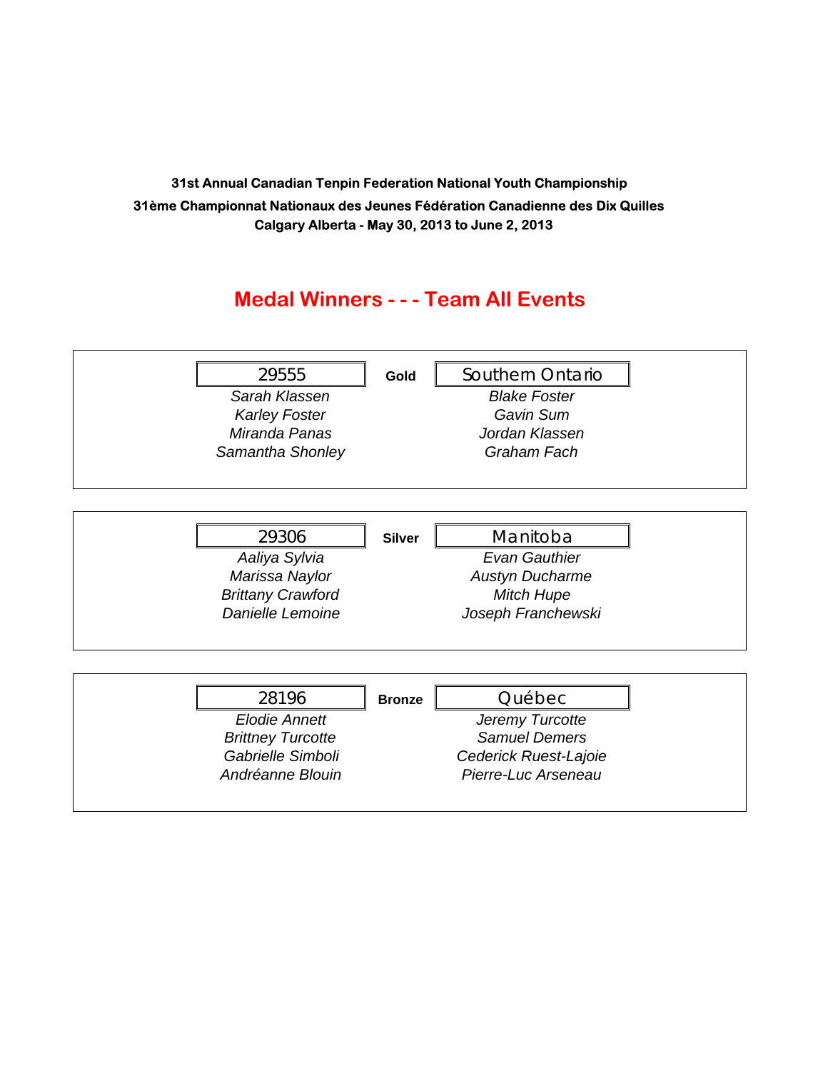**31st Annual Canadian Tenpin Federation National Youth Championship**

**31ème Championnat Nationaux des Jeunes Fédération Canadienne des Dix Quilles**

**Calgary Alberta - May 30, 2013 to June 2, 2013**

## Medal Winners - - - Team All Events

| 29555 | **Gold** | Southern Ontario |
|---|---|---|
| *Sarah Klassen* | | *Blake Foster* |
| *Karley Foster* | | *Gavin Sum* |
| *Miranda Panas* | | *Jordan Klassen* |
| *Samantha Shonley* | | *Graham Fach* |

| 29306 | **Silver** | Manitoba |
|---|---|---|
| *Aaliya Sylvia* | | *Evan Gauthier* |
| *Marissa Naylor* | | *Austyn Ducharme* |
| *Brittany Crawford* | | *Mitch Hupe* |
| *Danielle Lemoine* | | *Joseph Franchewski* |

| 28196 | **Bronze** | Québec |
|---|---|---|
| *Elodie Annett* | | *Jeremy Turcotte* |
| *Brittney Turcotte* | | *Samuel Demers* |
| *Gabrielle Simboli* | | *Cederick Ruest-Lajoie* |
| *Andréanne Blouin* | | *Pierre-Luc Arseneau* |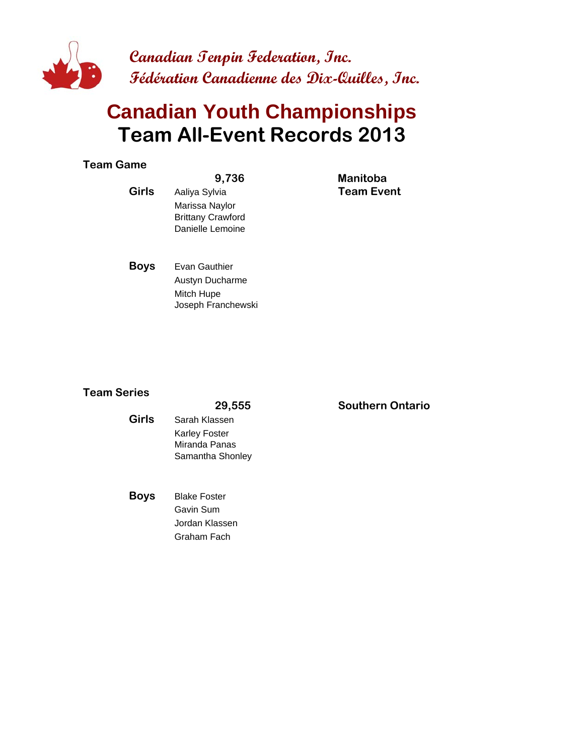Canadian Tenpin Federation, Inc.
Fédération Canadienne des Dix-Quilles, Inc.

# Canadian Youth Championships
# Team All-Event Records 2013

## Team Game

| | 9,736 | Manitoba |
|---|---|---|
| **Girls** | Aaliya Sylvia | **Team Event** |
| | Marissa Naylor | |
| | Brittany Crawford | |
| | Danielle Lemoine | |
| **Boys** | Evan Gauthier | |
| | Austyn Ducharme | |
| | Mitch Hupe | |
| | Joseph Franchewski | |

## Team Series

| | 29,555 | Southern Ontario |
|---|---|---|
| **Girls** | Sarah Klassen | |
| | Karley Foster | |
| | Miranda Panas | |
| | Samantha Shonley | |
| **Boys** | Blake Foster | |
| | Gavin Sum | |
| | Jordan Klassen | |
| | Graham Fach | |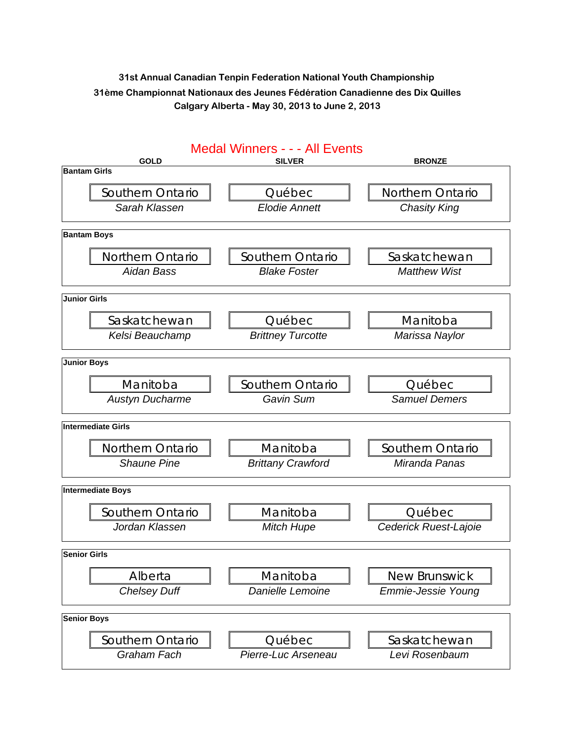**31st Annual Canadian Tenpin Federation National Youth Championship**

**31ème Championnat Nationaux des Jeunes Fédération Canadienne des Dix Quilles**

**Calgary Alberta - May 30, 2013 to June 2, 2013**

## Medal Winners - - - All Events

| | GOLD | SILVER | BRONZE |
|---|---|---|---|
| **Bantam Girls** | Southern Ontario<br>*Sarah Klassen* | Québec<br>*Elodie Annett* | Northern Ontario<br>*Chasity King* |
| **Bantam Boys** | Northern Ontario<br>*Aidan Bass* | Southern Ontario<br>*Blake Foster* | Saskatchewan<br>*Matthew Wist* |
| **Junior Girls** | Saskatchewan<br>*Kelsi Beauchamp* | Québec<br>*Brittney Turcotte* | Manitoba<br>*Marissa Naylor* |
| **Junior Boys** | Manitoba<br>*Austyn Ducharme* | Southern Ontario<br>*Gavin Sum* | Québec<br>*Samuel Demers* |
| **Intermediate Girls** | Northern Ontario<br>*Shaune Pine* | Manitoba<br>*Brittany Crawford* | Southern Ontario<br>*Miranda Panas* |
| **Intermediate Boys** | Southern Ontario<br>*Jordan Klassen* | Manitoba<br>*Mitch Hupe* | Québec<br>*Cederick Ruest-Lajoie* |
| **Senior Girls** | Alberta<br>*Chelsey Duff* | Manitoba<br>*Danielle Lemoine* | New Brunswick<br>*Emmie-Jessie Young* |
| **Senior Boys** | Southern Ontario<br>*Graham Fach* | Québec<br>*Pierre-Luc Arseneau* | Saskatchewan<br>*Levi Rosenbaum* |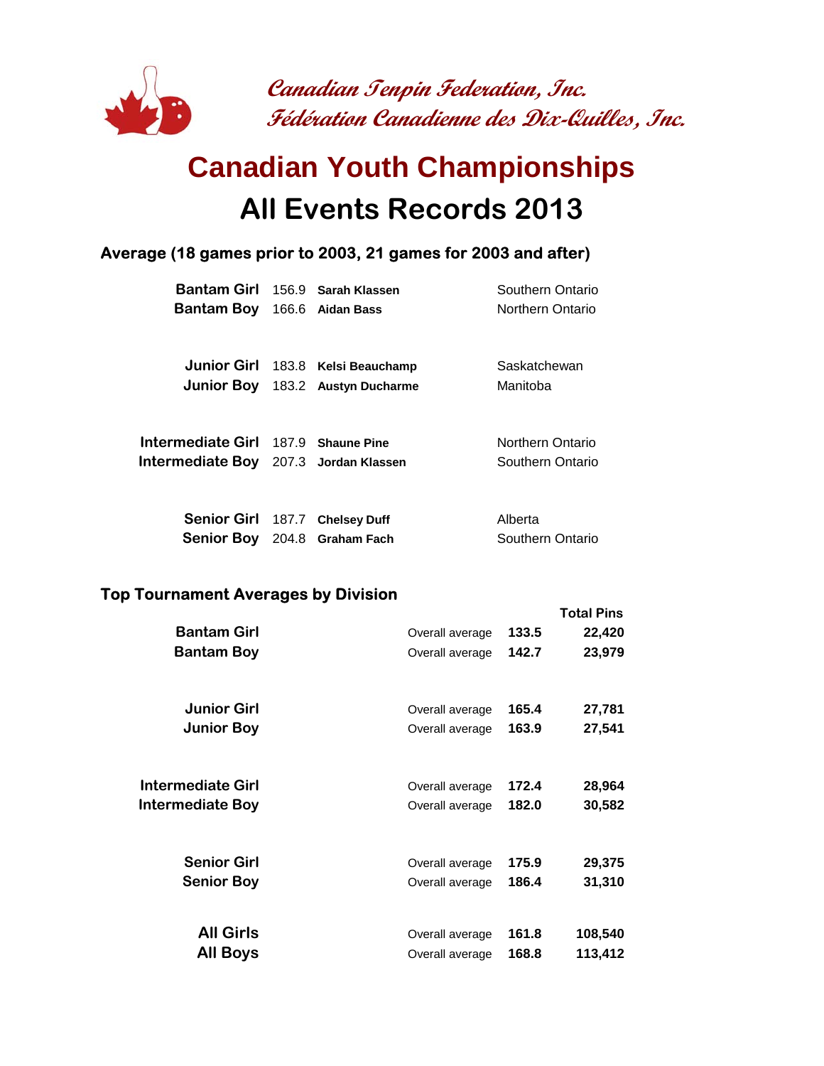Canadian Tenpin Federation, Inc.
Fédération Canadienne des Dix-Quilles, Inc.

# Canadian Youth Championships
# All Events Records 2013

## Average (18 games prior to 2003, 21 games for 2003 and after)

| Division | Average | Name | Province |
|---|---|---|---|
| **Bantam Girl** | 156.9 | **Sarah Klassen** | Southern Ontario |
| **Bantam Boy** | 166.6 | **Aidan Bass** | Northern Ontario |
| **Junior Girl** | 183.8 | **Kelsi Beauchamp** | Saskatchewan |
| **Junior Boy** | 183.2 | **Austyn Ducharme** | Manitoba |
| **Intermediate Girl** | 187.9 | **Shaune Pine** | Northern Ontario |
| **Intermediate Boy** | 207.3 | **Jordan Klassen** | Southern Ontario |
| **Senior Girl** | 187.7 | **Chelsey Duff** | Alberta |
| **Senior Boy** | 204.8 | **Graham Fach** | Southern Ontario |

## Top Tournament Averages by Division

| Division | | Average | Total Pins |
|---|---|---|---|
| **Bantam Girl** | Overall average | **133.5** | **22,420** |
| **Bantam Boy** | Overall average | **142.7** | **23,979** |
| **Junior Girl** | Overall average | **165.4** | **27,781** |
| **Junior Boy** | Overall average | **163.9** | **27,541** |
| **Intermediate Girl** | Overall average | **172.4** | **28,964** |
| **Intermediate Boy** | Overall average | **182.0** | **30,582** |
| **Senior Girl** | Overall average | **175.9** | **29,375** |
| **Senior Boy** | Overall average | **186.4** | **31,310** |
| **All Girls** | Overall average | **161.8** | **108,540** |
| **All Boys** | Overall average | **168.8** | **113,412** |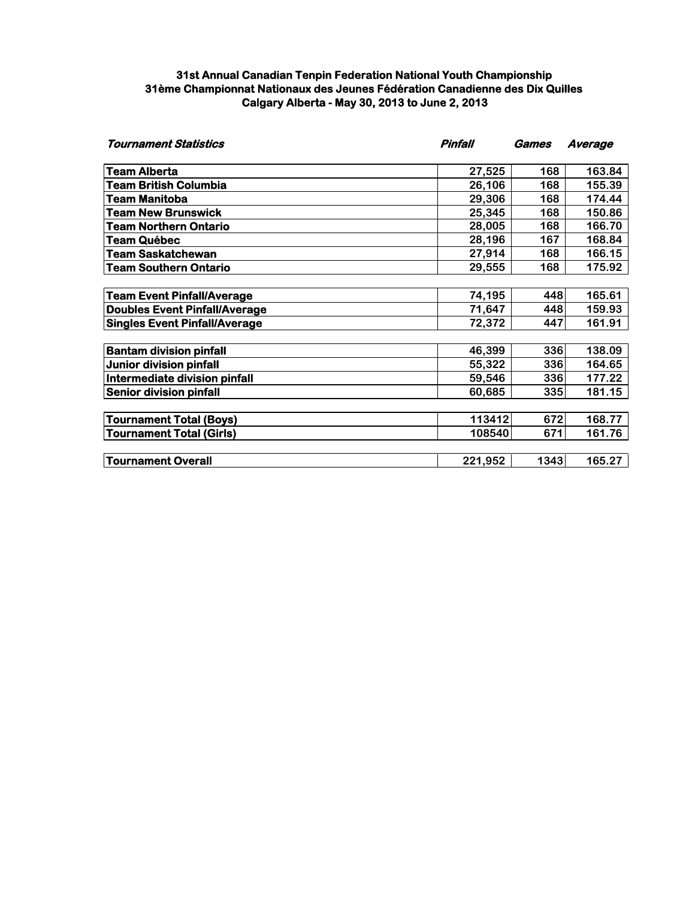**31st Annual Canadian Tenpin Federation National Youth Championship**
**31ème Championnat Nationaux des Jeunes Fédération Canadienne des Dix Quilles**
**Calgary Alberta - May 30, 2013 to June 2, 2013**

| *Tournament Statistics* | *Pinfall* | *Games* | *Average* |
|---|---|---|---|
| **Team Alberta** | 27,525 | 168 | 163.84 |
| **Team British Columbia** | 26,106 | 168 | 155.39 |
| **Team Manitoba** | 29,306 | 168 | 174.44 |
| **Team New Brunswick** | 25,345 | 168 | 150.86 |
| **Team Northern Ontario** | 28,005 | 168 | 166.70 |
| **Team Québec** | 28,196 | 167 | 168.84 |
| **Team Saskatchewan** | 27,914 | 168 | 166.15 |
| **Team Southern Ontario** | 29,555 | 168 | 175.92 |
| | | | |
| **Team Event Pinfall/Average** | 74,195 | 448 | 165.61 |
| **Doubles Event Pinfall/Average** | 71,647 | 448 | 159.93 |
| **Singles Event Pinfall/Average** | 72,372 | 447 | 161.91 |
| | | | |
| **Bantam division pinfall** | 46,399 | 336 | 138.09 |
| **Junior division pinfall** | 55,322 | 336 | 164.65 |
| **Intermediate division pinfall** | 59,546 | 336 | 177.22 |
| **Senior division pinfall** | 60,685 | 335 | 181.15 |
| | | | |
| **Tournament Total (Boys)** | 113412 | 672 | 168.77 |
| **Tournament Total (Girls)** | 108540 | 671 | 161.76 |
| | | | |
| **Tournament Overall** | 221,952 | 1343 | 165.27 |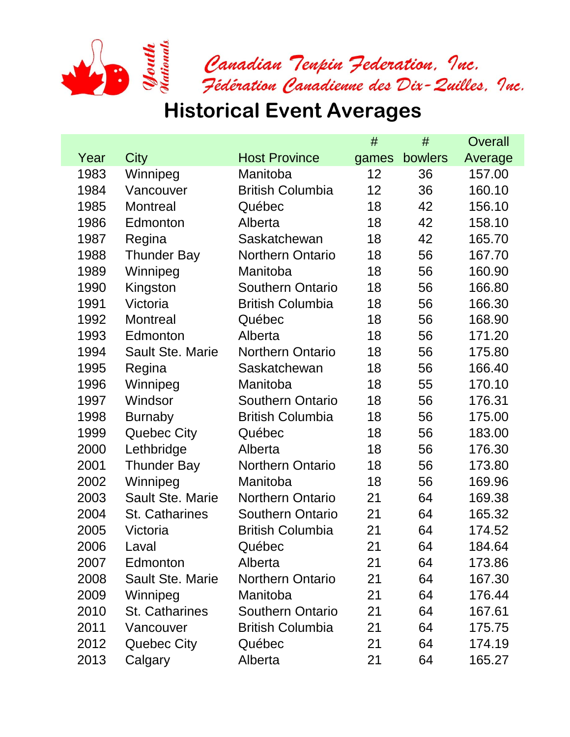Youth Nationals

Canadian Tenpin Federation, Inc.
Fédération Canadienne des Dix-Quilles, Inc.

# Historical Event Averages

| Year | City | Host Province | # games | # bowlers | Overall Average |
|---|---|---|---|---|---|
| 1983 | Winnipeg | Manitoba | 12 | 36 | 157.00 |
| 1984 | Vancouver | British Columbia | 12 | 36 | 160.10 |
| 1985 | Montreal | Québec | 18 | 42 | 156.10 |
| 1986 | Edmonton | Alberta | 18 | 42 | 158.10 |
| 1987 | Regina | Saskatchewan | 18 | 42 | 165.70 |
| 1988 | Thunder Bay | Northern Ontario | 18 | 56 | 167.70 |
| 1989 | Winnipeg | Manitoba | 18 | 56 | 160.90 |
| 1990 | Kingston | Southern Ontario | 18 | 56 | 166.80 |
| 1991 | Victoria | British Columbia | 18 | 56 | 166.30 |
| 1992 | Montreal | Québec | 18 | 56 | 168.90 |
| 1993 | Edmonton | Alberta | 18 | 56 | 171.20 |
| 1994 | Sault Ste. Marie | Northern Ontario | 18 | 56 | 175.80 |
| 1995 | Regina | Saskatchewan | 18 | 56 | 166.40 |
| 1996 | Winnipeg | Manitoba | 18 | 55 | 170.10 |
| 1997 | Windsor | Southern Ontario | 18 | 56 | 176.31 |
| 1998 | Burnaby | British Columbia | 18 | 56 | 175.00 |
| 1999 | Quebec City | Québec | 18 | 56 | 183.00 |
| 2000 | Lethbridge | Alberta | 18 | 56 | 176.30 |
| 2001 | Thunder Bay | Northern Ontario | 18 | 56 | 173.80 |
| 2002 | Winnipeg | Manitoba | 18 | 56 | 169.96 |
| 2003 | Sault Ste. Marie | Northern Ontario | 21 | 64 | 169.38 |
| 2004 | St. Catharines | Southern Ontario | 21 | 64 | 165.32 |
| 2005 | Victoria | British Columbia | 21 | 64 | 174.52 |
| 2006 | Laval | Québec | 21 | 64 | 184.64 |
| 2007 | Edmonton | Alberta | 21 | 64 | 173.86 |
| 2008 | Sault Ste. Marie | Northern Ontario | 21 | 64 | 167.30 |
| 2009 | Winnipeg | Manitoba | 21 | 64 | 176.44 |
| 2010 | St. Catharines | Southern Ontario | 21 | 64 | 167.61 |
| 2011 | Vancouver | British Columbia | 21 | 64 | 175.75 |
| 2012 | Quebec City | Québec | 21 | 64 | 174.19 |
| 2013 | Calgary | Alberta | 21 | 64 | 165.27 |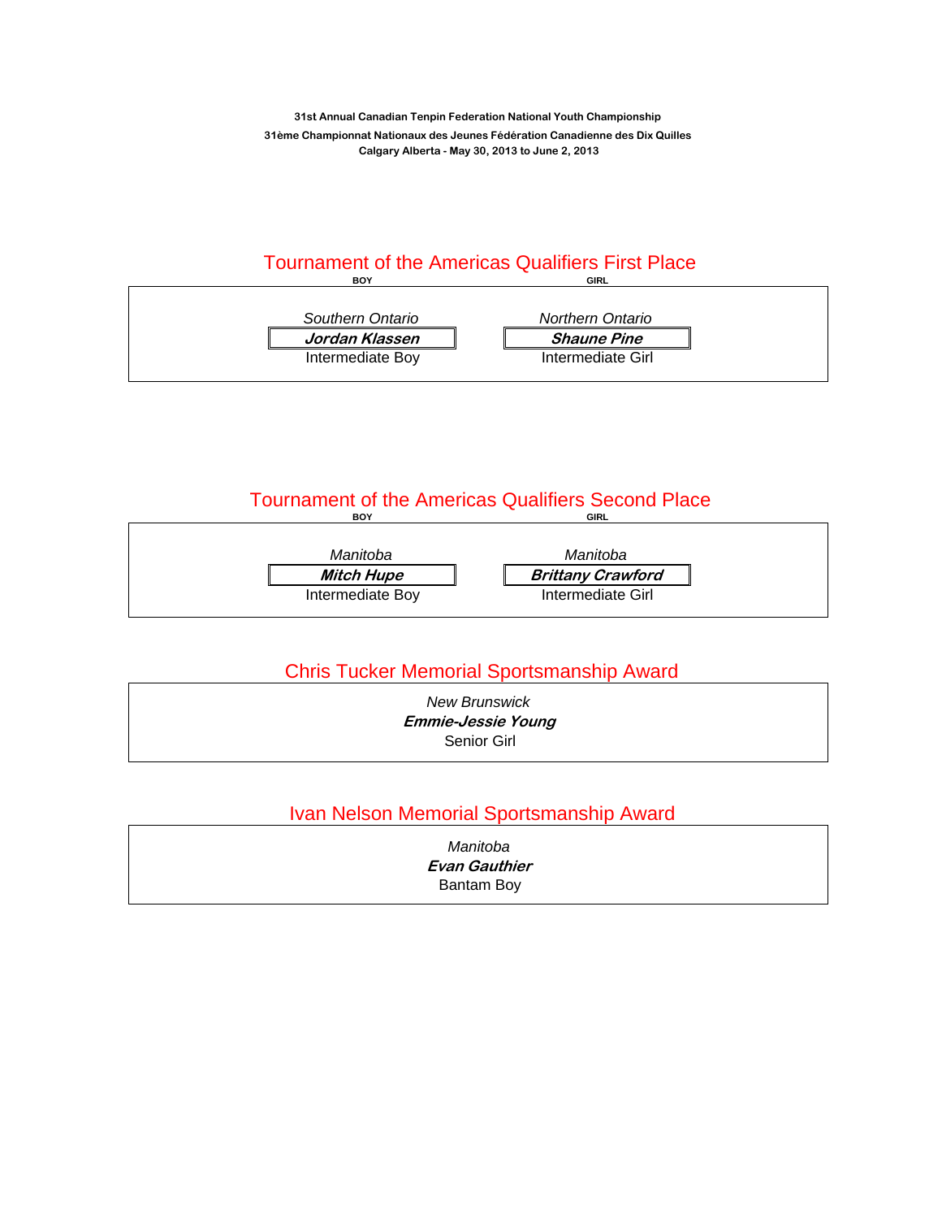31st Annual Canadian Tenpin Federation National Youth Championship

31ème Championnat Nationaux des Jeunes Fédération Canadienne des Dix Quilles

Calgary Alberta - May 30, 2013 to June 2, 2013

## Tournament of the Americas Qualifiers First Place

| BOY | GIRL |
|---|---|
| *Southern Ontario* | *Northern Ontario* |
| ***Jordan Klassen*** | ***Shaune Pine*** |
| Intermediate Boy | Intermediate Girl |

## Tournament of the Americas Qualifiers Second Place

| BOY | GIRL |
|---|---|
| *Manitoba* | *Manitoba* |
| ***Mitch Hupe*** | ***Brittany Crawford*** |
| Intermediate Boy | Intermediate Girl |

## Chris Tucker Memorial Sportsmanship Award

*New Brunswick*

***Emmie-Jessie Young***

Senior Girl

## Ivan Nelson Memorial Sportsmanship Award

*Manitoba*

***Evan Gauthier***

Bantam Boy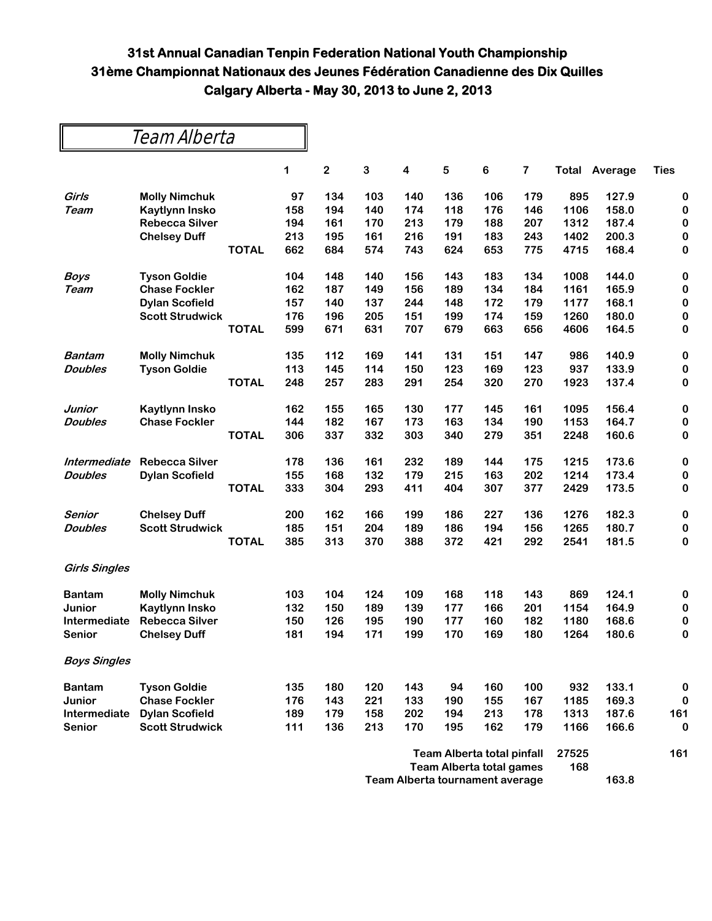# 31st Annual Canadian Tenpin Federation National Youth Championship
# 31ème Championnat Nationaux des Jeunes Fédération Canadienne des Dix Quilles
# Calgary Alberta - May 30, 2013 to June 2, 2013

## Team Alberta

| | | | 1 | 2 | 3 | 4 | 5 | 6 | 7 | Total | Average | Ties |
|---|---|---|---|---|---|---|---|---|---|---|---|---|
| *Girls* | Molly Nimchuk | | 97 | 134 | 103 | 140 | 136 | 106 | 179 | 895 | 127.9 | 0 |
| *Team* | Kaytlynn Insko | | 158 | 194 | 140 | 174 | 118 | 176 | 146 | 1106 | 158.0 | 0 |
| | Rebecca Silver | | 194 | 161 | 170 | 213 | 179 | 188 | 207 | 1312 | 187.4 | 0 |
| | Chelsey Duff | | 213 | 195 | 161 | 216 | 191 | 183 | 243 | 1402 | 200.3 | 0 |
| | | **TOTAL** | 662 | 684 | 574 | 743 | 624 | 653 | 775 | 4715 | 168.4 | 0 |
| *Boys* | Tyson Goldie | | 104 | 148 | 140 | 156 | 143 | 183 | 134 | 1008 | 144.0 | 0 |
| *Team* | Chase Fockler | | 162 | 187 | 149 | 156 | 189 | 134 | 184 | 1161 | 165.9 | 0 |
| | Dylan Scofield | | 157 | 140 | 137 | 244 | 148 | 172 | 179 | 1177 | 168.1 | 0 |
| | Scott Strudwick | | 176 | 196 | 205 | 151 | 199 | 174 | 159 | 1260 | 180.0 | 0 |
| | | **TOTAL** | 599 | 671 | 631 | 707 | 679 | 663 | 656 | 4606 | 164.5 | 0 |
| *Bantam* | Molly Nimchuk | | 135 | 112 | 169 | 141 | 131 | 151 | 147 | 986 | 140.9 | 0 |
| *Doubles* | Tyson Goldie | | 113 | 145 | 114 | 150 | 123 | 169 | 123 | 937 | 133.9 | 0 |
| | | **TOTAL** | 248 | 257 | 283 | 291 | 254 | 320 | 270 | 1923 | 137.4 | 0 |
| *Junior* | Kaytlynn Insko | | 162 | 155 | 165 | 130 | 177 | 145 | 161 | 1095 | 156.4 | 0 |
| *Doubles* | Chase Fockler | | 144 | 182 | 167 | 173 | 163 | 134 | 190 | 1153 | 164.7 | 0 |
| | | **TOTAL** | 306 | 337 | 332 | 303 | 340 | 279 | 351 | 2248 | 160.6 | 0 |
| *Intermediate* | Rebecca Silver | | 178 | 136 | 161 | 232 | 189 | 144 | 175 | 1215 | 173.6 | 0 |
| *Doubles* | Dylan Scofield | | 155 | 168 | 132 | 179 | 215 | 163 | 202 | 1214 | 173.4 | 0 |
| | | **TOTAL** | 333 | 304 | 293 | 411 | 404 | 307 | 377 | 2429 | 173.5 | 0 |
| *Senior* | Chelsey Duff | | 200 | 162 | 166 | 199 | 186 | 227 | 136 | 1276 | 182.3 | 0 |
| *Doubles* | Scott Strudwick | | 185 | 151 | 204 | 189 | 186 | 194 | 156 | 1265 | 180.7 | 0 |
| | | **TOTAL** | 385 | 313 | 370 | 388 | 372 | 421 | 292 | 2541 | 181.5 | 0 |
| ***Girls Singles*** | | | | | | | | | | | | |
| **Bantam** | Molly Nimchuk | | 103 | 104 | 124 | 109 | 168 | 118 | 143 | 869 | 124.1 | 0 |
| **Junior** | Kaytlynn Insko | | 132 | 150 | 189 | 139 | 177 | 166 | 201 | 1154 | 164.9 | 0 |
| **Intermediate** | Rebecca Silver | | 150 | 126 | 195 | 190 | 177 | 160 | 182 | 1180 | 168.6 | 0 |
| **Senior** | Chelsey Duff | | 181 | 194 | 171 | 199 | 170 | 169 | 180 | 1264 | 180.6 | 0 |
| ***Boys Singles*** | | | | | | | | | | | | |
| **Bantam** | Tyson Goldie | | 135 | 180 | 120 | 143 | 94 | 160 | 100 | 932 | 133.1 | 0 |
| **Junior** | Chase Fockler | | 176 | 143 | 221 | 133 | 190 | 155 | 167 | 1185 | 169.3 | 0 |
| **Intermediate** | Dylan Scofield | | 189 | 179 | 158 | 202 | 194 | 213 | 178 | 1313 | 187.6 | 161 |
| **Senior** | Scott Strudwick | | 111 | 136 | 213 | 170 | 195 | 162 | 179 | 1166 | 166.6 | 0 |

**Team Alberta total pinfall** 27525 161

**Team Alberta total games** 168

**Team Alberta tournament average** 163.8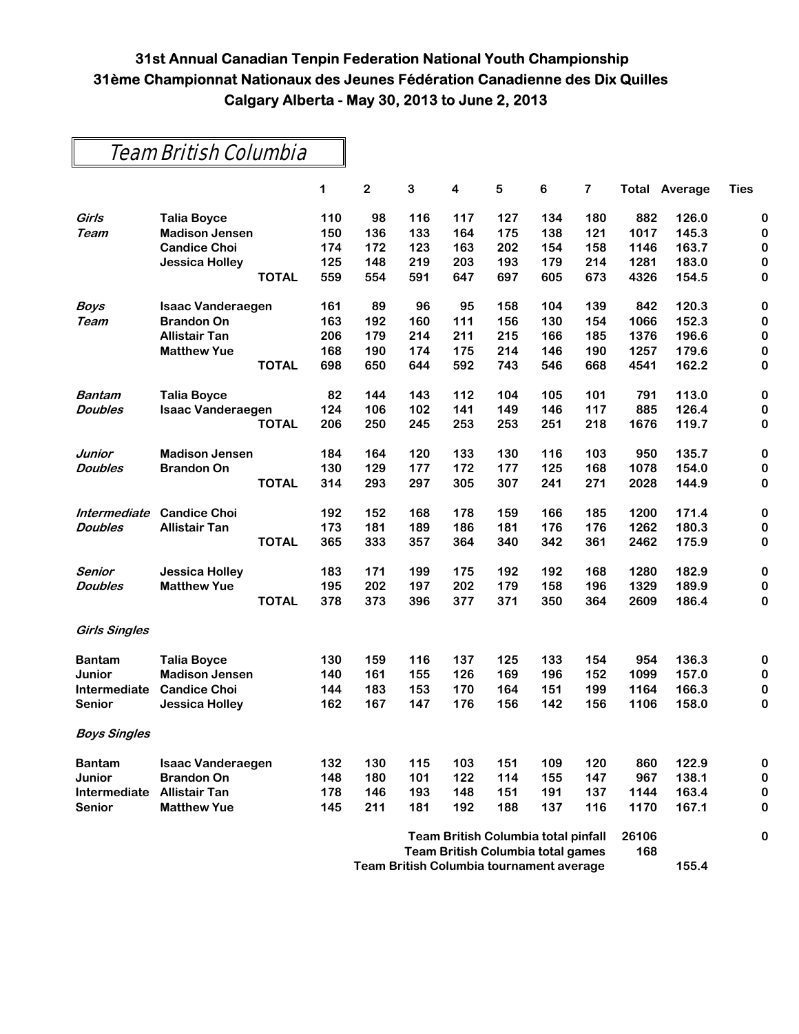**31st Annual Canadian Tenpin Federation National Youth Championship**
**31ème Championnat Nationaux des Jeunes Fédération Canadienne des Dix Quilles**
**Calgary Alberta - May 30, 2013 to June 2, 2013**

## Team British Columbia

| | | 1 | 2 | 3 | 4 | 5 | 6 | 7 | Total | Average | Ties |
|---|---|---|---|---|---|---|---|---|---|---|---|
| *Girls* | **Talia Boyce** | 110 | 98 | 116 | 117 | 127 | 134 | 180 | 882 | 126.0 | 0 |
| *Team* | **Madison Jensen** | 150 | 136 | 133 | 164 | 175 | 138 | 121 | 1017 | 145.3 | 0 |
| | **Candice Choi** | 174 | 172 | 123 | 163 | 202 | 154 | 158 | 1146 | 163.7 | 0 |
| | **Jessica Holley** | 125 | 148 | 219 | 203 | 193 | 179 | 214 | 1281 | 183.0 | 0 |
| | **TOTAL** | 559 | 554 | 591 | 647 | 697 | 605 | 673 | 4326 | 154.5 | 0 |
| *Boys* | **Isaac Vanderaegen** | 161 | 89 | 96 | 95 | 158 | 104 | 139 | 842 | 120.3 | 0 |
| *Team* | **Brandon On** | 163 | 192 | 160 | 111 | 156 | 130 | 154 | 1066 | 152.3 | 0 |
| | **Allistair Tan** | 206 | 179 | 214 | 211 | 215 | 166 | 185 | 1376 | 196.6 | 0 |
| | **Matthew Yue** | 168 | 190 | 174 | 175 | 214 | 146 | 190 | 1257 | 179.6 | 0 |
| | **TOTAL** | 698 | 650 | 644 | 592 | 743 | 546 | 668 | 4541 | 162.2 | 0 |
| *Bantam* | **Talia Boyce** | 82 | 144 | 143 | 112 | 104 | 105 | 101 | 791 | 113.0 | 0 |
| *Doubles* | **Isaac Vanderaegen** | 124 | 106 | 102 | 141 | 149 | 146 | 117 | 885 | 126.4 | 0 |
| | **TOTAL** | 206 | 250 | 245 | 253 | 253 | 251 | 218 | 1676 | 119.7 | 0 |
| *Junior* | **Madison Jensen** | 184 | 164 | 120 | 133 | 130 | 116 | 103 | 950 | 135.7 | 0 |
| *Doubles* | **Brandon On** | 130 | 129 | 177 | 172 | 177 | 125 | 168 | 1078 | 154.0 | 0 |
| | **TOTAL** | 314 | 293 | 297 | 305 | 307 | 241 | 271 | 2028 | 144.9 | 0 |
| *Intermediate* | **Candice Choi** | 192 | 152 | 168 | 178 | 159 | 166 | 185 | 1200 | 171.4 | 0 |
| *Doubles* | **Allistair Tan** | 173 | 181 | 189 | 186 | 181 | 176 | 176 | 1262 | 180.3 | 0 |
| | **TOTAL** | 365 | 333 | 357 | 364 | 340 | 342 | 361 | 2462 | 175.9 | 0 |
| *Senior* | **Jessica Holley** | 183 | 171 | 199 | 175 | 192 | 192 | 168 | 1280 | 182.9 | 0 |
| *Doubles* | **Matthew Yue** | 195 | 202 | 197 | 202 | 179 | 158 | 196 | 1329 | 189.9 | 0 |
| | **TOTAL** | 378 | 373 | 396 | 377 | 371 | 350 | 364 | 2609 | 186.4 | 0 |
| *Girls Singles* | | | | | | | | | | | |
| **Bantam** | **Talia Boyce** | 130 | 159 | 116 | 137 | 125 | 133 | 154 | 954 | 136.3 | 0 |
| **Junior** | **Madison Jensen** | 140 | 161 | 155 | 126 | 169 | 196 | 152 | 1099 | 157.0 | 0 |
| **Intermediate** | **Candice Choi** | 144 | 183 | 153 | 170 | 164 | 151 | 199 | 1164 | 166.3 | 0 |
| **Senior** | **Jessica Holley** | 162 | 167 | 147 | 176 | 156 | 142 | 156 | 1106 | 158.0 | 0 |
| *Boys Singles* | | | | | | | | | | | |
| **Bantam** | **Isaac Vanderaegen** | 132 | 130 | 115 | 103 | 151 | 109 | 120 | 860 | 122.9 | 0 |
| **Junior** | **Brandon On** | 148 | 180 | 101 | 122 | 114 | 155 | 147 | 967 | 138.1 | 0 |
| **Intermediate** | **Allistair Tan** | 178 | 146 | 193 | 148 | 151 | 191 | 137 | 1144 | 163.4 | 0 |
| **Senior** | **Matthew Yue** | 145 | 211 | 181 | 192 | 188 | 137 | 116 | 1170 | 167.1 | 0 |

| | Total | Average | Ties |
|---|---|---|---|
| **Team British Columbia total pinfall** | 26106 | | 0 |
| **Team British Columbia total games** | 168 | | |
| **Team British Columbia tournament average** | | 155.4 | |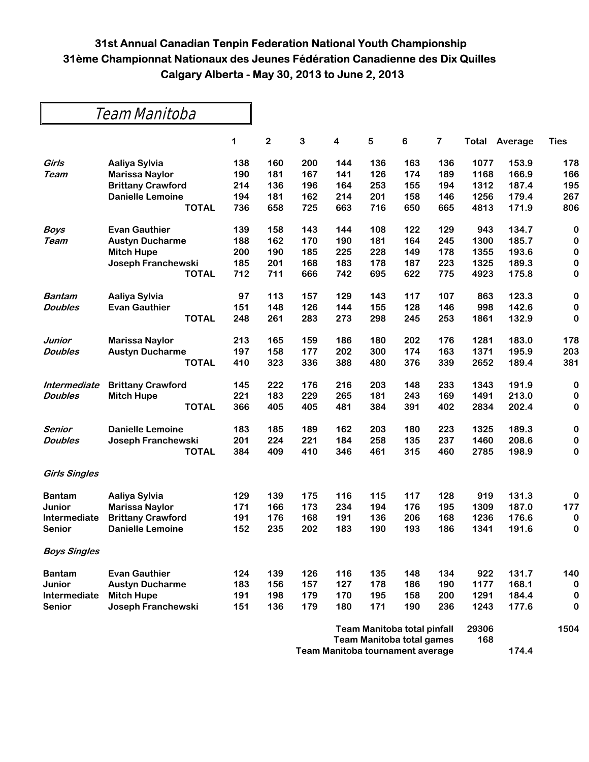**31st Annual Canadian Tenpin Federation National Youth Championship**
**31ème Championnat Nationaux des Jeunes Fédération Canadienne des Dix Quilles**
**Calgary Alberta - May 30, 2013 to June 2, 2013**

## Team Manitoba

| | | 1 | 2 | 3 | 4 | 5 | 6 | 7 | Total | Average | Ties |
|---|---|---|---|---|---|---|---|---|---|---|---|
| *Girls* | Aaliya Sylvia | 138 | 160 | 200 | 144 | 136 | 163 | 136 | 1077 | 153.9 | 178 |
| *Team* | Marissa Naylor | 190 | 181 | 167 | 141 | 126 | 174 | 189 | 1168 | 166.9 | 166 |
| | Brittany Crawford | 214 | 136 | 196 | 164 | 253 | 155 | 194 | 1312 | 187.4 | 195 |
| | Danielle Lemoine | 194 | 181 | 162 | 214 | 201 | 158 | 146 | 1256 | 179.4 | 267 |
| | **TOTAL** | 736 | 658 | 725 | 663 | 716 | 650 | 665 | 4813 | 171.9 | 806 |
| *Boys* | Evan Gauthier | 139 | 158 | 143 | 144 | 108 | 122 | 129 | 943 | 134.7 | 0 |
| *Team* | Austyn Ducharme | 188 | 162 | 170 | 190 | 181 | 164 | 245 | 1300 | 185.7 | 0 |
| | Mitch Hupe | 200 | 190 | 185 | 225 | 228 | 149 | 178 | 1355 | 193.6 | 0 |
| | Joseph Franchewski | 185 | 201 | 168 | 183 | 178 | 187 | 223 | 1325 | 189.3 | 0 |
| | **TOTAL** | 712 | 711 | 666 | 742 | 695 | 622 | 775 | 4923 | 175.8 | 0 |
| *Bantam* | Aaliya Sylvia | 97 | 113 | 157 | 129 | 143 | 117 | 107 | 863 | 123.3 | 0 |
| *Doubles* | Evan Gauthier | 151 | 148 | 126 | 144 | 155 | 128 | 146 | 998 | 142.6 | 0 |
| | **TOTAL** | 248 | 261 | 283 | 273 | 298 | 245 | 253 | 1861 | 132.9 | 0 |
| *Junior* | Marissa Naylor | 213 | 165 | 159 | 186 | 180 | 202 | 176 | 1281 | 183.0 | 178 |
| *Doubles* | Austyn Ducharme | 197 | 158 | 177 | 202 | 300 | 174 | 163 | 1371 | 195.9 | 203 |
| | **TOTAL** | 410 | 323 | 336 | 388 | 480 | 376 | 339 | 2652 | 189.4 | 381 |
| *Intermediate* | Brittany Crawford | 145 | 222 | 176 | 216 | 203 | 148 | 233 | 1343 | 191.9 | 0 |
| *Doubles* | Mitch Hupe | 221 | 183 | 229 | 265 | 181 | 243 | 169 | 1491 | 213.0 | 0 |
| | **TOTAL** | 366 | 405 | 405 | 481 | 384 | 391 | 402 | 2834 | 202.4 | 0 |
| *Senior* | Danielle Lemoine | 183 | 185 | 189 | 162 | 203 | 180 | 223 | 1325 | 189.3 | 0 |
| *Doubles* | Joseph Franchewski | 201 | 224 | 221 | 184 | 258 | 135 | 237 | 1460 | 208.6 | 0 |
| | **TOTAL** | 384 | 409 | 410 | 346 | 461 | 315 | 460 | 2785 | 198.9 | 0 |
| *Girls Singles* | | | | | | | | | | | |
| Bantam | Aaliya Sylvia | 129 | 139 | 175 | 116 | 115 | 117 | 128 | 919 | 131.3 | 0 |
| Junior | Marissa Naylor | 171 | 166 | 173 | 234 | 194 | 176 | 195 | 1309 | 187.0 | 177 |
| Intermediate | Brittany Crawford | 191 | 176 | 168 | 191 | 136 | 206 | 168 | 1236 | 176.6 | 0 |
| Senior | Danielle Lemoine | 152 | 235 | 202 | 183 | 190 | 193 | 186 | 1341 | 191.6 | 0 |
| *Boys Singles* | | | | | | | | | | | |
| Bantam | Evan Gauthier | 124 | 139 | 126 | 116 | 135 | 148 | 134 | 922 | 131.7 | 140 |
| Junior | Austyn Ducharme | 183 | 156 | 157 | 127 | 178 | 186 | 190 | 1177 | 168.1 | 0 |
| Intermediate | Mitch Hupe | 191 | 198 | 179 | 170 | 195 | 158 | 200 | 1291 | 184.4 | 0 |
| Senior | Joseph Franchewski | 151 | 136 | 179 | 180 | 171 | 190 | 236 | 1243 | 177.6 | 0 |

| | Total | Average | Ties |
|---|---|---|---|
| Team Manitoba total pinfall | 29306 | | 1504 |
| Team Manitoba total games | 168 | | |
| Team Manitoba tournament average | | 174.4 | |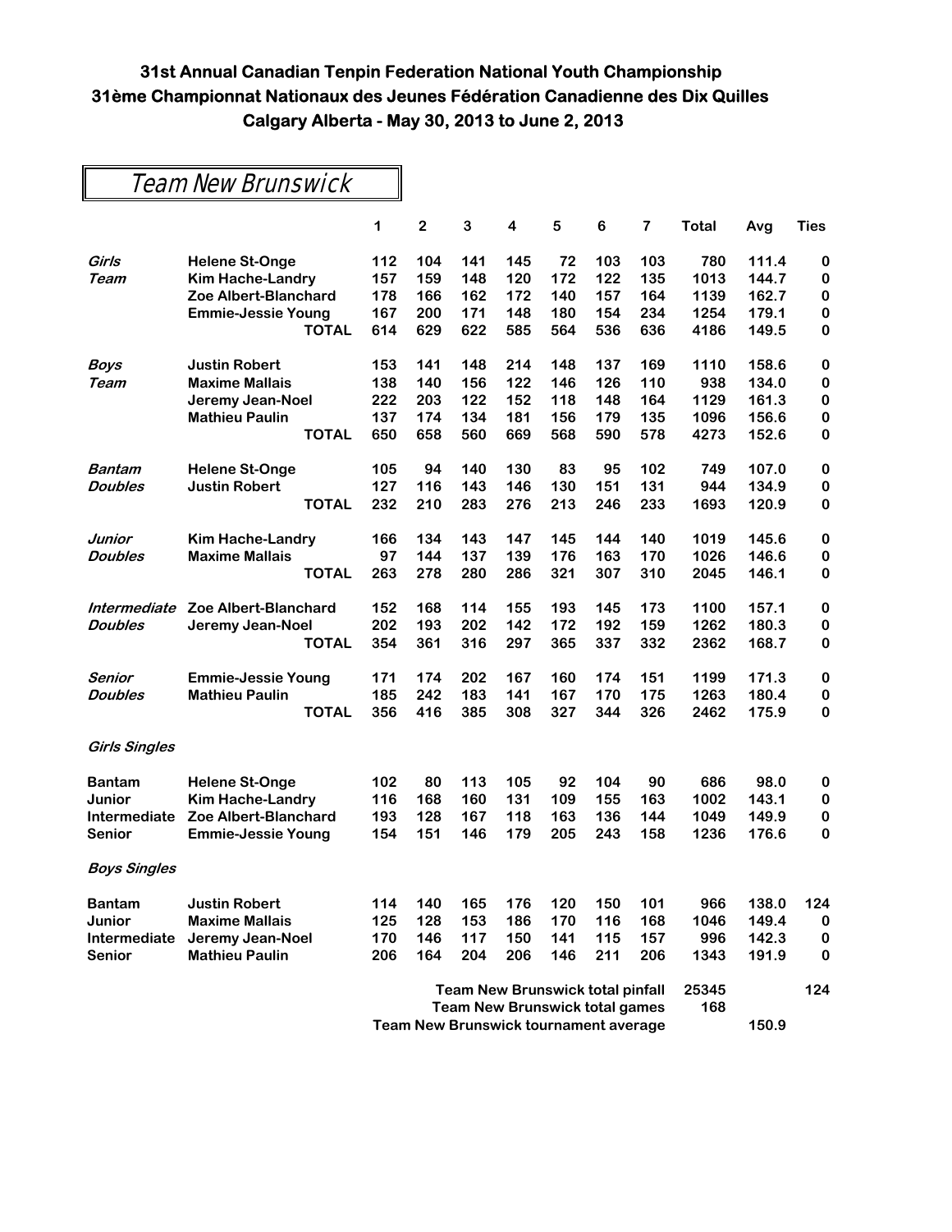**31st Annual Canadian Tenpin Federation National Youth Championship**
**31ème Championnat Nationaux des Jeunes Fédération Canadienne des Dix Quilles**
**Calgary Alberta - May 30, 2013 to June 2, 2013**

## Team New Brunswick

| | | 1 | 2 | 3 | 4 | 5 | 6 | 7 | Total | Avg | Ties |
|---|---|---|---|---|---|---|---|---|---|---|---|
| *Girls* | Helene St-Onge | 112 | 104 | 141 | 145 | 72 | 103 | 103 | 780 | 111.4 | 0 |
| *Team* | Kim Hache-Landry | 157 | 159 | 148 | 120 | 172 | 122 | 135 | 1013 | 144.7 | 0 |
| | Zoe Albert-Blanchard | 178 | 166 | 162 | 172 | 140 | 157 | 164 | 1139 | 162.7 | 0 |
| | Emmie-Jessie Young | 167 | 200 | 171 | 148 | 180 | 154 | 234 | 1254 | 179.1 | 0 |
| | **TOTAL** | 614 | 629 | 622 | 585 | 564 | 536 | 636 | 4186 | 149.5 | 0 |
| *Boys* | Justin Robert | 153 | 141 | 148 | 214 | 148 | 137 | 169 | 1110 | 158.6 | 0 |
| *Team* | Maxime Mallais | 138 | 140 | 156 | 122 | 146 | 126 | 110 | 938 | 134.0 | 0 |
| | Jeremy Jean-Noel | 222 | 203 | 122 | 152 | 118 | 148 | 164 | 1129 | 161.3 | 0 |
| | Mathieu Paulin | 137 | 174 | 134 | 181 | 156 | 179 | 135 | 1096 | 156.6 | 0 |
| | **TOTAL** | 650 | 658 | 560 | 669 | 568 | 590 | 578 | 4273 | 152.6 | 0 |
| *Bantam* | Helene St-Onge | 105 | 94 | 140 | 130 | 83 | 95 | 102 | 749 | 107.0 | 0 |
| *Doubles* | Justin Robert | 127 | 116 | 143 | 146 | 130 | 151 | 131 | 944 | 134.9 | 0 |
| | **TOTAL** | 232 | 210 | 283 | 276 | 213 | 246 | 233 | 1693 | 120.9 | 0 |
| *Junior* | Kim Hache-Landry | 166 | 134 | 143 | 147 | 145 | 144 | 140 | 1019 | 145.6 | 0 |
| *Doubles* | Maxime Mallais | 97 | 144 | 137 | 139 | 176 | 163 | 170 | 1026 | 146.6 | 0 |
| | **TOTAL** | 263 | 278 | 280 | 286 | 321 | 307 | 310 | 2045 | 146.1 | 0 |
| *Intermediate* | Zoe Albert-Blanchard | 152 | 168 | 114 | 155 | 193 | 145 | 173 | 1100 | 157.1 | 0 |
| *Doubles* | Jeremy Jean-Noel | 202 | 193 | 202 | 142 | 172 | 192 | 159 | 1262 | 180.3 | 0 |
| | **TOTAL** | 354 | 361 | 316 | 297 | 365 | 337 | 332 | 2362 | 168.7 | 0 |
| *Senior* | Emmie-Jessie Young | 171 | 174 | 202 | 167 | 160 | 174 | 151 | 1199 | 171.3 | 0 |
| *Doubles* | Mathieu Paulin | 185 | 242 | 183 | 141 | 167 | 170 | 175 | 1263 | 180.4 | 0 |
| | **TOTAL** | 356 | 416 | 385 | 308 | 327 | 344 | 326 | 2462 | 175.9 | 0 |
| *Girls Singles* | | | | | | | | | | | |
| Bantam | Helene St-Onge | 102 | 80 | 113 | 105 | 92 | 104 | 90 | 686 | 98.0 | 0 |
| Junior | Kim Hache-Landry | 116 | 168 | 160 | 131 | 109 | 155 | 163 | 1002 | 143.1 | 0 |
| Intermediate | Zoe Albert-Blanchard | 193 | 128 | 167 | 118 | 163 | 136 | 144 | 1049 | 149.9 | 0 |
| Senior | Emmie-Jessie Young | 154 | 151 | 146 | 179 | 205 | 243 | 158 | 1236 | 176.6 | 0 |
| *Boys Singles* | | | | | | | | | | | |
| Bantam | Justin Robert | 114 | 140 | 165 | 176 | 120 | 150 | 101 | 966 | 138.0 | 124 |
| Junior | Maxime Mallais | 125 | 128 | 153 | 186 | 170 | 116 | 168 | 1046 | 149.4 | 0 |
| Intermediate | Jeremy Jean-Noel | 170 | 146 | 117 | 150 | 141 | 115 | 157 | 996 | 142.3 | 0 |
| Senior | Mathieu Paulin | 206 | 164 | 204 | 206 | 146 | 211 | 206 | 1343 | 191.9 | 0 |

| | Total | Avg | Ties |
|---|---|---|---|
| Team New Brunswick total pinfall | 25345 | | 124 |
| Team New Brunswick total games | 168 | | |
| Team New Brunswick tournament average | | 150.9 | |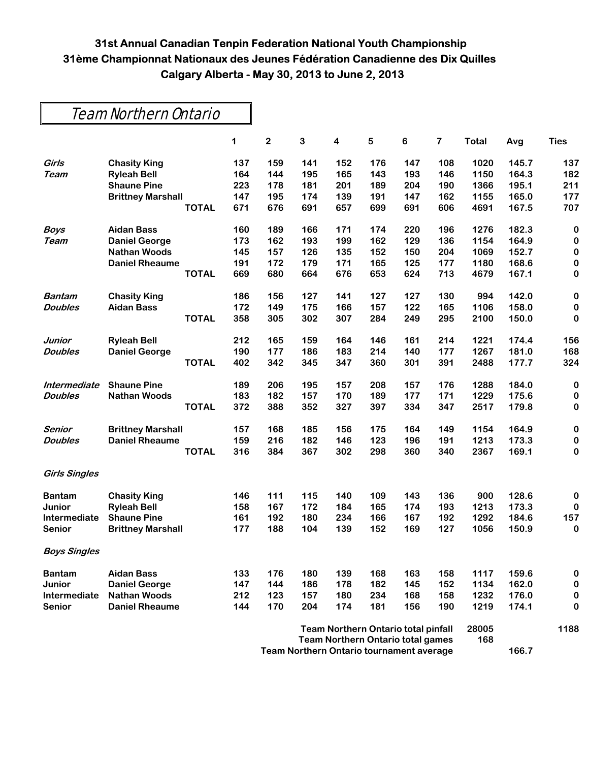# 31st Annual Canadian Tenpin Federation National Youth Championship
# 31ème Championnat Nationaux des Jeunes Fédération Canadienne des Dix Quilles
# Calgary Alberta - May 30, 2013 to June 2, 2013

## Team Northern Ontario

| | | | 1 | 2 | 3 | 4 | 5 | 6 | 7 | Total | Avg | Ties |
|---|---|---|---|---|---|---|---|---|---|---|---|---|
| *Girls* | **Chasity King** | | 137 | 159 | 141 | 152 | 176 | 147 | 108 | 1020 | 145.7 | 137 |
| *Team* | **Ryleah Bell** | | 164 | 144 | 195 | 165 | 143 | 193 | 146 | 1150 | 164.3 | 182 |
| | **Shaune Pine** | | 223 | 178 | 181 | 201 | 189 | 204 | 190 | 1366 | 195.1 | 211 |
| | **Brittney Marshall** | | 147 | 195 | 174 | 139 | 191 | 147 | 162 | 1155 | 165.0 | 177 |
| | | **TOTAL** | 671 | 676 | 691 | 657 | 699 | 691 | 606 | 4691 | 167.5 | 707 |
| *Boys* | **Aidan Bass** | | 160 | 189 | 166 | 171 | 174 | 220 | 196 | 1276 | 182.3 | 0 |
| *Team* | **Daniel George** | | 173 | 162 | 193 | 199 | 162 | 129 | 136 | 1154 | 164.9 | 0 |
| | **Nathan Woods** | | 145 | 157 | 126 | 135 | 152 | 150 | 204 | 1069 | 152.7 | 0 |
| | **Daniel Rheaume** | | 191 | 172 | 179 | 171 | 165 | 125 | 177 | 1180 | 168.6 | 0 |
| | | **TOTAL** | 669 | 680 | 664 | 676 | 653 | 624 | 713 | 4679 | 167.1 | 0 |
| *Bantam* | **Chasity King** | | 186 | 156 | 127 | 141 | 127 | 127 | 130 | 994 | 142.0 | 0 |
| *Doubles* | **Aidan Bass** | | 172 | 149 | 175 | 166 | 157 | 122 | 165 | 1106 | 158.0 | 0 |
| | | **TOTAL** | 358 | 305 | 302 | 307 | 284 | 249 | 295 | 2100 | 150.0 | 0 |
| *Junior* | **Ryleah Bell** | | 212 | 165 | 159 | 164 | 146 | 161 | 214 | 1221 | 174.4 | 156 |
| *Doubles* | **Daniel George** | | 190 | 177 | 186 | 183 | 214 | 140 | 177 | 1267 | 181.0 | 168 |
| | | **TOTAL** | 402 | 342 | 345 | 347 | 360 | 301 | 391 | 2488 | 177.7 | 324 |
| *Intermediate* | **Shaune Pine** | | 189 | 206 | 195 | 157 | 208 | 157 | 176 | 1288 | 184.0 | 0 |
| *Doubles* | **Nathan Woods** | | 183 | 182 | 157 | 170 | 189 | 177 | 171 | 1229 | 175.6 | 0 |
| | | **TOTAL** | 372 | 388 | 352 | 327 | 397 | 334 | 347 | 2517 | 179.8 | 0 |
| *Senior* | **Brittney Marshall** | | 157 | 168 | 185 | 156 | 175 | 164 | 149 | 1154 | 164.9 | 0 |
| *Doubles* | **Daniel Rheaume** | | 159 | 216 | 182 | 146 | 123 | 196 | 191 | 1213 | 173.3 | 0 |
| | | **TOTAL** | 316 | 384 | 367 | 302 | 298 | 360 | 340 | 2367 | 169.1 | 0 |
| *Girls Singles* | | | | | | | | | | | | |
| **Bantam** | **Chasity King** | | 146 | 111 | 115 | 140 | 109 | 143 | 136 | 900 | 128.6 | 0 |
| **Junior** | **Ryleah Bell** | | 158 | 167 | 172 | 184 | 165 | 174 | 193 | 1213 | 173.3 | 0 |
| **Intermediate** | **Shaune Pine** | | 161 | 192 | 180 | 234 | 166 | 167 | 192 | 1292 | 184.6 | 157 |
| **Senior** | **Brittney Marshall** | | 177 | 188 | 104 | 139 | 152 | 169 | 127 | 1056 | 150.9 | 0 |
| *Boys Singles* | | | | | | | | | | | | |
| **Bantam** | **Aidan Bass** | | 133 | 176 | 180 | 139 | 168 | 163 | 158 | 1117 | 159.6 | 0 |
| **Junior** | **Daniel George** | | 147 | 144 | 186 | 178 | 182 | 145 | 152 | 1134 | 162.0 | 0 |
| **Intermediate** | **Nathan Woods** | | 212 | 123 | 157 | 180 | 234 | 168 | 158 | 1232 | 176.0 | 0 |
| **Senior** | **Daniel Rheaume** | | 144 | 170 | 204 | 174 | 181 | 156 | 190 | 1219 | 174.1 | 0 |

| | Total | Avg | Ties |
|---|---|---|---|
| **Team Northern Ontario total pinfall** | 28005 | | 1188 |
| **Team Northern Ontario total games** | 168 | | |
| **Team Northern Ontario tournament average** | | 166.7 | |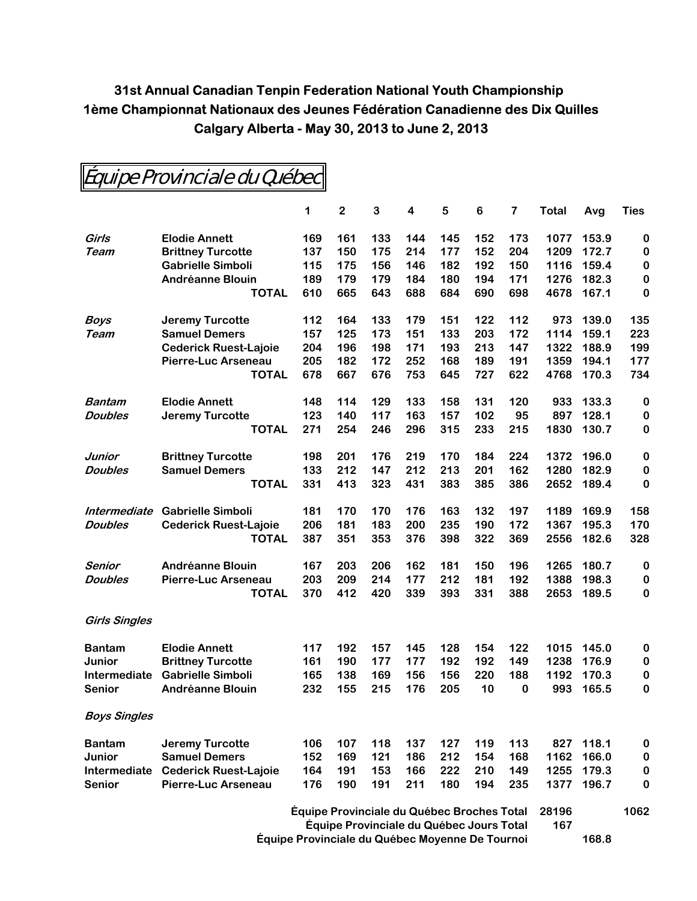**31st Annual Canadian Tenpin Federation National Youth Championship**
**1ème Championnat Nationaux des Jeunes Fédération Canadienne des Dix Quilles**
**Calgary Alberta - May 30, 2013 to June 2, 2013**

## *Équipe Provinciale du Québec*

| | | 1 | 2 | 3 | 4 | 5 | 6 | 7 | Total | Avg | Ties |
|---|---|---|---|---|---|---|---|---|---|---|---|
| *Girls* | Elodie Annett | 169 | 161 | 133 | 144 | 145 | 152 | 173 | 1077 | 153.9 | 0 |
| *Team* | Brittney Turcotte | 137 | 150 | 175 | 214 | 177 | 152 | 204 | 1209 | 172.7 | 0 |
| | Gabrielle Simboli | 115 | 175 | 156 | 146 | 182 | 192 | 150 | 1116 | 159.4 | 0 |
| | Andréanne Blouin | 189 | 179 | 179 | 184 | 180 | 194 | 171 | 1276 | 182.3 | 0 |
| | **TOTAL** | 610 | 665 | 643 | 688 | 684 | 690 | 698 | 4678 | 167.1 | 0 |
| *Boys* | Jeremy Turcotte | 112 | 164 | 133 | 179 | 151 | 122 | 112 | 973 | 139.0 | 135 |
| *Team* | Samuel Demers | 157 | 125 | 173 | 151 | 133 | 203 | 172 | 1114 | 159.1 | 223 |
| | Cederick Ruest-Lajoie | 204 | 196 | 198 | 171 | 193 | 213 | 147 | 1322 | 188.9 | 199 |
| | Pierre-Luc Arseneau | 205 | 182 | 172 | 252 | 168 | 189 | 191 | 1359 | 194.1 | 177 |
| | **TOTAL** | 678 | 667 | 676 | 753 | 645 | 727 | 622 | 4768 | 170.3 | 734 |
| *Bantam* | Elodie Annett | 148 | 114 | 129 | 133 | 158 | 131 | 120 | 933 | 133.3 | 0 |
| *Doubles* | Jeremy Turcotte | 123 | 140 | 117 | 163 | 157 | 102 | 95 | 897 | 128.1 | 0 |
| | **TOTAL** | 271 | 254 | 246 | 296 | 315 | 233 | 215 | 1830 | 130.7 | 0 |
| *Junior* | Brittney Turcotte | 198 | 201 | 176 | 219 | 170 | 184 | 224 | 1372 | 196.0 | 0 |
| *Doubles* | Samuel Demers | 133 | 212 | 147 | 212 | 213 | 201 | 162 | 1280 | 182.9 | 0 |
| | **TOTAL** | 331 | 413 | 323 | 431 | 383 | 385 | 386 | 2652 | 189.4 | 0 |
| *Intermediate* | Gabrielle Simboli | 181 | 170 | 170 | 176 | 163 | 132 | 197 | 1189 | 169.9 | 158 |
| *Doubles* | Cederick Ruest-Lajoie | 206 | 181 | 183 | 200 | 235 | 190 | 172 | 1367 | 195.3 | 170 |
| | **TOTAL** | 387 | 351 | 353 | 376 | 398 | 322 | 369 | 2556 | 182.6 | 328 |
| *Senior* | Andréanne Blouin | 167 | 203 | 206 | 162 | 181 | 150 | 196 | 1265 | 180.7 | 0 |
| *Doubles* | Pierre-Luc Arseneau | 203 | 209 | 214 | 177 | 212 | 181 | 192 | 1388 | 198.3 | 0 |
| | **TOTAL** | 370 | 412 | 420 | 339 | 393 | 331 | 388 | 2653 | 189.5 | 0 |
| *Girls Singles* | | | | | | | | | | | |
| Bantam | Elodie Annett | 117 | 192 | 157 | 145 | 128 | 154 | 122 | 1015 | 145.0 | 0 |
| Junior | Brittney Turcotte | 161 | 190 | 177 | 177 | 192 | 192 | 149 | 1238 | 176.9 | 0 |
| Intermediate | Gabrielle Simboli | 165 | 138 | 169 | 156 | 156 | 220 | 188 | 1192 | 170.3 | 0 |
| Senior | Andréanne Blouin | 232 | 155 | 215 | 176 | 205 | 10 | 0 | 993 | 165.5 | 0 |
| *Boys Singles* | | | | | | | | | | | |
| Bantam | Jeremy Turcotte | 106 | 107 | 118 | 137 | 127 | 119 | 113 | 827 | 118.1 | 0 |
| Junior | Samuel Demers | 152 | 169 | 121 | 186 | 212 | 154 | 168 | 1162 | 166.0 | 0 |
| Intermediate | Cederick Ruest-Lajoie | 164 | 191 | 153 | 166 | 222 | 210 | 149 | 1255 | 179.3 | 0 |
| Senior | Pierre-Luc Arseneau | 176 | 190 | 191 | 211 | 180 | 194 | 235 | 1377 | 196.7 | 0 |

**Équipe Provinciale du Québec Broches Total** 28196 — 1062
**Équipe Provinciale du Québec Jours Total** 167
**Équipe Provinciale du Québec Moyenne De Tournoi** 168.8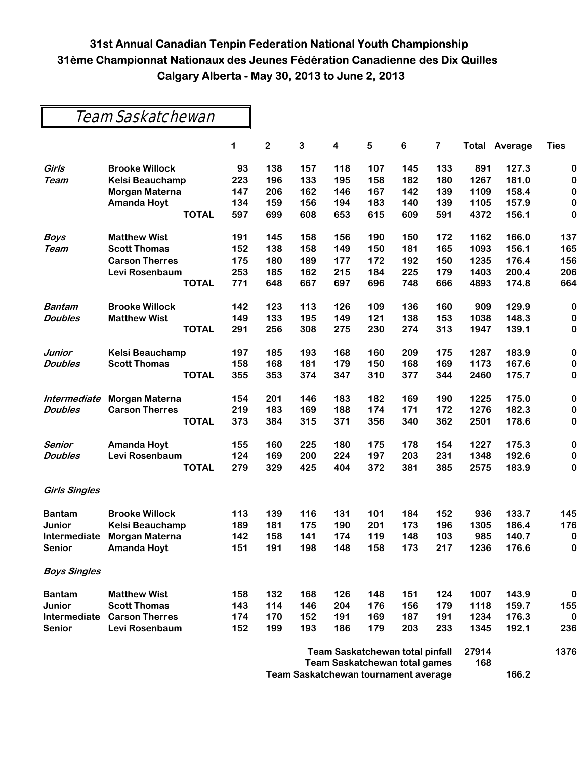# 31st Annual Canadian Tenpin Federation National Youth Championship
# 31ème Championnat Nationaux des Jeunes Fédération Canadienne des Dix Quilles
# Calgary Alberta - May 30, 2013 to June 2, 2013

## Team Saskatchewan

| | | 1 | 2 | 3 | 4 | 5 | 6 | 7 | Total | Average | Ties |
|---|---|---|---|---|---|---|---|---|---|---|---|
| *Girls* | **Brooke Willock** | 93 | 138 | 157 | 118 | 107 | 145 | 133 | 891 | 127.3 | 0 |
| *Team* | **Kelsi Beauchamp** | 223 | 196 | 133 | 195 | 158 | 182 | 180 | 1267 | 181.0 | 0 |
| | **Morgan Materna** | 147 | 206 | 162 | 146 | 167 | 142 | 139 | 1109 | 158.4 | 0 |
| | **Amanda Hoyt** | 134 | 159 | 156 | 194 | 183 | 140 | 139 | 1105 | 157.9 | 0 |
| | **TOTAL** | 597 | 699 | 608 | 653 | 615 | 609 | 591 | 4372 | 156.1 | 0 |
| *Boys* | **Matthew Wist** | 191 | 145 | 158 | 156 | 190 | 150 | 172 | 1162 | 166.0 | 137 |
| *Team* | **Scott Thomas** | 152 | 138 | 158 | 149 | 150 | 181 | 165 | 1093 | 156.1 | 165 |
| | **Carson Therres** | 175 | 180 | 189 | 177 | 172 | 192 | 150 | 1235 | 176.4 | 156 |
| | **Levi Rosenbaum** | 253 | 185 | 162 | 215 | 184 | 225 | 179 | 1403 | 200.4 | 206 |
| | **TOTAL** | 771 | 648 | 667 | 697 | 696 | 748 | 666 | 4893 | 174.8 | 664 |
| *Bantam* | **Brooke Willock** | 142 | 123 | 113 | 126 | 109 | 136 | 160 | 909 | 129.9 | 0 |
| *Doubles* | **Matthew Wist** | 149 | 133 | 195 | 149 | 121 | 138 | 153 | 1038 | 148.3 | 0 |
| | **TOTAL** | 291 | 256 | 308 | 275 | 230 | 274 | 313 | 1947 | 139.1 | 0 |
| *Junior* | **Kelsi Beauchamp** | 197 | 185 | 193 | 168 | 160 | 209 | 175 | 1287 | 183.9 | 0 |
| *Doubles* | **Scott Thomas** | 158 | 168 | 181 | 179 | 150 | 168 | 169 | 1173 | 167.6 | 0 |
| | **TOTAL** | 355 | 353 | 374 | 347 | 310 | 377 | 344 | 2460 | 175.7 | 0 |
| *Intermediate* | **Morgan Materna** | 154 | 201 | 146 | 183 | 182 | 169 | 190 | 1225 | 175.0 | 0 |
| *Doubles* | **Carson Therres** | 219 | 183 | 169 | 188 | 174 | 171 | 172 | 1276 | 182.3 | 0 |
| | **TOTAL** | 373 | 384 | 315 | 371 | 356 | 340 | 362 | 2501 | 178.6 | 0 |
| *Senior* | **Amanda Hoyt** | 155 | 160 | 225 | 180 | 175 | 178 | 154 | 1227 | 175.3 | 0 |
| *Doubles* | **Levi Rosenbaum** | 124 | 169 | 200 | 224 | 197 | 203 | 231 | 1348 | 192.6 | 0 |
| | **TOTAL** | 279 | 329 | 425 | 404 | 372 | 381 | 385 | 2575 | 183.9 | 0 |
| *Girls Singles* | | | | | | | | | | | |
| **Bantam** | **Brooke Willock** | 113 | 139 | 116 | 131 | 101 | 184 | 152 | 936 | 133.7 | 145 |
| **Junior** | **Kelsi Beauchamp** | 189 | 181 | 175 | 190 | 201 | 173 | 196 | 1305 | 186.4 | 176 |
| **Intermediate** | **Morgan Materna** | 142 | 158 | 141 | 174 | 119 | 148 | 103 | 985 | 140.7 | 0 |
| **Senior** | **Amanda Hoyt** | 151 | 191 | 198 | 148 | 158 | 173 | 217 | 1236 | 176.6 | 0 |
| *Boys Singles* | | | | | | | | | | | |
| **Bantam** | **Matthew Wist** | 158 | 132 | 168 | 126 | 148 | 151 | 124 | 1007 | 143.9 | 0 |
| **Junior** | **Scott Thomas** | 143 | 114 | 146 | 204 | 176 | 156 | 179 | 1118 | 159.7 | 155 |
| **Intermediate** | **Carson Therres** | 174 | 170 | 152 | 191 | 169 | 187 | 191 | 1234 | 176.3 | 0 |
| **Senior** | **Levi Rosenbaum** | 152 | 199 | 193 | 186 | 179 | 203 | 233 | 1345 | 192.1 | 236 |

| | | |
|---|---|---|
| **Team Saskatchewan total pinfall** | 27914 | 1376 |
| **Team Saskatchewan total games** | 168 | |
| **Team Saskatchewan tournament average** | | 166.2 |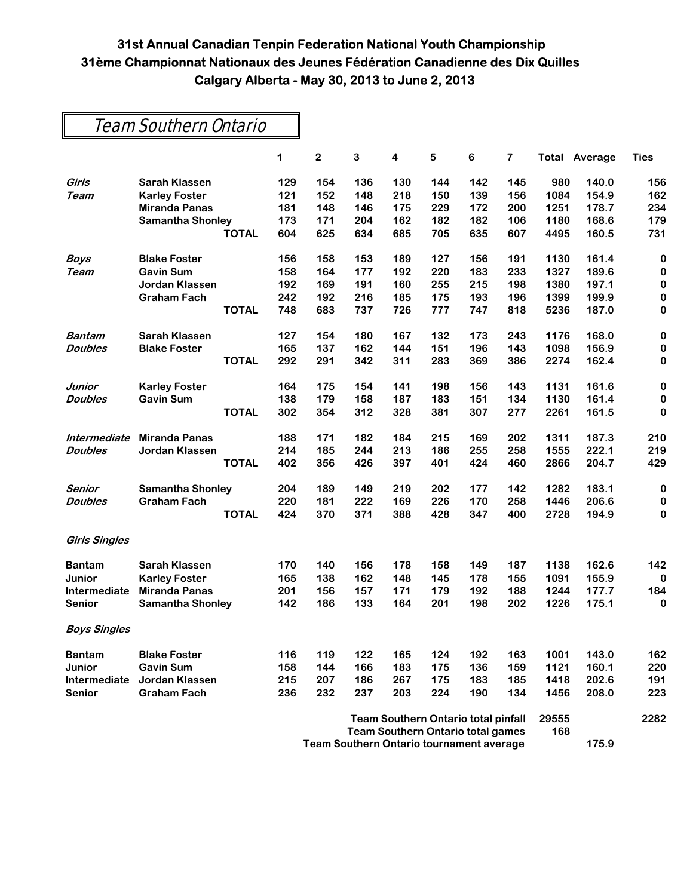# 31st Annual Canadian Tenpin Federation National Youth Championship
# 31ème Championnat Nationaux des Jeunes Fédération Canadienne des Dix Quilles
# Calgary Alberta - May 30, 2013 to June 2, 2013

## Team Southern Ontario

| | | 1 | 2 | 3 | 4 | 5 | 6 | 7 | Total | Average | Ties |
|---|---|---|---|---|---|---|---|---|---|---|---|
| ***Girls*** | **Sarah Klassen** | 129 | 154 | 136 | 130 | 144 | 142 | 145 | 980 | 140.0 | 156 |
| ***Team*** | **Karley Foster** | 121 | 152 | 148 | 218 | 150 | 139 | 156 | 1084 | 154.9 | 162 |
| | **Miranda Panas** | 181 | 148 | 146 | 175 | 229 | 172 | 200 | 1251 | 178.7 | 234 |
| | **Samantha Shonley** | 173 | 171 | 204 | 162 | 182 | 182 | 106 | 1180 | 168.6 | 179 |
| | **TOTAL** | 604 | 625 | 634 | 685 | 705 | 635 | 607 | 4495 | 160.5 | 731 |
| ***Boys*** | **Blake Foster** | 156 | 158 | 153 | 189 | 127 | 156 | 191 | 1130 | 161.4 | 0 |
| ***Team*** | **Gavin Sum** | 158 | 164 | 177 | 192 | 220 | 183 | 233 | 1327 | 189.6 | 0 |
| | **Jordan Klassen** | 192 | 169 | 191 | 160 | 255 | 215 | 198 | 1380 | 197.1 | 0 |
| | **Graham Fach** | 242 | 192 | 216 | 185 | 175 | 193 | 196 | 1399 | 199.9 | 0 |
| | **TOTAL** | 748 | 683 | 737 | 726 | 777 | 747 | 818 | 5236 | 187.0 | 0 |
| ***Bantam*** | **Sarah Klassen** | 127 | 154 | 180 | 167 | 132 | 173 | 243 | 1176 | 168.0 | 0 |
| ***Doubles*** | **Blake Foster** | 165 | 137 | 162 | 144 | 151 | 196 | 143 | 1098 | 156.9 | 0 |
| | **TOTAL** | 292 | 291 | 342 | 311 | 283 | 369 | 386 | 2274 | 162.4 | 0 |
| ***Junior*** | **Karley Foster** | 164 | 175 | 154 | 141 | 198 | 156 | 143 | 1131 | 161.6 | 0 |
| ***Doubles*** | **Gavin Sum** | 138 | 179 | 158 | 187 | 183 | 151 | 134 | 1130 | 161.4 | 0 |
| | **TOTAL** | 302 | 354 | 312 | 328 | 381 | 307 | 277 | 2261 | 161.5 | 0 |
| ***Intermediate*** | **Miranda Panas** | 188 | 171 | 182 | 184 | 215 | 169 | 202 | 1311 | 187.3 | 210 |
| ***Doubles*** | **Jordan Klassen** | 214 | 185 | 244 | 213 | 186 | 255 | 258 | 1555 | 222.1 | 219 |
| | **TOTAL** | 402 | 356 | 426 | 397 | 401 | 424 | 460 | 2866 | 204.7 | 429 |
| ***Senior*** | **Samantha Shonley** | 204 | 189 | 149 | 219 | 202 | 177 | 142 | 1282 | 183.1 | 0 |
| ***Doubles*** | **Graham Fach** | 220 | 181 | 222 | 169 | 226 | 170 | 258 | 1446 | 206.6 | 0 |
| | **TOTAL** | 424 | 370 | 371 | 388 | 428 | 347 | 400 | 2728 | 194.9 | 0 |
| ***Girls Singles*** | | | | | | | | | | | |
| **Bantam** | **Sarah Klassen** | 170 | 140 | 156 | 178 | 158 | 149 | 187 | 1138 | 162.6 | 142 |
| **Junior** | **Karley Foster** | 165 | 138 | 162 | 148 | 145 | 178 | 155 | 1091 | 155.9 | 0 |
| **Intermediate** | **Miranda Panas** | 201 | 156 | 157 | 171 | 179 | 192 | 188 | 1244 | 177.7 | 184 |
| **Senior** | **Samantha Shonley** | 142 | 186 | 133 | 164 | 201 | 198 | 202 | 1226 | 175.1 | 0 |
| ***Boys Singles*** | | | | | | | | | | | |
| **Bantam** | **Blake Foster** | 116 | 119 | 122 | 165 | 124 | 192 | 163 | 1001 | 143.0 | 162 |
| **Junior** | **Gavin Sum** | 158 | 144 | 166 | 183 | 175 | 136 | 159 | 1121 | 160.1 | 220 |
| **Intermediate** | **Jordan Klassen** | 215 | 207 | 186 | 267 | 175 | 183 | 185 | 1418 | 202.6 | 191 |
| **Senior** | **Graham Fach** | 236 | 232 | 237 | 203 | 224 | 190 | 134 | 1456 | 208.0 | 223 |

**Team Southern Ontario total pinfall** 29555 2282

**Team Southern Ontario total games** 168

**Team Southern Ontario tournament average** 175.9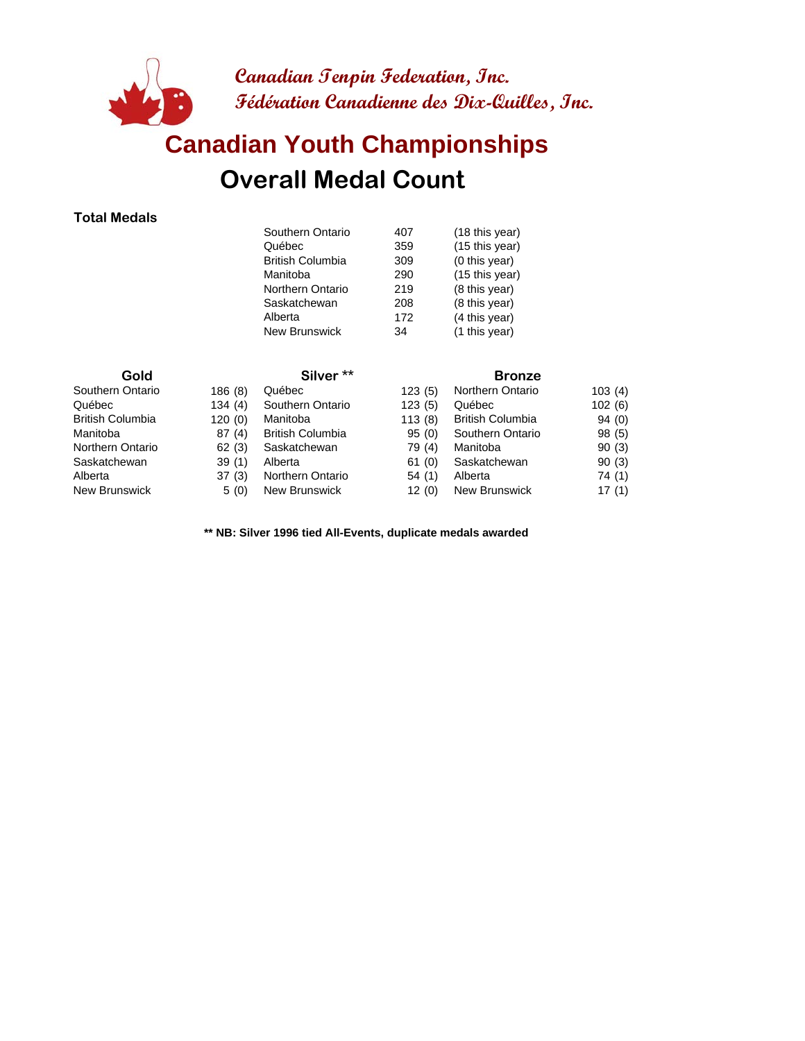**Canadian Tenpin Federation, Inc.**
**Fédération Canadienne des Dix-Quilles, Inc.**

# Canadian Youth Championships

## Overall Medal Count

**Total Medals**

| | | |
|---|---|---|
| Southern Ontario | 407 | (18 this year) |
| Québec | 359 | (15 this year) |
| British Columbia | 309 | (0 this year) |
| Manitoba | 290 | (15 this year) |
| Northern Ontario | 219 | (8 this year) |
| Saskatchewan | 208 | (8 this year) |
| Alberta | 172 | (4 this year) |
| New Brunswick | 34 | (1 this year) |

| Gold | | Silver ** | | Bronze | |
|---|---|---|---|---|---|
| Southern Ontario | 186 (8) | Québec | 123 (5) | Northern Ontario | 103 (4) |
| Québec | 134 (4) | Southern Ontario | 123 (5) | Québec | 102 (6) |
| British Columbia | 120 (0) | Manitoba | 113 (8) | British Columbia | 94 (0) |
| Manitoba | 87 (4) | British Columbia | 95 (0) | Southern Ontario | 98 (5) |
| Northern Ontario | 62 (3) | Saskatchewan | 79 (4) | Manitoba | 90 (3) |
| Saskatchewan | 39 (1) | Alberta | 61 (0) | Saskatchewan | 90 (3) |
| Alberta | 37 (3) | Northern Ontario | 54 (1) | Alberta | 74 (1) |
| New Brunswick | 5 (0) | New Brunswick | 12 (0) | New Brunswick | 17 (1) |

**** NB: Silver 1996 tied All-Events, duplicate medals awarded**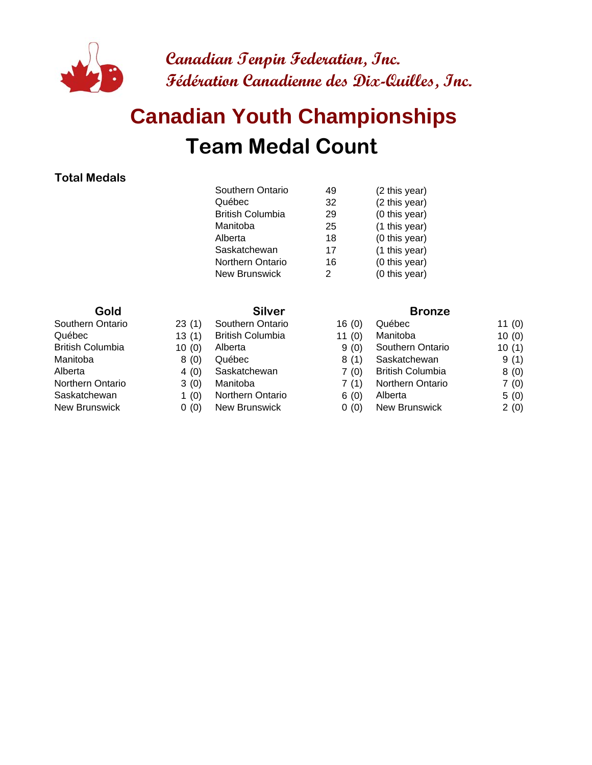Canadian Tenpin Federation, Inc.
Fédération Canadienne des Dix-Quilles, Inc.

# Canadian Youth Championships

## Team Medal Count

**Total Medals**

| Team | Total | This year |
|---|---|---|
| Southern Ontario | 49 | (2 this year) |
| Québec | 32 | (2 this year) |
| British Columbia | 29 | (0 this year) |
| Manitoba | 25 | (1 this year) |
| Alberta | 18 | (0 this year) |
| Saskatchewan | 17 | (1 this year) |
| Northern Ontario | 16 | (0 this year) |
| New Brunswick | 2 | (0 this year) |

| Gold | | Silver | | Bronze | |
|---|---|---|---|---|---|
| Southern Ontario | 23 (1) | Southern Ontario | 16 (0) | Québec | 11 (0) |
| Québec | 13 (1) | British Columbia | 11 (0) | Manitoba | 10 (0) |
| British Columbia | 10 (0) | Alberta | 9 (0) | Southern Ontario | 10 (1) |
| Manitoba | 8 (0) | Québec | 8 (1) | Saskatchewan | 9 (1) |
| Alberta | 4 (0) | Saskatchewan | 7 (0) | British Columbia | 8 (0) |
| Northern Ontario | 3 (0) | Manitoba | 7 (1) | Northern Ontario | 7 (0) |
| Saskatchewan | 1 (0) | Northern Ontario | 6 (0) | Alberta | 5 (0) |
| New Brunswick | 0 (0) | New Brunswick | 0 (0) | New Brunswick | 2 (0) |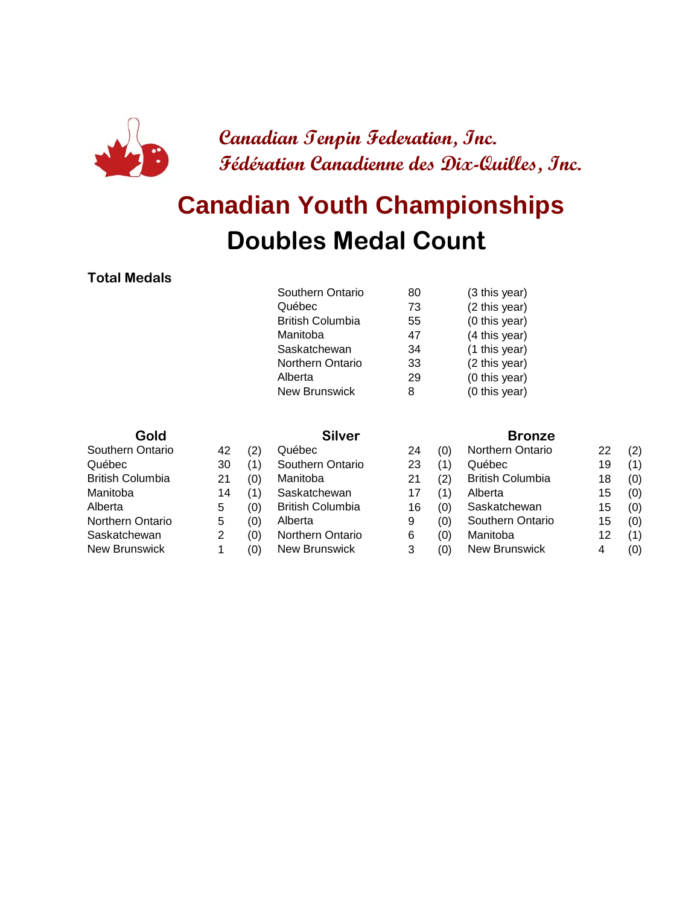*Canadian Tenpin Federation, Inc.*
*Fédération Canadienne des Dix-Quilles, Inc.*

# Canadian Youth Championships

## Doubles Medal Count

**Total Medals**

| Province | Total | This year |
|---|---|---|
| Southern Ontario | 80 | (3 this year) |
| Québec | 73 | (2 this year) |
| British Columbia | 55 | (0 this year) |
| Manitoba | 47 | (4 this year) |
| Saskatchewan | 34 | (1 this year) |
| Northern Ontario | 33 | (2 this year) |
| Alberta | 29 | (0 this year) |
| New Brunswick | 8 | (0 this year) |

| Gold | | | Silver | | | Bronze | | |
|---|---|---|---|---|---|---|---|---|
| Southern Ontario | 42 | (2) | Québec | 24 | (0) | Northern Ontario | 22 | (2) |
| Québec | 30 | (1) | Southern Ontario | 23 | (1) | Québec | 19 | (1) |
| British Columbia | 21 | (0) | Manitoba | 21 | (2) | British Columbia | 18 | (0) |
| Manitoba | 14 | (1) | Saskatchewan | 17 | (1) | Alberta | 15 | (0) |
| Alberta | 5 | (0) | British Columbia | 16 | (0) | Saskatchewan | 15 | (0) |
| Northern Ontario | 5 | (0) | Alberta | 9 | (0) | Southern Ontario | 15 | (0) |
| Saskatchewan | 2 | (0) | Northern Ontario | 6 | (0) | Manitoba | 12 | (1) |
| New Brunswick | 1 | (0) | New Brunswick | 3 | (0) | New Brunswick | 4 | (0) |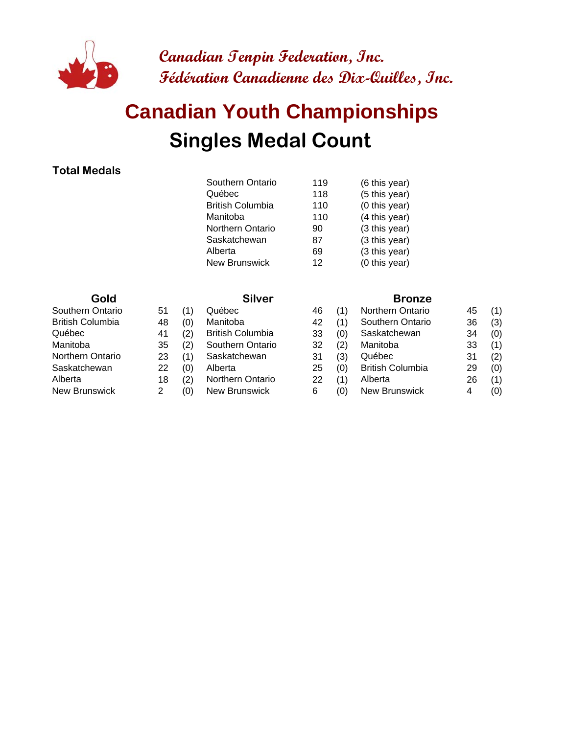**Canadian Tenpin Federation, Inc.**
**Fédération Canadienne des Dix-Quilles, Inc.**

# Canadian Youth Championships

## Singles Medal Count

### Total Medals

| Province | Total | |
|---|---|---|
| Southern Ontario | 119 | (6 this year) |
| Québec | 118 | (5 this year) |
| British Columbia | 110 | (0 this year) |
| Manitoba | 110 | (4 this year) |
| Northern Ontario | 90 | (3 this year) |
| Saskatchewan | 87 | (3 this year) |
| Alberta | 69 | (3 this year) |
| New Brunswick | 12 | (0 this year) |

| Gold | | | Silver | | | Bronze | | |
|---|---|---|---|---|---|---|---|---|
| Southern Ontario | 51 | (1) | Québec | 46 | (1) | Northern Ontario | 45 | (1) |
| British Columbia | 48 | (0) | Manitoba | 42 | (1) | Southern Ontario | 36 | (3) |
| Québec | 41 | (2) | British Columbia | 33 | (0) | Saskatchewan | 34 | (0) |
| Manitoba | 35 | (2) | Southern Ontario | 32 | (2) | Manitoba | 33 | (1) |
| Northern Ontario | 23 | (1) | Saskatchewan | 31 | (3) | Québec | 31 | (2) |
| Saskatchewan | 22 | (0) | Alberta | 25 | (0) | British Columbia | 29 | (0) |
| Alberta | 18 | (2) | Northern Ontario | 22 | (1) | Alberta | 26 | (1) |
| New Brunswick | 2 | (0) | New Brunswick | 6 | (0) | New Brunswick | 4 | (0) |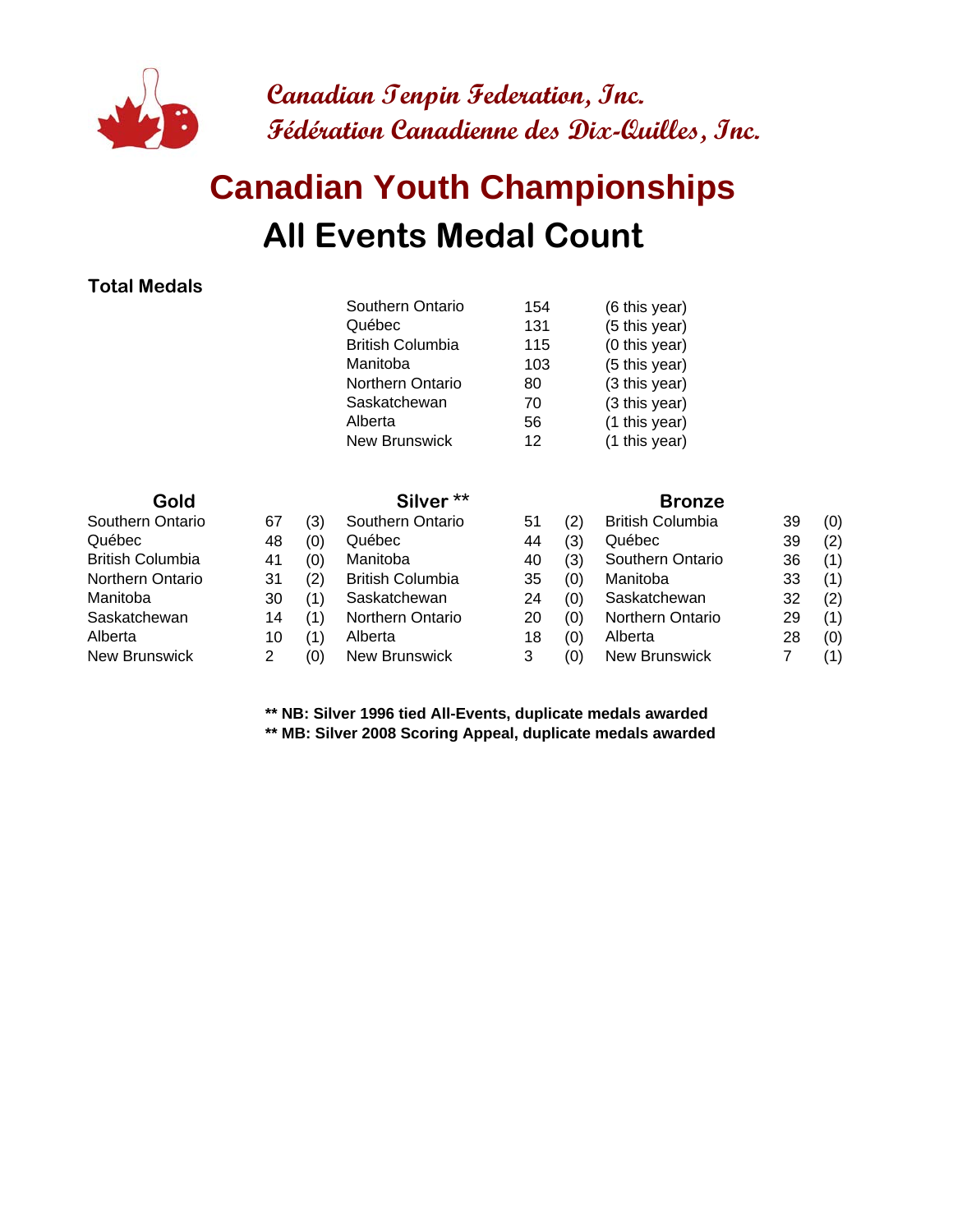**Canadian Tenpin Federation, Inc.**
**Fédération Canadienne des Dix-Quilles, Inc.**

# Canadian Youth Championships

## All Events Medal Count

### Total Medals

| Province | Total | This Year |
|---|---|---|
| Southern Ontario | 154 | (6 this year) |
| Québec | 131 | (5 this year) |
| British Columbia | 115 | (0 this year) |
| Manitoba | 103 | (5 this year) |
| Northern Ontario | 80 | (3 this year) |
| Saskatchewan | 70 | (3 this year) |
| Alberta | 56 | (1 this year) |
| New Brunswick | 12 | (1 this year) |

| Gold | | | Silver ** | | | Bronze | | |
|---|---|---|---|---|---|---|---|---|
| Southern Ontario | 67 | (3) | Southern Ontario | 51 | (2) | British Columbia | 39 | (0) |
| Québec | 48 | (0) | Québec | 44 | (3) | Québec | 39 | (2) |
| British Columbia | 41 | (0) | Manitoba | 40 | (3) | Southern Ontario | 36 | (1) |
| Northern Ontario | 31 | (2) | British Columbia | 35 | (0) | Manitoba | 33 | (1) |
| Manitoba | 30 | (1) | Saskatchewan | 24 | (0) | Saskatchewan | 32 | (2) |
| Saskatchewan | 14 | (1) | Northern Ontario | 20 | (0) | Northern Ontario | 29 | (1) |
| Alberta | 10 | (1) | Alberta | 18 | (0) | Alberta | 28 | (0) |
| New Brunswick | 2 | (0) | New Brunswick | 3 | (0) | New Brunswick | 7 | (1) |

**** NB: Silver 1996 tied All-Events, duplicate medals awarded**
**** MB: Silver 2008 Scoring Appeal, duplicate medals awarded**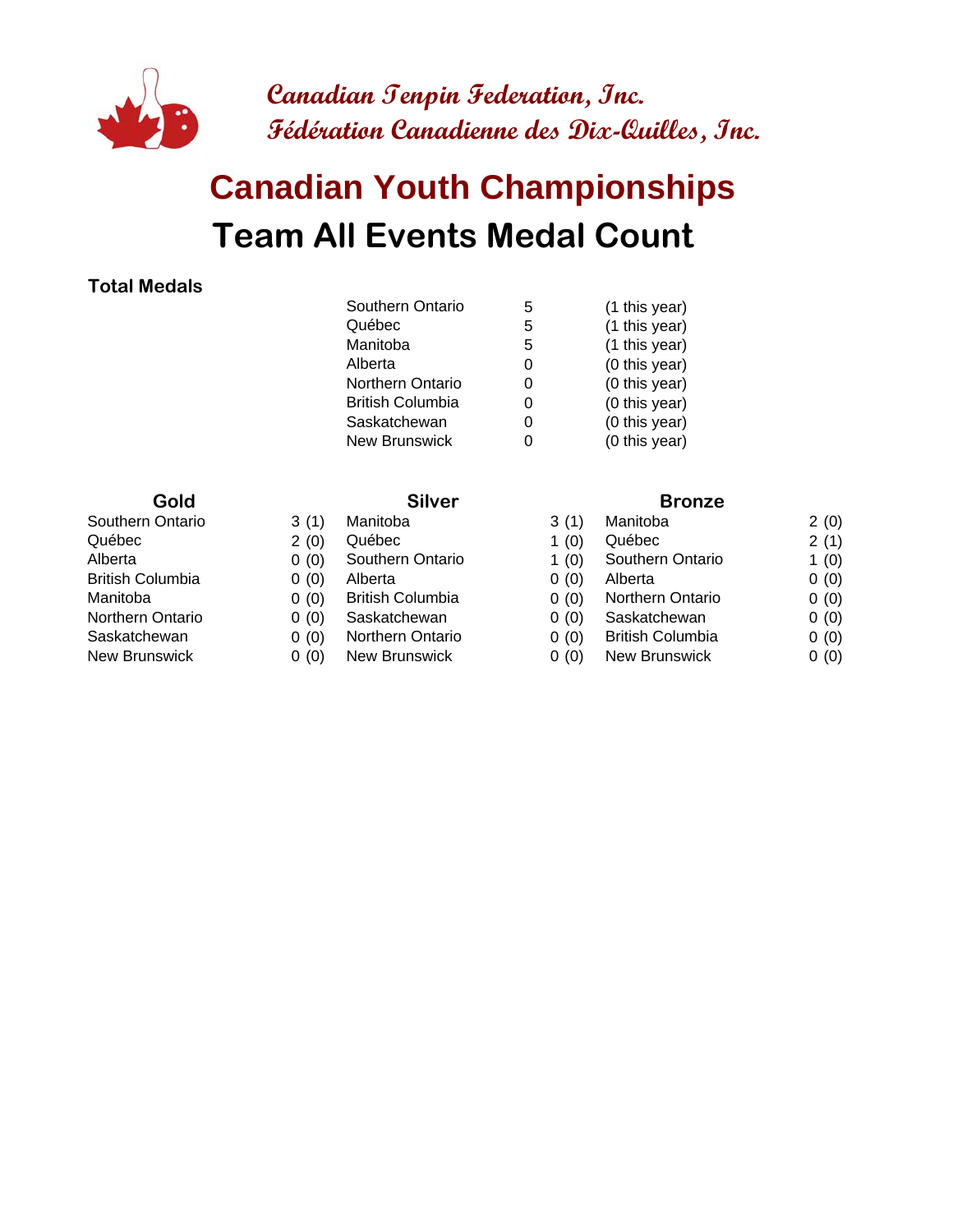Canadian Tenpin Federation, Inc.
Fédération Canadienne des Dix-Quilles, Inc.

# Canadian Youth Championships

# Team All Events Medal Count

**Total Medals**

| | | |
|---|---|---|
| Southern Ontario | 5 | (1 this year) |
| Québec | 5 | (1 this year) |
| Manitoba | 5 | (1 this year) |
| Alberta | 0 | (0 this year) |
| Northern Ontario | 0 | (0 this year) |
| British Columbia | 0 | (0 this year) |
| Saskatchewan | 0 | (0 this year) |
| New Brunswick | 0 | (0 this year) |

| Gold | | Silver | | Bronze | |
|---|---|---|---|---|---|
| Southern Ontario | 3 (1) | Manitoba | 3 (1) | Manitoba | 2 (0) |
| Québec | 2 (0) | Québec | 1 (0) | Québec | 2 (1) |
| Alberta | 0 (0) | Southern Ontario | 1 (0) | Southern Ontario | 1 (0) |
| British Columbia | 0 (0) | Alberta | 0 (0) | Alberta | 0 (0) |
| Manitoba | 0 (0) | British Columbia | 0 (0) | Northern Ontario | 0 (0) |
| Northern Ontario | 0 (0) | Saskatchewan | 0 (0) | Saskatchewan | 0 (0) |
| Saskatchewan | 0 (0) | Northern Ontario | 0 (0) | British Columbia | 0 (0) |
| New Brunswick | 0 (0) | New Brunswick | 0 (0) | New Brunswick | 0 (0) |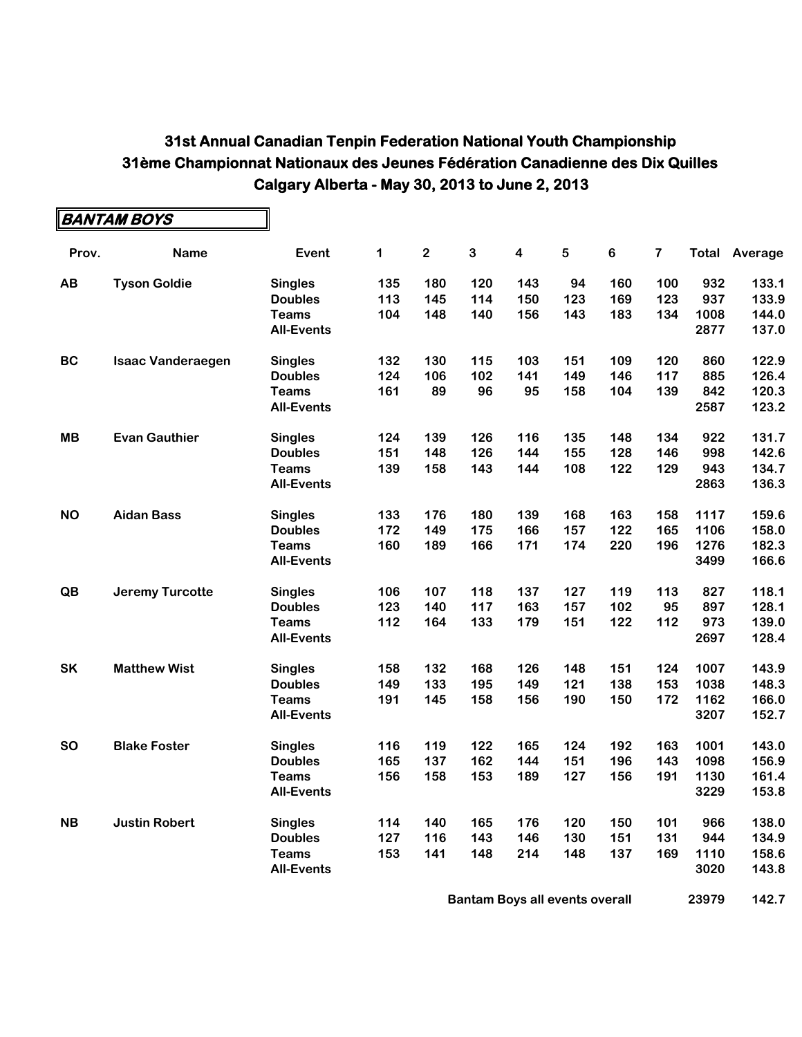# 31st Annual Canadian Tenpin Federation National Youth Championship
# 31ème Championnat Nationaux des Jeunes Fédération Canadienne des Dix Quilles
# Calgary Alberta - May 30, 2013 to June 2, 2013

## BANTAM BOYS

| Prov. | Name | Event | 1 | 2 | 3 | 4 | 5 | 6 | 7 | Total | Average |
|---|---|---|---|---|---|---|---|---|---|---|---|
| AB | Tyson Goldie | Singles | 135 | 180 | 120 | 143 | 94 | 160 | 100 | 932 | 133.1 |
| | | Doubles | 113 | 145 | 114 | 150 | 123 | 169 | 123 | 937 | 133.9 |
| | | Teams | 104 | 148 | 140 | 156 | 143 | 183 | 134 | 1008 | 144.0 |
| | | All-Events | | | | | | | | 2877 | 137.0 |
| BC | Isaac Vanderaegen | Singles | 132 | 130 | 115 | 103 | 151 | 109 | 120 | 860 | 122.9 |
| | | Doubles | 124 | 106 | 102 | 141 | 149 | 146 | 117 | 885 | 126.4 |
| | | Teams | 161 | 89 | 96 | 95 | 158 | 104 | 139 | 842 | 120.3 |
| | | All-Events | | | | | | | | 2587 | 123.2 |
| MB | Evan Gauthier | Singles | 124 | 139 | 126 | 116 | 135 | 148 | 134 | 922 | 131.7 |
| | | Doubles | 151 | 148 | 126 | 144 | 155 | 128 | 146 | 998 | 142.6 |
| | | Teams | 139 | 158 | 143 | 144 | 108 | 122 | 129 | 943 | 134.7 |
| | | All-Events | | | | | | | | 2863 | 136.3 |
| NO | Aidan Bass | Singles | 133 | 176 | 180 | 139 | 168 | 163 | 158 | 1117 | 159.6 |
| | | Doubles | 172 | 149 | 175 | 166 | 157 | 122 | 165 | 1106 | 158.0 |
| | | Teams | 160 | 189 | 166 | 171 | 174 | 220 | 196 | 1276 | 182.3 |
| | | All-Events | | | | | | | | 3499 | 166.6 |
| QB | Jeremy Turcotte | Singles | 106 | 107 | 118 | 137 | 127 | 119 | 113 | 827 | 118.1 |
| | | Doubles | 123 | 140 | 117 | 163 | 157 | 102 | 95 | 897 | 128.1 |
| | | Teams | 112 | 164 | 133 | 179 | 151 | 122 | 112 | 973 | 139.0 |
| | | All-Events | | | | | | | | 2697 | 128.4 |
| SK | Matthew Wist | Singles | 158 | 132 | 168 | 126 | 148 | 151 | 124 | 1007 | 143.9 |
| | | Doubles | 149 | 133 | 195 | 149 | 121 | 138 | 153 | 1038 | 148.3 |
| | | Teams | 191 | 145 | 158 | 156 | 190 | 150 | 172 | 1162 | 166.0 |
| | | All-Events | | | | | | | | 3207 | 152.7 |
| SO | Blake Foster | Singles | 116 | 119 | 122 | 165 | 124 | 192 | 163 | 1001 | 143.0 |
| | | Doubles | 165 | 137 | 162 | 144 | 151 | 196 | 143 | 1098 | 156.9 |
| | | Teams | 156 | 158 | 153 | 189 | 127 | 156 | 191 | 1130 | 161.4 |
| | | All-Events | | | | | | | | 3229 | 153.8 |
| NB | Justin Robert | Singles | 114 | 140 | 165 | 176 | 120 | 150 | 101 | 966 | 138.0 |
| | | Doubles | 127 | 116 | 143 | 146 | 130 | 151 | 131 | 944 | 134.9 |
| | | Teams | 153 | 141 | 148 | 214 | 148 | 137 | 169 | 1110 | 158.6 |
| | | All-Events | | | | | | | | 3020 | 143.8 |
| | | | | | | Bantam Boys all events overall | | | | 23979 | 142.7 |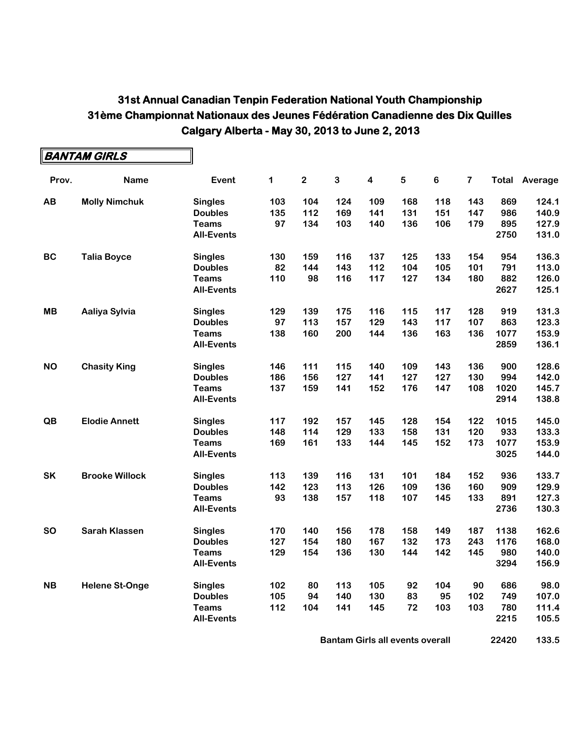# 31st Annual Canadian Tenpin Federation National Youth Championship
# 31ème Championnat Nationaux des Jeunes Fédération Canadienne des Dix Quilles
# Calgary Alberta - May 30, 2013 to June 2, 2013

**BANTAM GIRLS**

| Prov. | Name | Event | 1 | 2 | 3 | 4 | 5 | 6 | 7 | Total | Average |
|---|---|---|---|---|---|---|---|---|---|---|---|
| AB | Molly Nimchuk | Singles | 103 | 104 | 124 | 109 | 168 | 118 | 143 | 869 | 124.1 |
| | | Doubles | 135 | 112 | 169 | 141 | 131 | 151 | 147 | 986 | 140.9 |
| | | Teams | 97 | 134 | 103 | 140 | 136 | 106 | 179 | 895 | 127.9 |
| | | All-Events | | | | | | | | 2750 | 131.0 |
| BC | Talia Boyce | Singles | 130 | 159 | 116 | 137 | 125 | 133 | 154 | 954 | 136.3 |
| | | Doubles | 82 | 144 | 143 | 112 | 104 | 105 | 101 | 791 | 113.0 |
| | | Teams | 110 | 98 | 116 | 117 | 127 | 134 | 180 | 882 | 126.0 |
| | | All-Events | | | | | | | | 2627 | 125.1 |
| MB | Aaliya Sylvia | Singles | 129 | 139 | 175 | 116 | 115 | 117 | 128 | 919 | 131.3 |
| | | Doubles | 97 | 113 | 157 | 129 | 143 | 117 | 107 | 863 | 123.3 |
| | | Teams | 138 | 160 | 200 | 144 | 136 | 163 | 136 | 1077 | 153.9 |
| | | All-Events | | | | | | | | 2859 | 136.1 |
| NO | Chasity King | Singles | 146 | 111 | 115 | 140 | 109 | 143 | 136 | 900 | 128.6 |
| | | Doubles | 186 | 156 | 127 | 141 | 127 | 127 | 130 | 994 | 142.0 |
| | | Teams | 137 | 159 | 141 | 152 | 176 | 147 | 108 | 1020 | 145.7 |
| | | All-Events | | | | | | | | 2914 | 138.8 |
| QB | Elodie Annett | Singles | 117 | 192 | 157 | 145 | 128 | 154 | 122 | 1015 | 145.0 |
| | | Doubles | 148 | 114 | 129 | 133 | 158 | 131 | 120 | 933 | 133.3 |
| | | Teams | 169 | 161 | 133 | 144 | 145 | 152 | 173 | 1077 | 153.9 |
| | | All-Events | | | | | | | | 3025 | 144.0 |
| SK | Brooke Willock | Singles | 113 | 139 | 116 | 131 | 101 | 184 | 152 | 936 | 133.7 |
| | | Doubles | 142 | 123 | 113 | 126 | 109 | 136 | 160 | 909 | 129.9 |
| | | Teams | 93 | 138 | 157 | 118 | 107 | 145 | 133 | 891 | 127.3 |
| | | All-Events | | | | | | | | 2736 | 130.3 |
| SO | Sarah Klassen | Singles | 170 | 140 | 156 | 178 | 158 | 149 | 187 | 1138 | 162.6 |
| | | Doubles | 127 | 154 | 180 | 167 | 132 | 173 | 243 | 1176 | 168.0 |
| | | Teams | 129 | 154 | 136 | 130 | 144 | 142 | 145 | 980 | 140.0 |
| | | All-Events | | | | | | | | 3294 | 156.9 |
| NB | Helene St-Onge | Singles | 102 | 80 | 113 | 105 | 92 | 104 | 90 | 686 | 98.0 |
| | | Doubles | 105 | 94 | 140 | 130 | 83 | 95 | 102 | 749 | 107.0 |
| | | Teams | 112 | 104 | 141 | 145 | 72 | 103 | 103 | 780 | 111.4 |
| | | All-Events | | | | | | | | 2215 | 105.5 |
| | | | | | **Bantam Girls all events overall** | | | | | 22420 | 133.5 |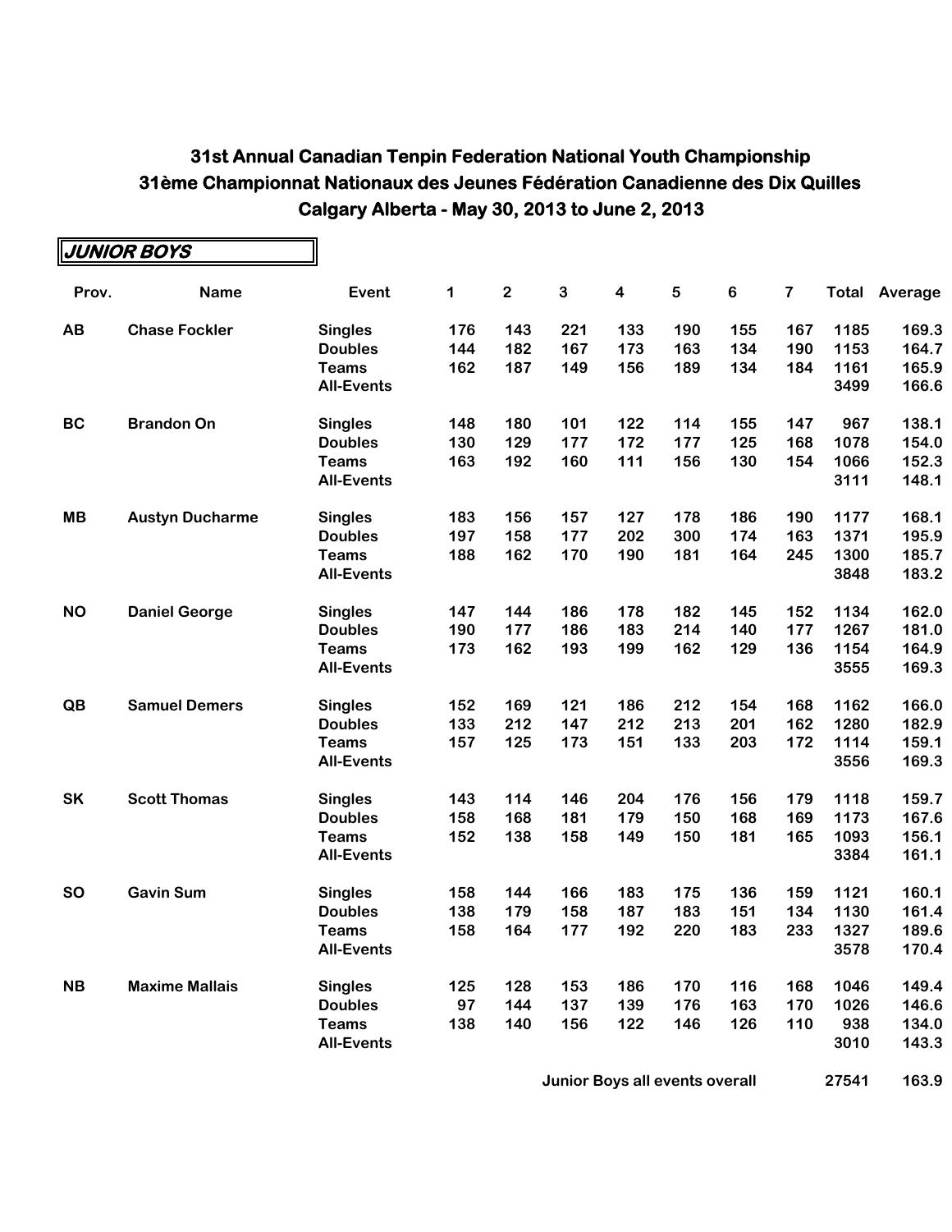# 31st Annual Canadian Tenpin Federation National Youth Championship
## 31ème Championnat Nationaux des Jeunes Fédération Canadienne des Dix Quilles
### Calgary Alberta - May 30, 2013 to June 2, 2013

**JUNIOR BOYS**

| Prov. | Name | Event | 1 | 2 | 3 | 4 | 5 | 6 | 7 | Total | Average |
|---|---|---|---|---|---|---|---|---|---|---|---|
| AB | Chase Fockler | Singles | 176 | 143 | 221 | 133 | 190 | 155 | 167 | 1185 | 169.3 |
| | | Doubles | 144 | 182 | 167 | 173 | 163 | 134 | 190 | 1153 | 164.7 |
| | | Teams | 162 | 187 | 149 | 156 | 189 | 134 | 184 | 1161 | 165.9 |
| | | All-Events | | | | | | | | 3499 | 166.6 |
| BC | Brandon On | Singles | 148 | 180 | 101 | 122 | 114 | 155 | 147 | 967 | 138.1 |
| | | Doubles | 130 | 129 | 177 | 172 | 177 | 125 | 168 | 1078 | 154.0 |
| | | Teams | 163 | 192 | 160 | 111 | 156 | 130 | 154 | 1066 | 152.3 |
| | | All-Events | | | | | | | | 3111 | 148.1 |
| MB | Austyn Ducharme | Singles | 183 | 156 | 157 | 127 | 178 | 186 | 190 | 1177 | 168.1 |
| | | Doubles | 197 | 158 | 177 | 202 | 300 | 174 | 163 | 1371 | 195.9 |
| | | Teams | 188 | 162 | 170 | 190 | 181 | 164 | 245 | 1300 | 185.7 |
| | | All-Events | | | | | | | | 3848 | 183.2 |
| NO | Daniel George | Singles | 147 | 144 | 186 | 178 | 182 | 145 | 152 | 1134 | 162.0 |
| | | Doubles | 190 | 177 | 186 | 183 | 214 | 140 | 177 | 1267 | 181.0 |
| | | Teams | 173 | 162 | 193 | 199 | 162 | 129 | 136 | 1154 | 164.9 |
| | | All-Events | | | | | | | | 3555 | 169.3 |
| QB | Samuel Demers | Singles | 152 | 169 | 121 | 186 | 212 | 154 | 168 | 1162 | 166.0 |
| | | Doubles | 133 | 212 | 147 | 212 | 213 | 201 | 162 | 1280 | 182.9 |
| | | Teams | 157 | 125 | 173 | 151 | 133 | 203 | 172 | 1114 | 159.1 |
| | | All-Events | | | | | | | | 3556 | 169.3 |
| SK | Scott Thomas | Singles | 143 | 114 | 146 | 204 | 176 | 156 | 179 | 1118 | 159.7 |
| | | Doubles | 158 | 168 | 181 | 179 | 150 | 168 | 169 | 1173 | 167.6 |
| | | Teams | 152 | 138 | 158 | 149 | 150 | 181 | 165 | 1093 | 156.1 |
| | | All-Events | | | | | | | | 3384 | 161.1 |
| SO | Gavin Sum | Singles | 158 | 144 | 166 | 183 | 175 | 136 | 159 | 1121 | 160.1 |
| | | Doubles | 138 | 179 | 158 | 187 | 183 | 151 | 134 | 1130 | 161.4 |
| | | Teams | 158 | 164 | 177 | 192 | 220 | 183 | 233 | 1327 | 189.6 |
| | | All-Events | | | | | | | | 3578 | 170.4 |
| NB | Maxime Mallais | Singles | 125 | 128 | 153 | 186 | 170 | 116 | 168 | 1046 | 149.4 |
| | | Doubles | 97 | 144 | 137 | 139 | 176 | 163 | 170 | 1026 | 146.6 |
| | | Teams | 138 | 140 | 156 | 122 | 146 | 126 | 110 | 938 | 134.0 |
| | | All-Events | | | | | | | | 3010 | 143.3 |
| | | | | | | | Junior Boys all events overall | | | 27541 | 163.9 |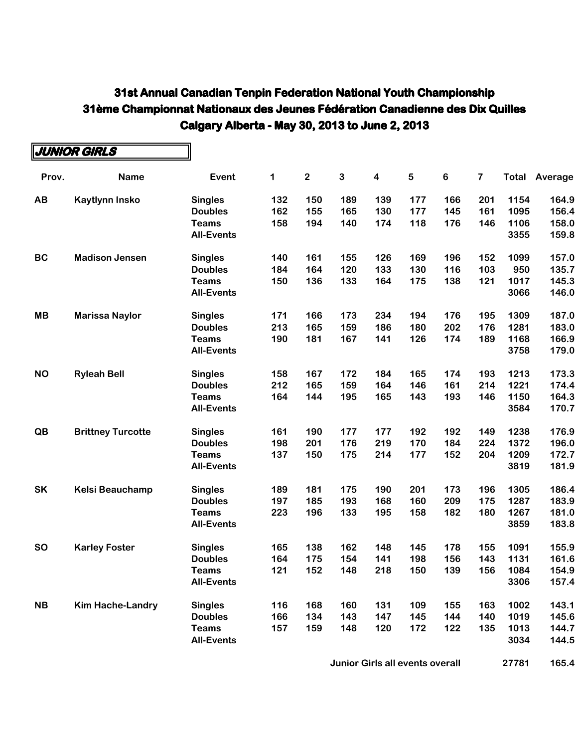# 31st Annual Canadian Tenpin Federation National Youth Championship
# 31ème Championnat Nationaux des Jeunes Fédération Canadienne des Dix Quilles
# Calgary Alberta - May 30, 2013 to June 2, 2013

## JUNIOR GIRLS

| Prov. | Name | Event | 1 | 2 | 3 | 4 | 5 | 6 | 7 | Total | Average |
|---|---|---|---|---|---|---|---|---|---|---|---|
| AB | Kaytlynn Insko | Singles | 132 | 150 | 189 | 139 | 177 | 166 | 201 | 1154 | 164.9 |
| | | Doubles | 162 | 155 | 165 | 130 | 177 | 145 | 161 | 1095 | 156.4 |
| | | Teams | 158 | 194 | 140 | 174 | 118 | 176 | 146 | 1106 | 158.0 |
| | | All-Events | | | | | | | | 3355 | 159.8 |
| BC | Madison Jensen | Singles | 140 | 161 | 155 | 126 | 169 | 196 | 152 | 1099 | 157.0 |
| | | Doubles | 184 | 164 | 120 | 133 | 130 | 116 | 103 | 950 | 135.7 |
| | | Teams | 150 | 136 | 133 | 164 | 175 | 138 | 121 | 1017 | 145.3 |
| | | All-Events | | | | | | | | 3066 | 146.0 |
| MB | Marissa Naylor | Singles | 171 | 166 | 173 | 234 | 194 | 176 | 195 | 1309 | 187.0 |
| | | Doubles | 213 | 165 | 159 | 186 | 180 | 202 | 176 | 1281 | 183.0 |
| | | Teams | 190 | 181 | 167 | 141 | 126 | 174 | 189 | 1168 | 166.9 |
| | | All-Events | | | | | | | | 3758 | 179.0 |
| NO | Ryleah Bell | Singles | 158 | 167 | 172 | 184 | 165 | 174 | 193 | 1213 | 173.3 |
| | | Doubles | 212 | 165 | 159 | 164 | 146 | 161 | 214 | 1221 | 174.4 |
| | | Teams | 164 | 144 | 195 | 165 | 143 | 193 | 146 | 1150 | 164.3 |
| | | All-Events | | | | | | | | 3584 | 170.7 |
| QB | Brittney Turcotte | Singles | 161 | 190 | 177 | 177 | 192 | 192 | 149 | 1238 | 176.9 |
| | | Doubles | 198 | 201 | 176 | 219 | 170 | 184 | 224 | 1372 | 196.0 |
| | | Teams | 137 | 150 | 175 | 214 | 177 | 152 | 204 | 1209 | 172.7 |
| | | All-Events | | | | | | | | 3819 | 181.9 |
| SK | Kelsi Beauchamp | Singles | 189 | 181 | 175 | 190 | 201 | 173 | 196 | 1305 | 186.4 |
| | | Doubles | 197 | 185 | 193 | 168 | 160 | 209 | 175 | 1287 | 183.9 |
| | | Teams | 223 | 196 | 133 | 195 | 158 | 182 | 180 | 1267 | 181.0 |
| | | All-Events | | | | | | | | 3859 | 183.8 |
| SO | Karley Foster | Singles | 165 | 138 | 162 | 148 | 145 | 178 | 155 | 1091 | 155.9 |
| | | Doubles | 164 | 175 | 154 | 141 | 198 | 156 | 143 | 1131 | 161.6 |
| | | Teams | 121 | 152 | 148 | 218 | 150 | 139 | 156 | 1084 | 154.9 |
| | | All-Events | | | | | | | | 3306 | 157.4 |
| NB | Kim Hache-Landry | Singles | 116 | 168 | 160 | 131 | 109 | 155 | 163 | 1002 | 143.1 |
| | | Doubles | 166 | 134 | 143 | 147 | 145 | 144 | 140 | 1019 | 145.6 |
| | | Teams | 157 | 159 | 148 | 120 | 172 | 122 | 135 | 1013 | 144.7 |
| | | All-Events | | | | | | | | 3034 | 144.5 |
| | | | | | Junior Girls all events overall | | | | | 27781 | 165.4 |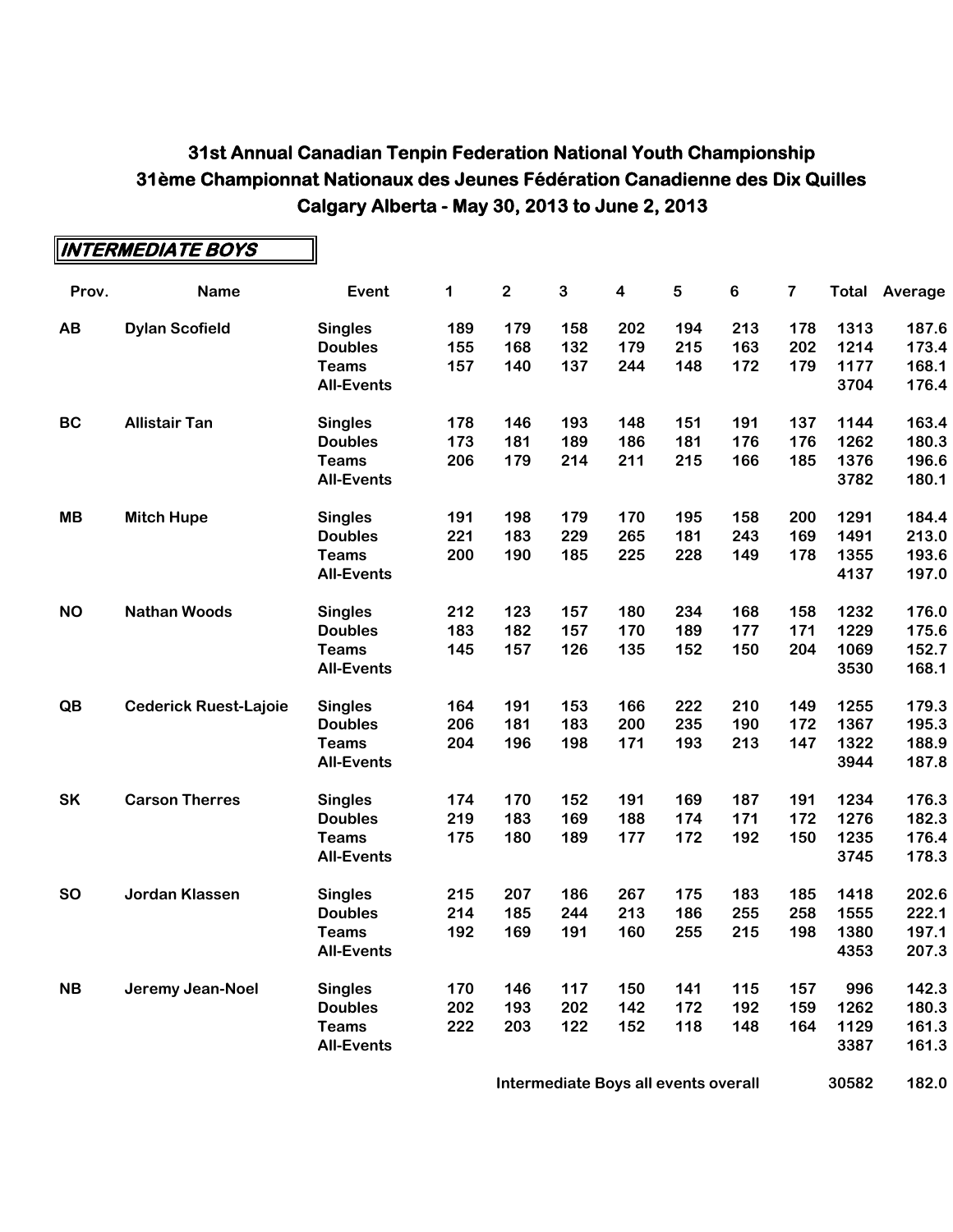# 31st Annual Canadian Tenpin Federation National Youth Championship
# 31ème Championnat Nationaux des Jeunes Fédération Canadienne des Dix Quilles
# Calgary Alberta - May 30, 2013 to June 2, 2013

## INTERMEDIATE BOYS

| Prov. | Name | Event | 1 | 2 | 3 | 4 | 5 | 6 | 7 | Total | Average |
|---|---|---|---|---|---|---|---|---|---|---|---|
| AB | Dylan Scofield | Singles | 189 | 179 | 158 | 202 | 194 | 213 | 178 | 1313 | 187.6 |
| | | Doubles | 155 | 168 | 132 | 179 | 215 | 163 | 202 | 1214 | 173.4 |
| | | Teams | 157 | 140 | 137 | 244 | 148 | 172 | 179 | 1177 | 168.1 |
| | | All-Events | | | | | | | | 3704 | 176.4 |
| BC | Allistair Tan | Singles | 178 | 146 | 193 | 148 | 151 | 191 | 137 | 1144 | 163.4 |
| | | Doubles | 173 | 181 | 189 | 186 | 181 | 176 | 176 | 1262 | 180.3 |
| | | Teams | 206 | 179 | 214 | 211 | 215 | 166 | 185 | 1376 | 196.6 |
| | | All-Events | | | | | | | | 3782 | 180.1 |
| MB | Mitch Hupe | Singles | 191 | 198 | 179 | 170 | 195 | 158 | 200 | 1291 | 184.4 |
| | | Doubles | 221 | 183 | 229 | 265 | 181 | 243 | 169 | 1491 | 213.0 |
| | | Teams | 200 | 190 | 185 | 225 | 228 | 149 | 178 | 1355 | 193.6 |
| | | All-Events | | | | | | | | 4137 | 197.0 |
| NO | Nathan Woods | Singles | 212 | 123 | 157 | 180 | 234 | 168 | 158 | 1232 | 176.0 |
| | | Doubles | 183 | 182 | 157 | 170 | 189 | 177 | 171 | 1229 | 175.6 |
| | | Teams | 145 | 157 | 126 | 135 | 152 | 150 | 204 | 1069 | 152.7 |
| | | All-Events | | | | | | | | 3530 | 168.1 |
| QB | Cederick Ruest-Lajoie | Singles | 164 | 191 | 153 | 166 | 222 | 210 | 149 | 1255 | 179.3 |
| | | Doubles | 206 | 181 | 183 | 200 | 235 | 190 | 172 | 1367 | 195.3 |
| | | Teams | 204 | 196 | 198 | 171 | 193 | 213 | 147 | 1322 | 188.9 |
| | | All-Events | | | | | | | | 3944 | 187.8 |
| SK | Carson Therres | Singles | 174 | 170 | 152 | 191 | 169 | 187 | 191 | 1234 | 176.3 |
| | | Doubles | 219 | 183 | 169 | 188 | 174 | 171 | 172 | 1276 | 182.3 |
| | | Teams | 175 | 180 | 189 | 177 | 172 | 192 | 150 | 1235 | 176.4 |
| | | All-Events | | | | | | | | 3745 | 178.3 |
| SO | Jordan Klassen | Singles | 215 | 207 | 186 | 267 | 175 | 183 | 185 | 1418 | 202.6 |
| | | Doubles | 214 | 185 | 244 | 213 | 186 | 255 | 258 | 1555 | 222.1 |
| | | Teams | 192 | 169 | 191 | 160 | 255 | 215 | 198 | 1380 | 197.1 |
| | | All-Events | | | | | | | | 4353 | 207.3 |
| NB | Jeremy Jean-Noel | Singles | 170 | 146 | 117 | 150 | 141 | 115 | 157 | 996 | 142.3 |
| | | Doubles | 202 | 193 | 202 | 142 | 172 | 192 | 159 | 1262 | 180.3 |
| | | Teams | 222 | 203 | 122 | 152 | 118 | 148 | 164 | 1129 | 161.3 |
| | | All-Events | | | | | | | | 3387 | 161.3 |
| | | Intermediate Boys all events overall | | | | | | | | 30582 | 182.0 |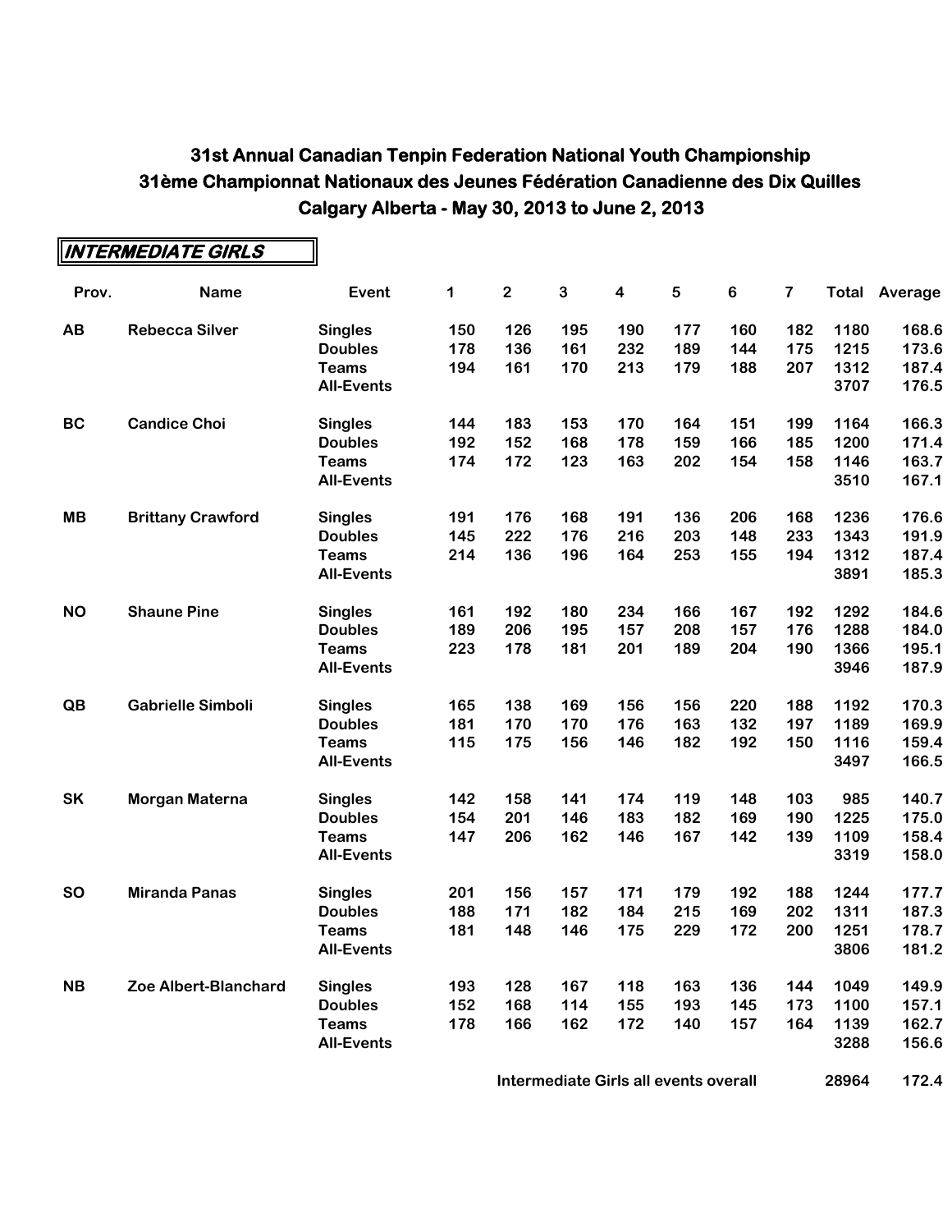# 31st Annual Canadian Tenpin Federation National Youth Championship
# 31ème Championnat Nationaux des Jeunes Fédération Canadienne des Dix Quilles
# Calgary Alberta - May 30, 2013 to June 2, 2013

## INTERMEDIATE GIRLS

| Prov. | Name | Event | 1 | 2 | 3 | 4 | 5 | 6 | 7 | Total | Average |
|---|---|---|---|---|---|---|---|---|---|---|---|
| AB | Rebecca Silver | Singles | 150 | 126 | 195 | 190 | 177 | 160 | 182 | 1180 | 168.6 |
| | | Doubles | 178 | 136 | 161 | 232 | 189 | 144 | 175 | 1215 | 173.6 |
| | | Teams | 194 | 161 | 170 | 213 | 179 | 188 | 207 | 1312 | 187.4 |
| | | All-Events | | | | | | | | 3707 | 176.5 |
| BC | Candice Choi | Singles | 144 | 183 | 153 | 170 | 164 | 151 | 199 | 1164 | 166.3 |
| | | Doubles | 192 | 152 | 168 | 178 | 159 | 166 | 185 | 1200 | 171.4 |
| | | Teams | 174 | 172 | 123 | 163 | 202 | 154 | 158 | 1146 | 163.7 |
| | | All-Events | | | | | | | | 3510 | 167.1 |
| MB | Brittany Crawford | Singles | 191 | 176 | 168 | 191 | 136 | 206 | 168 | 1236 | 176.6 |
| | | Doubles | 145 | 222 | 176 | 216 | 203 | 148 | 233 | 1343 | 191.9 |
| | | Teams | 214 | 136 | 196 | 164 | 253 | 155 | 194 | 1312 | 187.4 |
| | | All-Events | | | | | | | | 3891 | 185.3 |
| NO | Shaune Pine | Singles | 161 | 192 | 180 | 234 | 166 | 167 | 192 | 1292 | 184.6 |
| | | Doubles | 189 | 206 | 195 | 157 | 208 | 157 | 176 | 1288 | 184.0 |
| | | Teams | 223 | 178 | 181 | 201 | 189 | 204 | 190 | 1366 | 195.1 |
| | | All-Events | | | | | | | | 3946 | 187.9 |
| QB | Gabrielle Simboli | Singles | 165 | 138 | 169 | 156 | 156 | 220 | 188 | 1192 | 170.3 |
| | | Doubles | 181 | 170 | 170 | 176 | 163 | 132 | 197 | 1189 | 169.9 |
| | | Teams | 115 | 175 | 156 | 146 | 182 | 192 | 150 | 1116 | 159.4 |
| | | All-Events | | | | | | | | 3497 | 166.5 |
| SK | Morgan Materna | Singles | 142 | 158 | 141 | 174 | 119 | 148 | 103 | 985 | 140.7 |
| | | Doubles | 154 | 201 | 146 | 183 | 182 | 169 | 190 | 1225 | 175.0 |
| | | Teams | 147 | 206 | 162 | 146 | 167 | 142 | 139 | 1109 | 158.4 |
| | | All-Events | | | | | | | | 3319 | 158.0 |
| SO | Miranda Panas | Singles | 201 | 156 | 157 | 171 | 179 | 192 | 188 | 1244 | 177.7 |
| | | Doubles | 188 | 171 | 182 | 184 | 215 | 169 | 202 | 1311 | 187.3 |
| | | Teams | 181 | 148 | 146 | 175 | 229 | 172 | 200 | 1251 | 178.7 |
| | | All-Events | | | | | | | | 3806 | 181.2 |
| NB | Zoe Albert-Blanchard | Singles | 193 | 128 | 167 | 118 | 163 | 136 | 144 | 1049 | 149.9 |
| | | Doubles | 152 | 168 | 114 | 155 | 193 | 145 | 173 | 1100 | 157.1 |
| | | Teams | 178 | 166 | 162 | 172 | 140 | 157 | 164 | 1139 | 162.7 |
| | | All-Events | | | | | | | | 3288 | 156.6 |
| | | | | | Intermediate Girls all events overall | | | | | 28964 | 172.4 |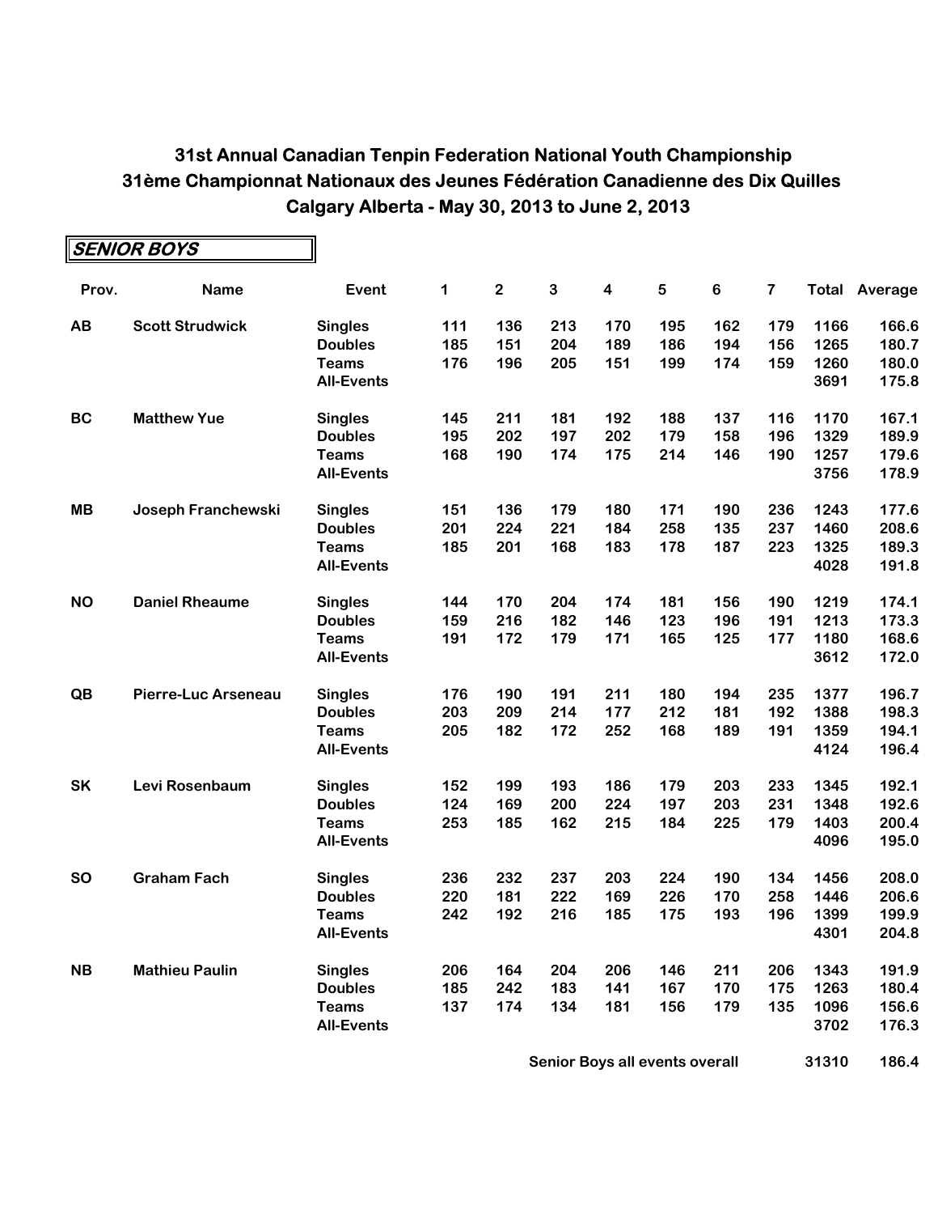# 31st Annual Canadian Tenpin Federation National Youth Championship
# 31ème Championnat Nationaux des Jeunes Fédération Canadienne des Dix Quilles
# Calgary Alberta - May 30, 2013 to June 2, 2013

## SENIOR BOYS

| Prov. | Name | Event | 1 | 2 | 3 | 4 | 5 | 6 | 7 | Total | Average |
|---|---|---|---|---|---|---|---|---|---|---|---|
| AB | Scott Strudwick | Singles | 111 | 136 | 213 | 170 | 195 | 162 | 179 | 1166 | 166.6 |
| | | Doubles | 185 | 151 | 204 | 189 | 186 | 194 | 156 | 1265 | 180.7 |
| | | Teams | 176 | 196 | 205 | 151 | 199 | 174 | 159 | 1260 | 180.0 |
| | | All-Events | | | | | | | | 3691 | 175.8 |
| BC | Matthew Yue | Singles | 145 | 211 | 181 | 192 | 188 | 137 | 116 | 1170 | 167.1 |
| | | Doubles | 195 | 202 | 197 | 202 | 179 | 158 | 196 | 1329 | 189.9 |
| | | Teams | 168 | 190 | 174 | 175 | 214 | 146 | 190 | 1257 | 179.6 |
| | | All-Events | | | | | | | | 3756 | 178.9 |
| MB | Joseph Franchewski | Singles | 151 | 136 | 179 | 180 | 171 | 190 | 236 | 1243 | 177.6 |
| | | Doubles | 201 | 224 | 221 | 184 | 258 | 135 | 237 | 1460 | 208.6 |
| | | Teams | 185 | 201 | 168 | 183 | 178 | 187 | 223 | 1325 | 189.3 |
| | | All-Events | | | | | | | | 4028 | 191.8 |
| NO | Daniel Rheaume | Singles | 144 | 170 | 204 | 174 | 181 | 156 | 190 | 1219 | 174.1 |
| | | Doubles | 159 | 216 | 182 | 146 | 123 | 196 | 191 | 1213 | 173.3 |
| | | Teams | 191 | 172 | 179 | 171 | 165 | 125 | 177 | 1180 | 168.6 |
| | | All-Events | | | | | | | | 3612 | 172.0 |
| QB | Pierre-Luc Arseneau | Singles | 176 | 190 | 191 | 211 | 180 | 194 | 235 | 1377 | 196.7 |
| | | Doubles | 203 | 209 | 214 | 177 | 212 | 181 | 192 | 1388 | 198.3 |
| | | Teams | 205 | 182 | 172 | 252 | 168 | 189 | 191 | 1359 | 194.1 |
| | | All-Events | | | | | | | | 4124 | 196.4 |
| SK | Levi Rosenbaum | Singles | 152 | 199 | 193 | 186 | 179 | 203 | 233 | 1345 | 192.1 |
| | | Doubles | 124 | 169 | 200 | 224 | 197 | 203 | 231 | 1348 | 192.6 |
| | | Teams | 253 | 185 | 162 | 215 | 184 | 225 | 179 | 1403 | 200.4 |
| | | All-Events | | | | | | | | 4096 | 195.0 |
| SO | Graham Fach | Singles | 236 | 232 | 237 | 203 | 224 | 190 | 134 | 1456 | 208.0 |
| | | Doubles | 220 | 181 | 222 | 169 | 226 | 170 | 258 | 1446 | 206.6 |
| | | Teams | 242 | 192 | 216 | 185 | 175 | 193 | 196 | 1399 | 199.9 |
| | | All-Events | | | | | | | | 4301 | 204.8 |
| NB | Mathieu Paulin | Singles | 206 | 164 | 204 | 206 | 146 | 211 | 206 | 1343 | 191.9 |
| | | Doubles | 185 | 242 | 183 | 141 | 167 | 170 | 175 | 1263 | 180.4 |
| | | Teams | 137 | 174 | 134 | 181 | 156 | 179 | 135 | 1096 | 156.6 |
| | | All-Events | | | | | | | | 3702 | 176.3 |
| | | | | | | Senior Boys all events overall | | | | 31310 | 186.4 |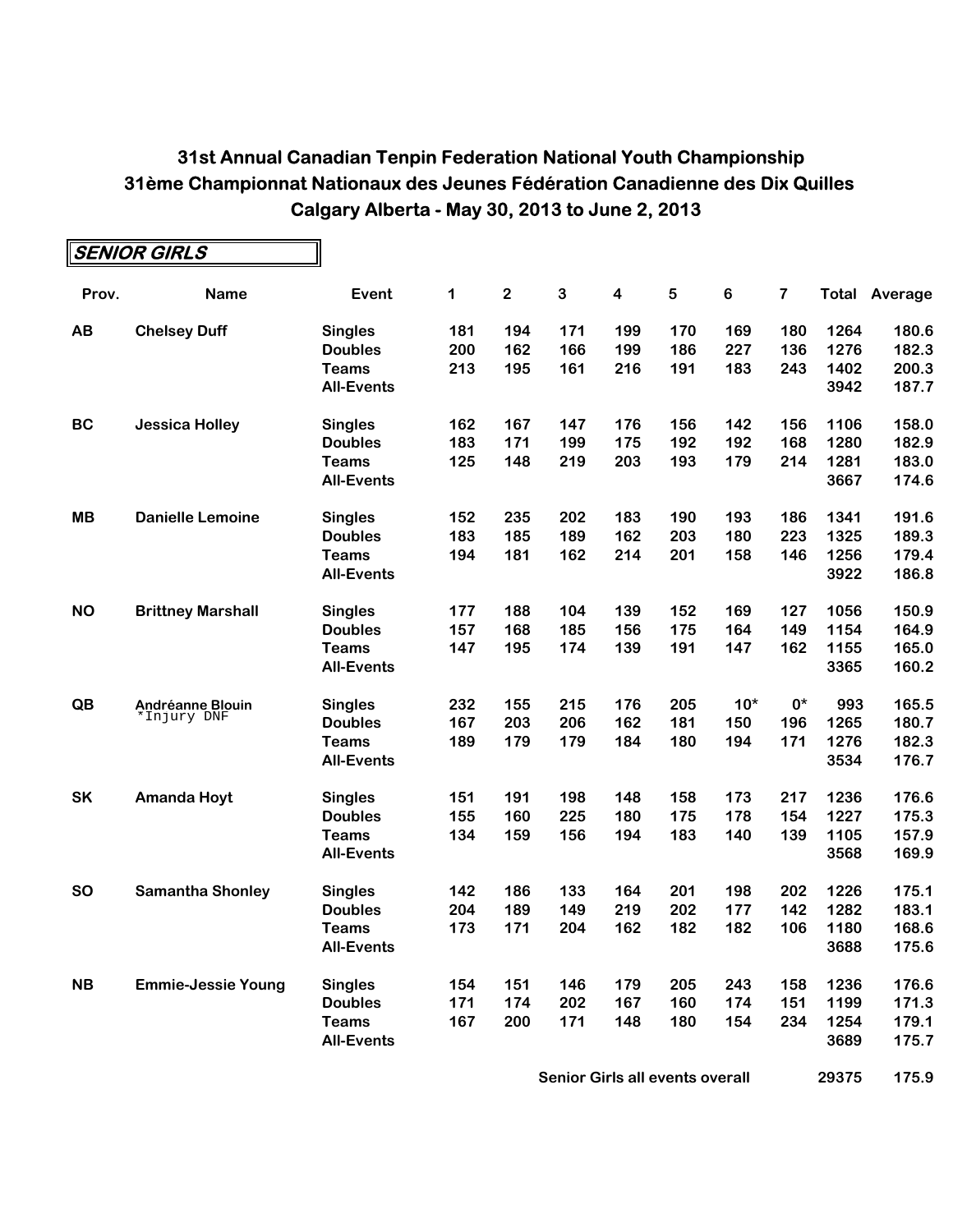# 31st Annual Canadian Tenpin Federation National Youth Championship
# 31ème Championnat Nationaux des Jeunes Fédération Canadienne des Dix Quilles
# Calgary Alberta - May 30, 2013 to June 2, 2013

## SENIOR GIRLS

| Prov. | Name | Event | 1 | 2 | 3 | 4 | 5 | 6 | 7 | Total | Average |
|---|---|---|---|---|---|---|---|---|---|---|---|
| AB | Chelsey Duff | Singles | 181 | 194 | 171 | 199 | 170 | 169 | 180 | 1264 | 180.6 |
| | | Doubles | 200 | 162 | 166 | 199 | 186 | 227 | 136 | 1276 | 182.3 |
| | | Teams | 213 | 195 | 161 | 216 | 191 | 183 | 243 | 1402 | 200.3 |
| | | All-Events | | | | | | | | 3942 | 187.7 |
| BC | Jessica Holley | Singles | 162 | 167 | 147 | 176 | 156 | 142 | 156 | 1106 | 158.0 |
| | | Doubles | 183 | 171 | 199 | 175 | 192 | 192 | 168 | 1280 | 182.9 |
| | | Teams | 125 | 148 | 219 | 203 | 193 | 179 | 214 | 1281 | 183.0 |
| | | All-Events | | | | | | | | 3667 | 174.6 |
| MB | Danielle Lemoine | Singles | 152 | 235 | 202 | 183 | 190 | 193 | 186 | 1341 | 191.6 |
| | | Doubles | 183 | 185 | 189 | 162 | 203 | 180 | 223 | 1325 | 189.3 |
| | | Teams | 194 | 181 | 162 | 214 | 201 | 158 | 146 | 1256 | 179.4 |
| | | All-Events | | | | | | | | 3922 | 186.8 |
| NO | Brittney Marshall | Singles | 177 | 188 | 104 | 139 | 152 | 169 | 127 | 1056 | 150.9 |
| | | Doubles | 157 | 168 | 185 | 156 | 175 | 164 | 149 | 1154 | 164.9 |
| | | Teams | 147 | 195 | 174 | 139 | 191 | 147 | 162 | 1155 | 165.0 |
| | | All-Events | | | | | | | | 3365 | 160.2 |
| QB | Andréanne Blouin *Injury DNF | Singles | 232 | 155 | 215 | 176 | 205 | 10* | 0* | 993 | 165.5 |
| | | Doubles | 167 | 203 | 206 | 162 | 181 | 150 | 196 | 1265 | 180.7 |
| | | Teams | 189 | 179 | 179 | 184 | 180 | 194 | 171 | 1276 | 182.3 |
| | | All-Events | | | | | | | | 3534 | 176.7 |
| SK | Amanda Hoyt | Singles | 151 | 191 | 198 | 148 | 158 | 173 | 217 | 1236 | 176.6 |
| | | Doubles | 155 | 160 | 225 | 180 | 175 | 178 | 154 | 1227 | 175.3 |
| | | Teams | 134 | 159 | 156 | 194 | 183 | 140 | 139 | 1105 | 157.9 |
| | | All-Events | | | | | | | | 3568 | 169.9 |
| SO | Samantha Shonley | Singles | 142 | 186 | 133 | 164 | 201 | 198 | 202 | 1226 | 175.1 |
| | | Doubles | 204 | 189 | 149 | 219 | 202 | 177 | 142 | 1282 | 183.1 |
| | | Teams | 173 | 171 | 204 | 162 | 182 | 182 | 106 | 1180 | 168.6 |
| | | All-Events | | | | | | | | 3688 | 175.6 |
| NB | Emmie-Jessie Young | Singles | 154 | 151 | 146 | 179 | 205 | 243 | 158 | 1236 | 176.6 |
| | | Doubles | 171 | 174 | 202 | 167 | 160 | 174 | 151 | 1199 | 171.3 |
| | | Teams | 167 | 200 | 171 | 148 | 180 | 154 | 234 | 1254 | 179.1 |
| | | All-Events | | | | | | | | 3689 | 175.7 |
| | | | | | | | | | Senior Girls all events overall | 29375 | 175.9 |